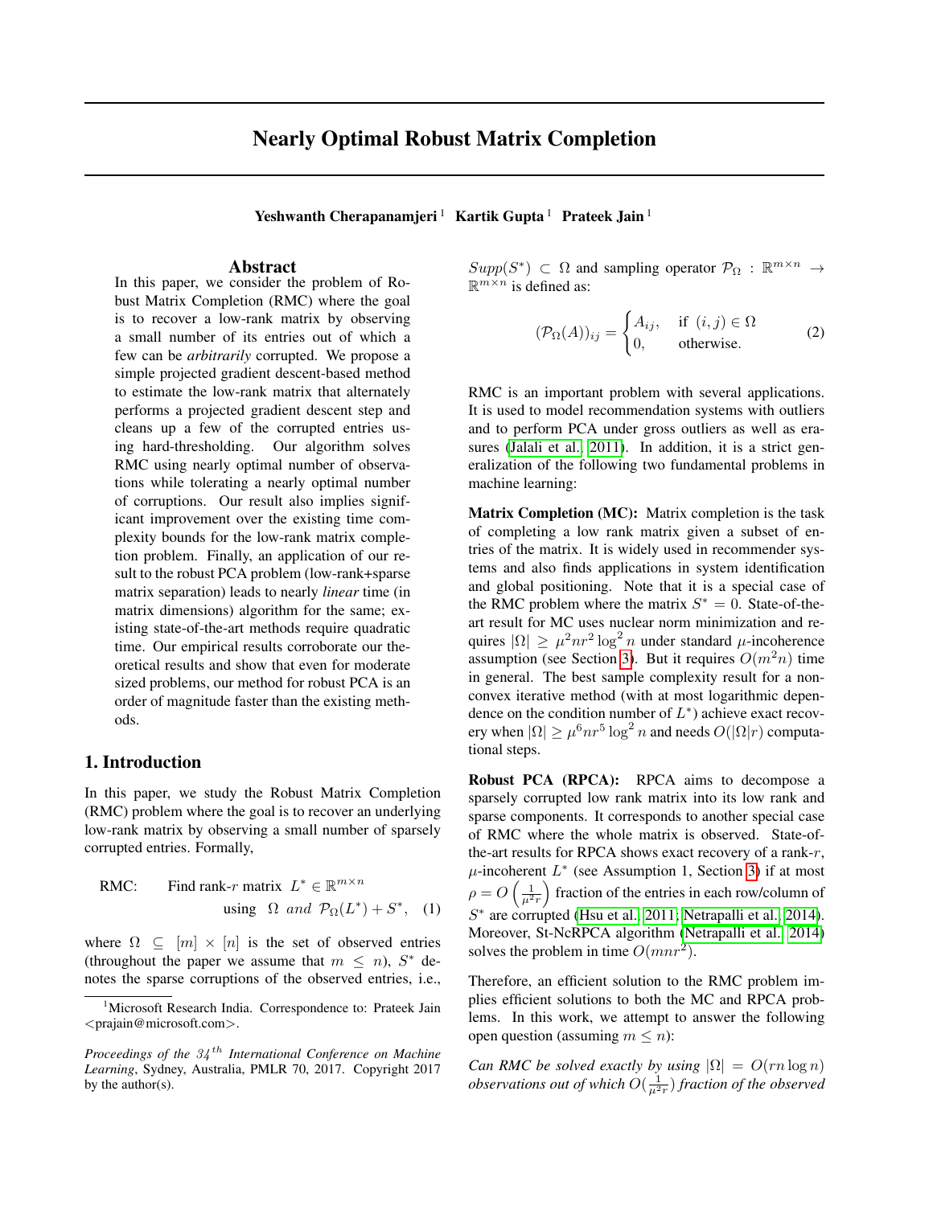# Nearly Optimal Robust Matrix Completion

**Yeshwanth Cherapanamjeri** [1] **Kartik Gupta** [1] **Prateek Jain** [1]

## Abstract

In this paper, we consider the problem of Robust Matrix Completion (RMC) where the goal is to recover a low-rank matrix by observing a small number of its entries out of which a few can be *arbitrarily* corrupted. We propose a simple projected gradient descent-based method to estimate the low-rank matrix that alternately performs a projected gradient descent step and cleans up a few of the corrupted entries using hard-thresholding. Our algorithm solves RMC using nearly optimal number of observations while tolerating a nearly optimal number of corruptions. Our result also implies significant improvement over the existing time complexity bounds for the low-rank matrix completion problem. Finally, an application of our result to the robust PCA problem (low-rank+sparse matrix separation) leads to nearly *linear* time (in matrix dimensions) algorithm for the same; existing state-of-the-art methods require quadratic time. Our empirical results corroborate our theoretical results and show that even for moderate sized problems, our method for robust PCA is an order of magnitude faster than the existing methods.

## 1. Introduction

In this paper, we study the Robust Matrix Completion (RMC) problem where the goal is to recover an underlying low-rank matrix by observing a small number of sparsely corrupted entries. Formally,

$$\text{RMC:} \quad \text{Find rank-}r \text{ matrix } L^* \in \mathbb{R}^{m \times n} \text{ using } \Omega \text{ and } \mathcal{P}_\Omega(L^*) + S^*, \quad (1)$$

where $\Omega \subseteq [m] \times [n]$ is the set of observed entries (throughout the paper we assume that $m \leq n$), $S^*$ denotes the sparse corruptions of the observed entries, i.e., $Supp(S^*) \subset \Omega$ and sampling operator $\mathcal{P}_\Omega : \mathbb{R}^{m \times n} \to \mathbb{R}^{m \times n}$ is defined as:

$$(\mathcal{P}_\Omega(A))_{ij} = \begin{cases} A_{ij}, & \text{if } (i,j) \in \Omega \\ 0, & \text{otherwise.} \end{cases} \quad (2)$$

RMC is an important problem with several applications. It is used to model recommendation systems with outliers and to perform PCA under gross outliers as well as erasures (Jalali et al., 2011). In addition, it is a strict generalization of the following two fundamental problems in machine learning:

**Matrix Completion (MC):** Matrix completion is the task of completing a low rank matrix given a subset of entries of the matrix. It is widely used in recommender systems and also finds applications in system identification and global positioning. Note that it is a special case of the RMC problem where the matrix $S^* = 0$. State-of-the-art result for MC uses nuclear norm minimization and requires $|\Omega| \geq \mu^2 n r^2 \log^2 n$ under standard $\mu$-incoherence assumption (see Section 3). But it requires $O(m^2 n)$ time in general. The best sample complexity result for a non-convex iterative method (with at most logarithmic dependence on the condition number of $L^*$) achieve exact recovery when $|\Omega| \geq \mu^6 n r^5 \log^2 n$ and needs $O(|\Omega| r)$ computational steps.

**Robust PCA (RPCA):** RPCA aims to decompose a sparsely corrupted low rank matrix into its low rank and sparse components. It corresponds to another special case of RMC where the whole matrix is observed. State-of-the-art results for RPCA shows exact recovery of a rank-$r$, $\mu$-incoherent $L^*$ (see Assumption 1, Section 3) if at most $\rho = O\left(\frac{1}{\mu^2 r}\right)$ fraction of the entries in each row/column of $S^*$ are corrupted (Hsu et al., 2011; Netrapalli et al., 2014). Moreover, St-NcRPCA algorithm (Netrapalli et al., 2014) solves the problem in time $O(mnr^2)$.

Therefore, an efficient solution to the RMC problem implies efficient solutions to both the MC and RPCA problems. In this work, we attempt to answer the following open question (assuming $m \leq n$):

*Can RMC be solved exactly by using $|\Omega| = O(rn \log n)$ observations out of which $O(\frac{1}{\mu^2 r})$ fraction of the observed*

[1] Microsoft Research India. Correspondence to: Prateek Jain <prajain@microsoft.com>.

*Proceedings of the 34th International Conference on Machine Learning*, Sydney, Australia, PMLR 70, 2017. Copyright 2017 by the author(s).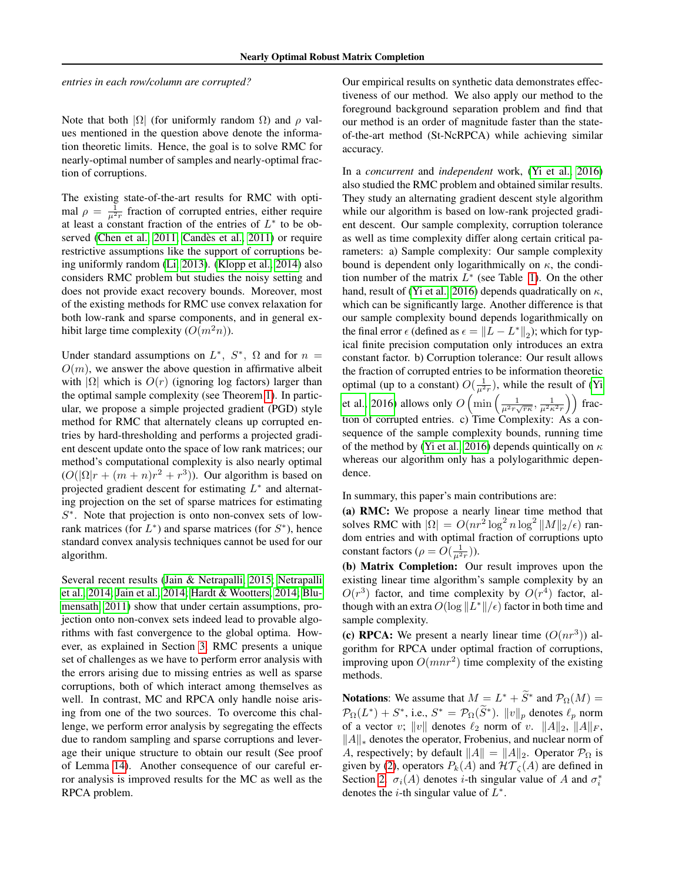*entries in each row/column are corrupted?*

Note that both $|\Omega|$ (for uniformly random $\Omega$) and $\rho$ values mentioned in the question above denote the information theoretic limits. Hence, the goal is to solve RMC for nearly-optimal number of samples and nearly-optimal fraction of corruptions.

The existing state-of-the-art results for RMC with optimal $\rho = \frac{1}{\mu^2 r}$ fraction of corrupted entries, either require at least a constant fraction of the entries of $L^*$ to be observed (Chen et al., 2011; Candès et al., 2011) or require restrictive assumptions like the support of corruptions being uniformly random (Li, 2013). (Klopp et al., 2014) also considers RMC problem but studies the noisy setting and does not provide exact recovery bounds. Moreover, most of the existing methods for RMC use convex relaxation for both low-rank and sparse components, and in general exhibit large time complexity ($O(m^2 n)$).

Under standard assumptions on $L^*$, $S^*$, $\Omega$ and for $n = O(m)$, we answer the above question in affirmative albeit with $|\Omega|$ which is $O(r)$ (ignoring log factors) larger than the optimal sample complexity (see Theorem 1). In particular, we propose a simple projected gradient (PGD) style method for RMC that alternately cleans up corrupted entries by hard-thresholding and performs a projected gradient descent update onto the space of low rank matrices; our method's computational complexity is also nearly optimal ($O(|\Omega| r + (m+n) r^2 + r^3)$). Our algorithm is based on projected gradient descent for estimating $L^*$ and alternating projection on the set of sparse matrices for estimating $S^*$. Note that projection is onto non-convex sets of low-rank matrices (for $L^*$) and sparse matrices (for $S^*$), hence standard convex analysis techniques cannot be used for our algorithm.

Several recent results (Jain & Netrapalli, 2015; Netrapalli et al., 2014; Jain et al., 2014; Hardt & Wootters, 2014; Blumensath, 2011) show that under certain assumptions, projection onto non-convex sets indeed lead to provable algorithms with fast convergence to the global optima. However, as explained in Section 3, RMC presents a unique set of challenges as we have to perform error analysis with the errors arising due to missing entries as well as sparse corruptions, both of which interact among themselves as well. In contrast, MC and RPCA only handle noise arising from one of the two sources. To overcome this challenge, we perform error analysis by segregating the effects due to random sampling and sparse corruptions and leverage their unique structure to obtain our result (See proof of Lemma 14). Another consequence of our careful error analysis is improved results for the MC as well as the RPCA problem.

Our empirical results on synthetic data demonstrates effectiveness of our method. We also apply our method to the foreground background separation problem and find that our method is an order of magnitude faster than the state-of-the-art method (St-NcRPCA) while achieving similar accuracy.

In a *concurrent* and *independent* work, (Yi et al., 2016) also studied the RMC problem and obtained similar results. They study an alternating gradient descent style algorithm while our algorithm is based on low-rank projected gradient descent. Our sample complexity, corruption tolerance as well as time complexity differ along certain critical parameters: a) Sample complexity: Our sample complexity bound is dependent only logarithmically on $\kappa$, the condition number of the matrix $L^*$ (see Table 1). On the other hand, result of (Yi et al., 2016) depends quadratically on $\kappa$, which can be significantly large. Another difference is that our sample complexity bound depends logarithmically on the final error $\epsilon$ (defined as $\epsilon = \|L - L^*\|_2$); which for typical finite precision computation only introduces an extra constant factor. b) Corruption tolerance: Our result allows the fraction of corrupted entries to be information theoretic optimal (up to a constant) $O(\frac{1}{\mu^2 r})$, while the result of (Yi et al., 2016) allows only $O\left(\min\left(\frac{1}{\mu^2 r\sqrt{r\kappa}}, \frac{1}{\mu^2 \kappa^2 r}\right)\right)$ fraction of corrupted entries. c) Time Complexity: As a consequence of the sample complexity bounds, running time of the method by (Yi et al., 2016) depends quintically on $\kappa$ whereas our algorithm only has a polylogarithmic dependence.

In summary, this paper's main contributions are:

**(a) RMC:** We propose a nearly linear time method that solves RMC with $|\Omega| = O(nr^2 \log^2 n \log^2 \|M\|_2/\epsilon)$ random entries and with optimal fraction of corruptions upto constant factors ($\rho = O(\frac{1}{\mu^2 r})$).

**(b) Matrix Completion:** Our result improves upon the existing linear time algorithm's sample complexity by an $O(r^3)$ factor, and time complexity by $O(r^4)$ factor, although with an extra $O(\log \|L^*\|/\epsilon)$ factor in both time and sample complexity.

**(c) RPCA:** We present a nearly linear time ($O(nr^3)$) algorithm for RPCA under optimal fraction of corruptions, improving upon $O(mnr^2)$ time complexity of the existing methods.

**Notations**: We assume that $M = L^* + \widetilde{S}^*$ and $\mathcal{P}_\Omega(M) = \mathcal{P}_\Omega(L^*) + S^*$, i.e., $S^* = \mathcal{P}_\Omega(\widetilde{S}^*)$. $\|v\|_p$ denotes $\ell_p$ norm of a vector $v$; $\|v\|$ denotes $\ell_2$ norm of $v$. $\|A\|_2$, $\|A\|_F$, $\|A\|_*$ denotes the operator, Frobenius, and nuclear norm of $A$, respectively; by default $\|A\| = \|A\|_2$. Operator $\mathcal{P}_\Omega$ is given by (2), operators $P_k(A)$ and $\mathcal{HT}_\zeta(A)$ are defined in Section 2. $\sigma_i(A)$ denotes $i$-th singular value of $A$ and $\sigma_i^*$ denotes the $i$-th singular value of $L^*$.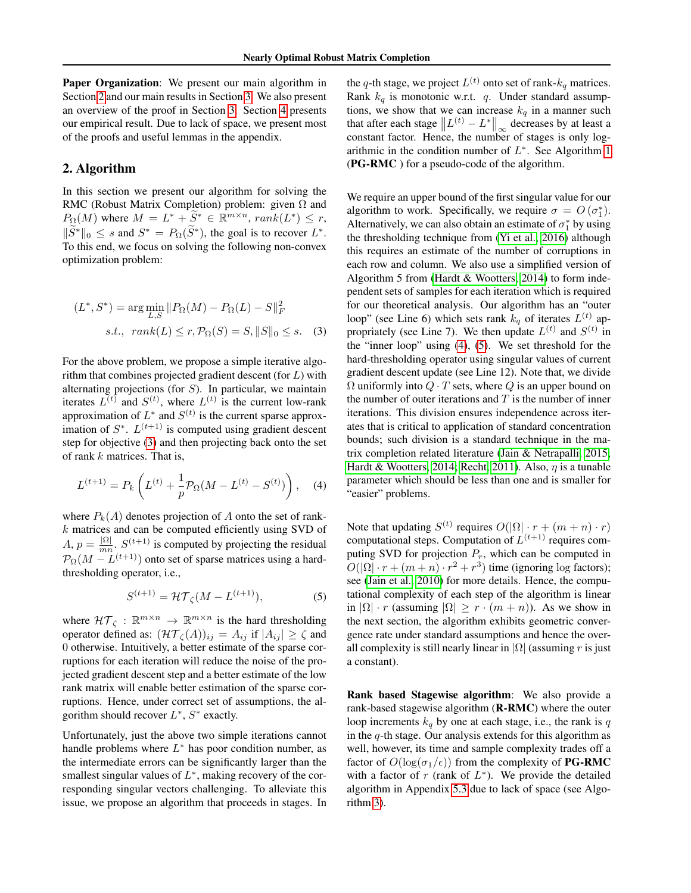**Paper Organization**: We present our main algorithm in Section 2 and our main results in Section 3. We also present an overview of the proof in Section 3. Section 4 presents our empirical result. Due to lack of space, we present most of the proofs and useful lemmas in the appendix.

## 2. Algorithm

In this section we present our algorithm for solving the RMC (Robust Matrix Completion) problem: given $\Omega$ and $P_\Omega(M)$ where $M = L^* + \widetilde{S}^* \in \mathbb{R}^{m\times n}$, $rank(L^*) \le r$, $\|\widetilde{S}^*\|_0 \le s$ and $S^* = P_\Omega(\widetilde{S}^*)$, the goal is to recover $L^*$. To this end, we focus on solving the following non-convex optimization problem:

$$
\begin{aligned}
(L^*, S^*) &= \arg\min_{L,S} \|P_\Omega(M) - P_\Omega(L) - S\|_F^2 \\
& s.t., \;\; rank(L) \le r, \mathcal{P}_\Omega(S) = S, \|S\|_0 \le s. \quad (3)
\end{aligned}
$$

For the above problem, we propose a simple iterative algorithm that combines projected gradient descent (for $L$) with alternating projections (for $S$). In particular, we maintain iterates $L^{(t)}$ and $S^{(t)}$, where $L^{(t)}$ is the current low-rank approximation of $L^*$ and $S^{(t)}$ is the current sparse approximation of $S^*$. $L^{(t+1)}$ is computed using gradient descent step for objective (3) and then projecting back onto the set of rank $k$ matrices. That is,

$$
L^{(t+1)} = P_k\left(L^{(t)} + \frac{1}{p}\mathcal{P}_\Omega(M - L^{(t)} - S^{(t)})\right), \quad (4)
$$

where $P_k(A)$ denotes projection of $A$ onto the set of rank-$k$ matrices and can be computed efficiently using SVD of $A$, $p = \frac{|\Omega|}{mn}$. $S^{(t+1)}$ is computed by projecting the residual $\mathcal{P}_\Omega(M - L^{(t+1)})$ onto set of sparse matrices using a hard-thresholding operator, i.e.,

$$
S^{(t+1)} = \mathcal{HT}_\zeta(M - L^{(t+1)}), \quad (5)
$$

where $\mathcal{HT}_\zeta : \mathbb{R}^{m\times n} \to \mathbb{R}^{m\times n}$ is the hard thresholding operator defined as: $(\mathcal{HT}_\zeta(A))_{ij} = A_{ij}$ if $|A_{ij}| \ge \zeta$ and $0$ otherwise. Intuitively, a better estimate of the sparse corruptions for each iteration will reduce the noise of the projected gradient descent step and a better estimate of the low rank matrix will enable better estimation of the sparse corruptions. Hence, under correct set of assumptions, the algorithm should recover $L^*$, $S^*$ exactly.

Unfortunately, just the above two simple iterations cannot handle problems where $L^*$ has poor condition number, as the intermediate errors can be significantly larger than the smallest singular values of $L^*$, making recovery of the corresponding singular vectors challenging. To alleviate this issue, we propose an algorithm that proceeds in stages. In the $q$-th stage, we project $L^{(t)}$ onto set of rank-$k_q$ matrices. Rank $k_q$ is monotonic w.r.t. $q$. Under standard assumptions, we show that we can increase $k_q$ in a manner such that after each stage $\|L^{(t)} - L^*\|_\infty$ decreases by at least a constant factor. Hence, the number of stages is only logarithmic in the condition number of $L^*$. See Algorithm 1 (**PG-RMC** ) for a pseudo-code of the algorithm.

We require an upper bound of the first singular value for our algorithm to work. Specifically, we require $\sigma = O(\sigma_1^*)$. Alternatively, we can also obtain an estimate of $\sigma_1^*$ by using the thresholding technique from (Yi et al., 2016) although this requires an estimate of the number of corruptions in each row and column. We also use a simplified version of Algorithm 5 from (Hardt & Wootters, 2014) to form independent sets of samples for each iteration which is required for our theoretical analysis. Our algorithm has an "outer loop" (see Line 6) which sets rank $k_q$ of iterates $L^{(t)}$ appropriately (see Line 7). We then update $L^{(t)}$ and $S^{(t)}$ in the "inner loop" using (4), (5). We set threshold for the hard-thresholding operator using singular values of current gradient descent update (see Line 12). Note that, we divide $\Omega$ uniformly into $Q \cdot T$ sets, where $Q$ is an upper bound on the number of outer iterations and $T$ is the number of inner iterations. This division ensures independence across iterates that is critical to application of standard concentration bounds; such division is a standard technique in the matrix completion related literature (Jain & Netrapalli, 2015; Hardt & Wootters, 2014; Recht, 2011). Also, $\eta$ is a tunable parameter which should be less than one and is smaller for "easier" problems.

Note that updating $S^{(t)}$ requires $O(|\Omega| \cdot r + (m+n) \cdot r)$ computational steps. Computation of $L^{(t+1)}$ requires computing SVD for projection $P_r$, which can be computed in $O(|\Omega| \cdot r + (m+n) \cdot r^2 + r^3)$ time (ignoring log factors); see (Jain et al., 2010) for more details. Hence, the computational complexity of each step of the algorithm is linear in $|\Omega| \cdot r$ (assuming $|\Omega| \ge r \cdot (m+n)$). As we show in the next section, the algorithm exhibits geometric convergence rate under standard assumptions and hence the overall complexity is still nearly linear in $|\Omega|$ (assuming $r$ is just a constant).

**Rank based Stagewise algorithm**: We also provide a rank-based stagewise algorithm (**R-RMC**) where the outer loop increments $k_q$ by one at each stage, i.e., the rank is $q$ in the $q$-th stage. Our analysis extends for this algorithm as well, however, its time and sample complexity trades off a factor of $O(\log(\sigma_1/\epsilon))$ from the complexity of **PG-RMC** with a factor of $r$ (rank of $L^*$). We provide the detailed algorithm in Appendix 5.3 due to lack of space (see Algorithm 3).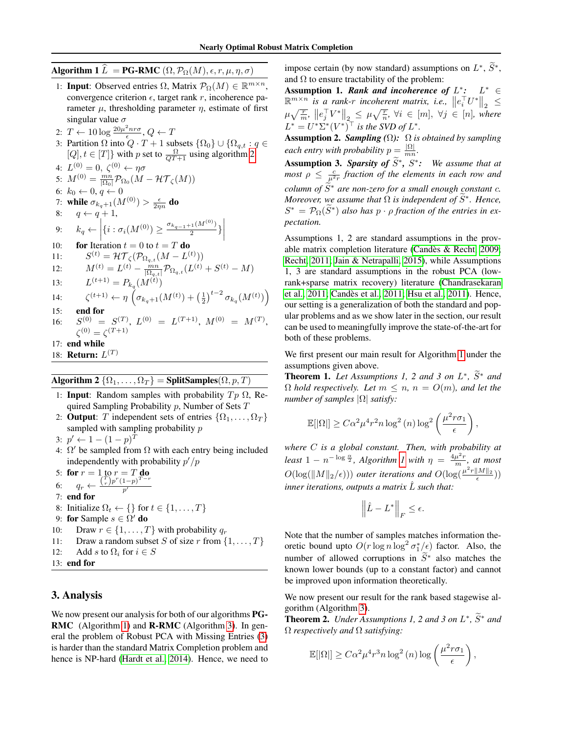**Algorithm 1** $\widehat{L}$ = **PG-RMC** $(\Omega, \mathcal{P}_\Omega(M), \epsilon, r, \mu, \eta, \sigma)$

1: **Input**: Observed entries $\Omega$, Matrix $\mathcal{P}_\Omega(M) \in \mathbb{R}^{m \times n}$, convergence criterion $\epsilon$, target rank $r$, incoherence parameter $\mu$, thresholding parameter $\eta$, estimate of first singular value $\sigma$
2: $T \leftarrow 10 \log \frac{20\mu^2 nr\sigma}{\epsilon}$, $Q \leftarrow T$
3: Partition $\Omega$ into $Q \cdot T + 1$ subsets $\{\Omega_0\} \cup \{\Omega_{q,t} : q \in [Q], t \in [T]\}$ with $p$ set to $\frac{\Omega}{QT+1}$ using algorithm 2
4: $L^{(0)} = 0$, $\zeta^{(0)} \leftarrow \eta\sigma$
5: $M^{(0)} = \frac{mn}{|\Omega_0|}\mathcal{P}_{\Omega_0}(M - \mathcal{HT}_\zeta(M))$
6: $k_0 \leftarrow 0, q \leftarrow 0$
7: **while** $\sigma_{k_q+1}(M^{(0)}) > \frac{\epsilon}{2\eta n}$ **do**
8: $\quad q \leftarrow q + 1$,
9: $\quad k_q \leftarrow \left|\left\{i : \sigma_i(M^{(0)}) \geq \frac{\sigma_{k_{q-1}+1}(M^{(0)})}{2}\right\}\right|$
10: $\quad$ **for** Iteration $t = 0$ to $t = T$ **do**
11: $\quad\quad S^{(t)} = \mathcal{HT}_\zeta(\mathcal{P}_{\Omega_{q,t}}(M - L^{(t)}))$
12: $\quad\quad M^{(t)} = L^{(t)} - \frac{mn}{|\Omega_{q,t}|}\mathcal{P}_{\Omega_{q,t}}(L^{(t)} + S^{(t)} - M)$
13: $\quad\quad L^{(t+1)} = P_{k_q}(M^{(t)})$
14: $\quad\quad \zeta^{(t+1)} \leftarrow \eta\left(\sigma_{k_q+1}(M^{(t)}) + \left(\frac{1}{2}\right)^{t-2}\sigma_{k_q}(M^{(t)})\right)$
15: $\quad$ **end for**
16: $\quad S^{(0)} = S^{(T)}$, $L^{(0)} = L^{(T+1)}$, $M^{(0)} = M^{(T)}$, $\zeta^{(0)} = \zeta^{(T+1)}$
17: **end while**
18: **Return**: $L^{(T)}$

**Algorithm 2** $\{\Omega_1, \ldots, \Omega_T\}$ = **SplitSamples**$(\Omega, p, T)$

1: **Input**: Random samples with probability $Tp$ $\Omega$, Required Sampling Probability $p$, Number of Sets $T$
2: **Output**: $T$ independent sets of entries $\{\Omega_1, \ldots, \Omega_T\}$ sampled with sampling probability $p$
3: $p' \leftarrow 1 - (1-p)^T$
4: $\Omega'$ be sampled from $\Omega$ with each entry being included independently with probability $p'/p$
5: **for** $r = 1$ to $r = T$ **do**
6: $\quad q_r \leftarrow \frac{\binom{T}{r}p^r(1-p)^{T-r}}{p'}$
7: **end for**
8: Initialize $\Omega_t \leftarrow \{\}$ for $t \in \{1, \ldots, T\}$
9: **for** Sample $s \in \Omega'$ **do**
10: $\quad$ Draw $r \in \{1, \ldots, T\}$ with probability $q_r$
11: $\quad$ Draw a random subset $S$ of size $r$ from $\{1, \ldots, T\}$
12: $\quad$ Add $s$ to $\Omega_i$ for $i \in S$
13: **end for**

## 3. Analysis

We now present our analysis for both of our algorithms **PG-RMC** (Algorithm 1) and **R-RMC** (Algorithm 3). In general the problem of Robust PCA with Missing Entries (3) is harder than the standard Matrix Completion problem and hence is NP-hard (Hardt et al., 2014). Hence, we need to impose certain (by now standard) assumptions on $L^*$, $\widetilde{S}^*$, and $\Omega$ to ensure tractability of the problem:

**Assumption 1.** ***Rank and incoherence of*** $L^*$***:*** *$L^* \in \mathbb{R}^{m \times n}$ is a rank-$r$ incoherent matrix, i.e., $\left\|e_i^\top U^*\right\|_2 \leq \mu\sqrt{\frac{r}{m}}$, $\left\|e_j^\top V^*\right\|_2 \leq \mu\sqrt{\frac{r}{n}}$, $\forall i \in [m]$, $\forall j \in [n]$, where $L^* = U^*\Sigma^*(V^*)^\top$ is the SVD of $L^*$.*

**Assumption 2.** ***Sampling*** $(\Omega)$***:*** *$\Omega$ is obtained by sampling each entry with probability $p = \frac{|\Omega|}{mn}$.*

**Assumption 3.** ***Sparsity of*** $\widetilde{S}^*$, $S^*$***:*** *We assume that at most $\rho \leq \frac{c}{\mu^2 r}$ fraction of the elements in each row and column of $\widetilde{S}^*$ are non-zero for a small enough constant $c$. Moreover, we assume that $\Omega$ is independent of $\widetilde{S}^*$. Hence, $S^* = \mathcal{P}_\Omega(\widetilde{S}^*)$ also has $p \cdot \rho$ fraction of the entries in expectation.*

Assumptions 1, 2 are standard assumptions in the provable matrix completion literature (Candès & Recht, 2009; Recht, 2011; Jain & Netrapalli, 2015), while Assumptions 1, 3 are standard assumptions in the robust PCA (low-rank+sparse matrix recovery) literature (Chandrasekaran et al., 2011; Candès et al., 2011; Hsu et al., 2011). Hence, our setting is a generalization of both the standard and popular problems and as we show later in the section, our result can be used to meaningfully improve the state-of-the-art for both of these problems.

We first present our main result for Algorithm 1 under the assumptions given above.

**Theorem 1.** *Let Assumptions 1, 2 and 3 on $L^*$, $\widetilde{S}^*$ and $\Omega$ hold respectively. Let $m \leq n$, $n = O(m)$, and let the number of samples $|\Omega|$ satisfy:*

$$\mathbb{E}[|\Omega|] \geq C\alpha^2\mu^4 r^2 n \log^2(n) \log^2\left(\frac{\mu^2 r\sigma_1}{\epsilon}\right),$$

*where $C$ is a global constant. Then, with probability at least $1 - n^{-\log\frac{\alpha}{2}}$, Algorithm 1 with $\eta = \frac{4\mu^2 r}{m}$, at most $O(\log(\|M\|_2/\epsilon)))$ outer iterations and $O(\log(\frac{\mu^2 r\|M\|_2}{\epsilon}))$ inner iterations, outputs a matrix $\hat{L}$ such that:*

$$\left\|\hat{L} - L^*\right\|_F \leq \epsilon.$$

Note that the number of samples matches information theoretic bound upto $O(r\log n\log^2\sigma_1^*/\epsilon)$ factor. Also, the number of allowed corruptions in $\widetilde{S}^*$ also matches the known lower bounds (up to a constant factor) and cannot be improved upon information theoretically.

We now present our result for the rank based stagewise algorithm (Algorithm 3).

**Theorem 2.** *Under Assumptions 1, 2 and 3 on $L^*$, $\widetilde{S}^*$ and $\Omega$ respectively and $\Omega$ satisfying:*

$$\mathbb{E}[|\Omega|] \geq C\alpha^2\mu^4 r^3 n \log^2(n) \log\left(\frac{\mu^2 r\sigma_1}{\epsilon}\right),$$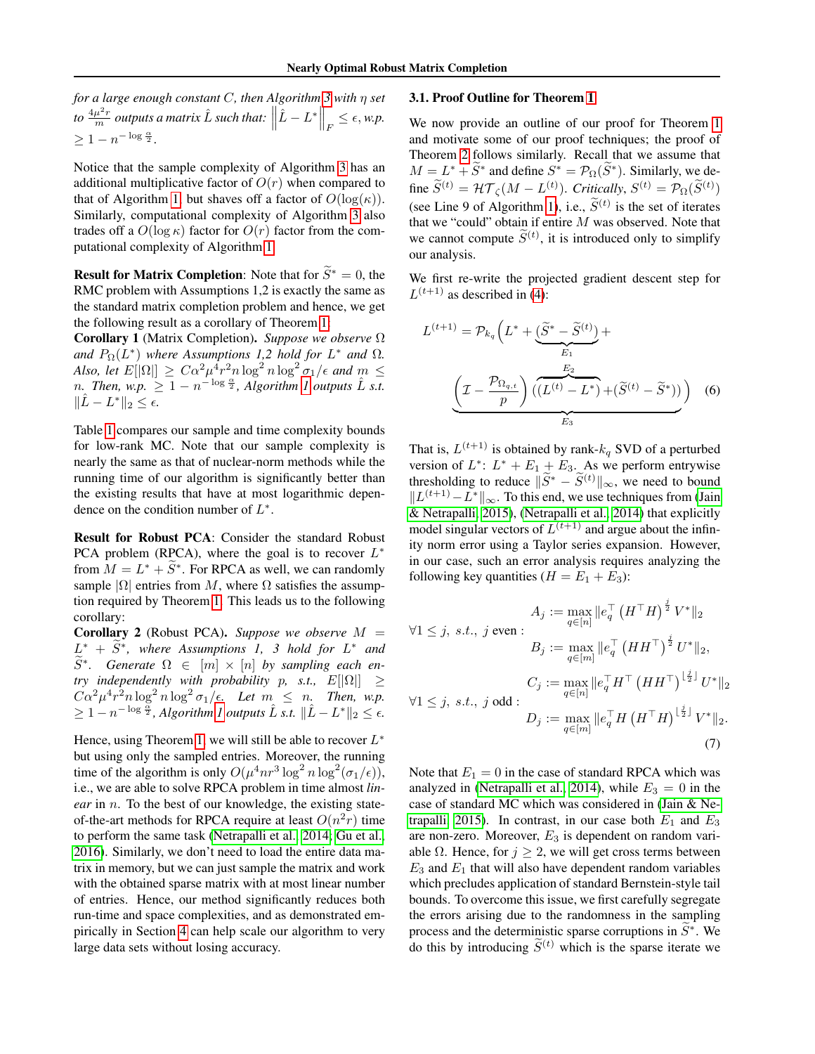*for a large enough constant C, then Algorithm 3 with η set to* $\frac{4\mu^2 r}{m}$ *outputs a matrix* $\hat{L}$ *such that:* $\left\|\hat{L} - L^*\right\|_F \leq \epsilon$, *w.p.* $\geq 1 - n^{-\log \frac{\alpha}{2}}$.

Notice that the sample complexity of Algorithm 3 has an additional multiplicative factor of $O(r)$ when compared to that of Algorithm 1, but shaves off a factor of $O(\log(\kappa))$. Similarly, computational complexity of Algorithm 3 also trades off a $O(\log \kappa)$ factor for $O(r)$ factor from the computational complexity of Algorithm 1.

**Result for Matrix Completion**: Note that for $\widetilde{S}^* = 0$, the RMC problem with Assumptions 1,2 is exactly the same as the standard matrix completion problem and hence, we get the following result as a corollary of Theorem 1:

**Corollary 1** (Matrix Completion). *Suppose we observe* Ω *and* $P_\Omega(L^*)$ *where Assumptions 1,2 hold for* $L^*$ *and* Ω*. Also, let* $E[|\Omega|] \geq C\alpha^2\mu^4 r^2 n \log^2 n \log^2 \sigma_1/\epsilon$ *and* $m \leq n$*. Then, w.p.* $\geq 1 - n^{-\log \frac{\alpha}{2}}$*, Algorithm 1 outputs* $\hat{L}$ *s.t.* $\|\hat{L} - L^*\|_2 \leq \epsilon$.

Table 1 compares our sample and time complexity bounds for low-rank MC. Note that our sample complexity is nearly the same as that of nuclear-norm methods while the running time of our algorithm is significantly better than the existing results that have at most logarithmic dependence on the condition number of $L^*$.

**Result for Robust PCA**: Consider the standard Robust PCA problem (RPCA), where the goal is to recover $L^*$ from $M = L^* + \widetilde{S}^*$. For RPCA as well, we can randomly sample $|\Omega|$ entries from $M$, where Ω satisfies the assumption required by Theorem 1. This leads us to the following corollary:

**Corollary 2** (Robust PCA). *Suppose we observe* $M = L^* + \widetilde{S}^*$*, where Assumptions 1, 3 hold for* $L^*$ *and* $\widetilde{S}^*$*. Generate* $\Omega \in [m] \times [n]$ *by sampling each entry independently with probability* $p$*, s.t.,* $E[|\Omega|] \geq C\alpha^2\mu^4 r^2 n \log^2 n \log^2 \sigma_1/\epsilon$*. Let* $m \leq n$*. Then, w.p.* $\geq 1 - n^{-\log \frac{\alpha}{2}}$*, Algorithm 1 outputs* $\hat{L}$ *s.t.* $\|\hat{L} - L^*\|_2 \leq \epsilon$.

Hence, using Theorem 1, we will still be able to recover $L^*$ but using only the sampled entries. Moreover, the running time of the algorithm is only $O(\mu^4 n r^3 \log^2 n \log^2(\sigma_1/\epsilon))$, i.e., we are able to solve RPCA problem in time almost *linear* in $n$. To the best of our knowledge, the existing state-of-the-art methods for RPCA require at least $O(n^2 r)$ time to perform the same task (Netrapalli et al., 2014; Gu et al., 2016). Similarly, we don't need to load the entire data matrix in memory, but we can just sample the matrix and work with the obtained sparse matrix with at most linear number of entries. Hence, our method significantly reduces both run-time and space complexities, and as demonstrated empirically in Section 4 can help scale our algorithm to very large data sets without losing accuracy.

### 3.1. Proof Outline for Theorem 1

We now provide an outline of our proof for Theorem 1 and motivate some of our proof techniques; the proof of Theorem 2 follows similarly. Recall that we assume that $M = L^* + \widetilde{S}^*$ and define $S^* = \mathcal{P}_\Omega(\widetilde{S}^*)$. Similarly, we define $\widetilde{S}^{(t)} = \mathcal{HT}_\zeta(M - L^{(t)})$. *Critically*, $S^{(t)} = \mathcal{P}_\Omega(\widetilde{S}^{(t)})$ (see Line 9 of Algorithm 1), i.e., $\widetilde{S}^{(t)}$ is the set of iterates that we "could" obtain if entire $M$ was observed. Note that we cannot compute $\widetilde{S}^{(t)}$, it is introduced only to simplify our analysis.

We first re-write the projected gradient descent step for $L^{(t+1)}$ as described in (4):

$$L^{(t+1)} = \mathcal{P}_{k_q}\Big(L^* + \underbrace{(\widetilde{S}^* - \widetilde{S}^{(t)})}_{E_1} + \underbrace{\left(\mathcal{I} - \frac{\mathcal{P}_{\Omega_{q,t}}}{p}\right)\overbrace{\left((L^{(t)} - L^*) + (\widetilde{S}^{(t)} - \widetilde{S}^*)\right)}^{E_2}}_{E_3}\Big) \quad (6)$$

That is, $L^{(t+1)}$ is obtained by rank-$k_q$ SVD of a perturbed version of $L^*$: $L^* + E_1 + E_3$. As we perform entrywise thresholding to reduce $\|\widetilde{S}^* - \widetilde{S}^{(t)}\|_\infty$, we need to bound $\|L^{(t+1)} - L^*\|_\infty$. To this end, we use techniques from (Jain & Netrapalli, 2015), (Netrapalli et al., 2014) that explicitly model singular vectors of $L^{(t+1)}$ and argue about the infinity norm error using a Taylor series expansion. However, in our case, such an error analysis requires analyzing the following key quantities ($H = E_1 + E_3$):

$$\forall 1 \leq j,\ s.t.,\ j \text{ even}: \quad A_j := \max_{q \in [n]} \|e_q^\top \left(H^\top H\right)^{\frac{j}{2}} V^*\|_2$$
$$B_j := \max_{q \in [m]} \|e_q^\top \left(H H^\top\right)^{\frac{j}{2}} U^*\|_2,$$
$$\forall 1 \leq j,\ s.t.,\ j \text{ odd}: \quad C_j := \max_{q \in [n]} \|e_q^\top H^\top \left(H H^\top\right)^{\lfloor \frac{j}{2} \rfloor} U^*\|_2$$
$$D_j := \max_{q \in [m]} \|e_q^\top H \left(H^\top H\right)^{\lfloor \frac{j}{2} \rfloor} V^*\|_2. \quad (7)$$

Note that $E_1 = 0$ in the case of standard RPCA which was analyzed in (Netrapalli et al., 2014), while $E_3 = 0$ in the case of standard MC which was considered in (Jain & Netrapalli, 2015). In contrast, in our case both $E_1$ and $E_3$ are non-zero. Moreover, $E_3$ is dependent on random variable Ω. Hence, for $j \geq 2$, we will get cross terms between $E_3$ and $E_1$ that will also have dependent random variables which precludes application of standard Bernstein-style tail bounds. To overcome this issue, we first carefully segregate the errors arising due to the randomness in the sampling process and the deterministic sparse corruptions in $\widetilde{S}^*$. We do this by introducing $\widetilde{S}^{(t)}$ which is the sparse iterate we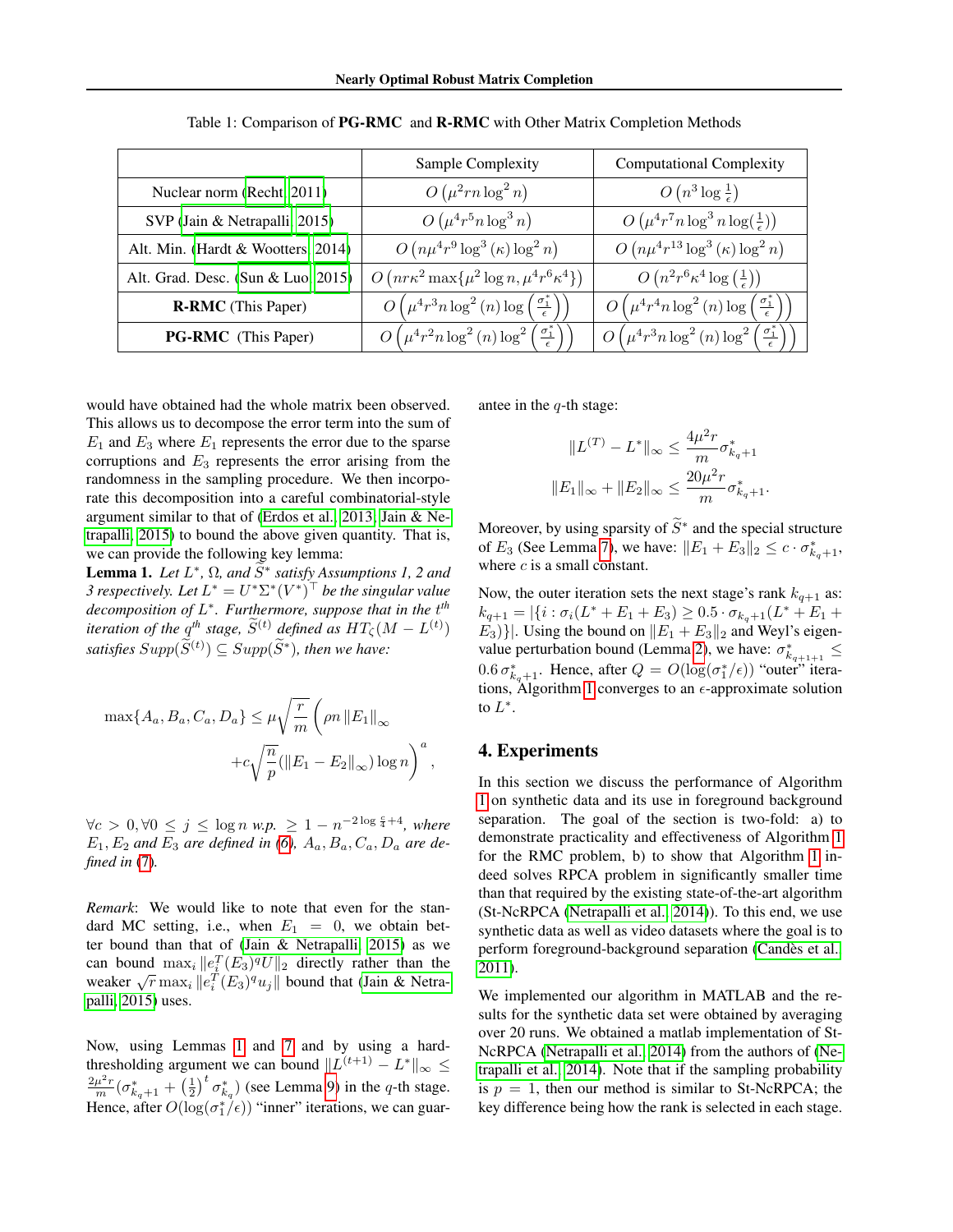Table 1: Comparison of **PG-RMC** and **R-RMC** with Other Matrix Completion Methods

| | Sample Complexity | Computational Complexity |
|---|---|---|
| Nuclear norm (Recht, 2011) | $O\left(\mu^2 r n \log^2 n\right)$ | $O\left(n^3 \log \frac{1}{\epsilon}\right)$ |
| SVP (Jain & Netrapalli, 2015) | $O\left(\mu^4 r^5 n \log^3 n\right)$ | $O\left(\mu^4 r^7 n \log^3 n \log(\frac{1}{\epsilon})\right)$ |
| Alt. Min. (Hardt & Wootters, 2014) | $O\left(n\mu^4 r^9 \log^3(\kappa) \log^2 n\right)$ | $O\left(n\mu^4 r^{13} \log^3(\kappa) \log^2 n\right)$ |
| Alt. Grad. Desc. (Sun & Luo, 2015) | $O\left(nr\kappa^2 \max\{\mu^2 \log n, \mu^4 r^6 \kappa^4\}\right)$ | $O\left(n^2 r^6 \kappa^4 \log\left(\frac{1}{\epsilon}\right)\right)$ |
| **R-RMC** (This Paper) | $O\left(\mu^4 r^3 n \log^2(n) \log\left(\frac{\sigma_1^*}{\epsilon}\right)\right)$ | $O\left(\mu^4 r^4 n \log^2(n) \log\left(\frac{\sigma_1^*}{\epsilon}\right)\right)$ |
| **PG-RMC** (This Paper) | $O\left(\mu^4 r^2 n \log^2(n) \log^2\left(\frac{\sigma_1^*}{\epsilon}\right)\right)$ | $O\left(\mu^4 r^3 n \log^2(n) \log^2\left(\frac{\sigma_1^*}{\epsilon}\right)\right)$ |

would have obtained had the whole matrix been observed. This allows us to decompose the error term into the sum of $E_1$ and $E_3$ where $E_1$ represents the error due to the sparse corruptions and $E_3$ represents the error arising from the randomness in the sampling procedure. We then incorporate this decomposition into a careful combinatorial-style argument similar to that of (Erdos et al., 2013; Jain & Netrapalli, 2015) to bound the above given quantity. That is, we can provide the following key lemma:

**Lemma 1.** *Let $L^*$, $\Omega$, and $\widetilde{S}^*$ satisfy Assumptions 1, 2 and 3 respectively. Let $L^* = U^*\Sigma^*(V^*)^\top$ be the singular value decomposition of $L^*$. Furthermore, suppose that in the $t^{th}$ iteration of the $q^{th}$ stage, $\widetilde{S}^{(t)}$ defined as $HT_\zeta(M - L^{(t)})$ satisfies $Supp(\widetilde{S}^{(t)}) \subseteq Supp(\widetilde{S}^*)$, then we have:*

$$\max\{A_a, B_a, C_a, D_a\} \leq \mu\sqrt{\frac{r}{m}}\left(\rho n \|E_1\|_\infty + c\sqrt{\frac{n}{p}}(\|E_1 - E_2\|_\infty)\log n\right)^a,$$

*$\forall c > 0, \forall 0 \leq j \leq \log n$ w.p. $\geq 1 - n^{-2\log\frac{c}{4}+4}$, where $E_1, E_2$ and $E_3$ are defined in (6), $A_a, B_a, C_a, D_a$ are defined in (7).*

*Remark*: We would like to note that even for the standard MC setting, i.e., when $E_1 = 0$, we obtain better bound than that of (Jain & Netrapalli, 2015) as we can bound $\max_i \|e_i^T(E_3)^q U\|_2$ directly rather than the weaker $\sqrt{r}\max_i \|e_i^T(E_3)^q u_j\|$ bound that (Jain & Netrapalli, 2015) uses.

Now, using Lemmas 1 and 7 and by using a hard-thresholding argument we can bound $\|L^{(t+1)} - L^*\|_\infty \leq \frac{2\mu^2 r}{m}(\sigma^*_{k_q+1} + \left(\frac{1}{2}\right)^t \sigma^*_{k_q})$ (see Lemma 9) in the $q$-th stage. Hence, after $O(\log(\sigma_1^*/\epsilon))$ "inner" iterations, we can guarantee in the $q$-th stage:

$$\|L^{(T)} - L^*\|_\infty \leq \frac{4\mu^2 r}{m}\sigma^*_{k_q+1}$$

$$\|E_1\|_\infty + \|E_2\|_\infty \leq \frac{20\mu^2 r}{m}\sigma^*_{k_q+1}.$$

Moreover, by using sparsity of $\widetilde{S}^*$ and the special structure of $E_3$ (See Lemma 7), we have: $\|E_1 + E_3\|_2 \leq c \cdot \sigma^*_{k_q+1}$, where $c$ is a small constant.

Now, the outer iteration sets the next stage's rank $k_{q+1}$ as: $k_{q+1} = |\{i : \sigma_i(L^* + E_1 + E_3) \geq 0.5 \cdot \sigma_{k_q+1}(L^* + E_1 + E_3)\}|$. Using the bound on $\|E_1 + E_3\|_2$ and Weyl's eigenvalue perturbation bound (Lemma 2), we have: $\sigma^*_{k_{q+1}+1} \leq 0.6\,\sigma^*_{k_q+1}$. Hence, after $Q = O(\log(\sigma_1^*/\epsilon))$ "outer" iterations, Algorithm 1 converges to an $\epsilon$-approximate solution to $L^*$.

## 4. Experiments

In this section we discuss the performance of Algorithm 1 on synthetic data and its use in foreground background separation. The goal of the section is two-fold: a) to demonstrate practicality and effectiveness of Algorithm 1 for the RMC problem, b) to show that Algorithm 1 indeed solves RPCA problem in significantly smaller time than that required by the existing state-of-the-art algorithm (St-NcRPCA (Netrapalli et al., 2014)). To this end, we use synthetic data as well as video datasets where the goal is to perform foreground-background separation (Candès et al., 2011).

We implemented our algorithm in MATLAB and the results for the synthetic data set were obtained by averaging over 20 runs. We obtained a matlab implementation of St-NcRPCA (Netrapalli et al., 2014) from the authors of (Netrapalli et al., 2014). Note that if the sampling probability is $p = 1$, then our method is similar to St-NcRPCA; the key difference being how the rank is selected in each stage.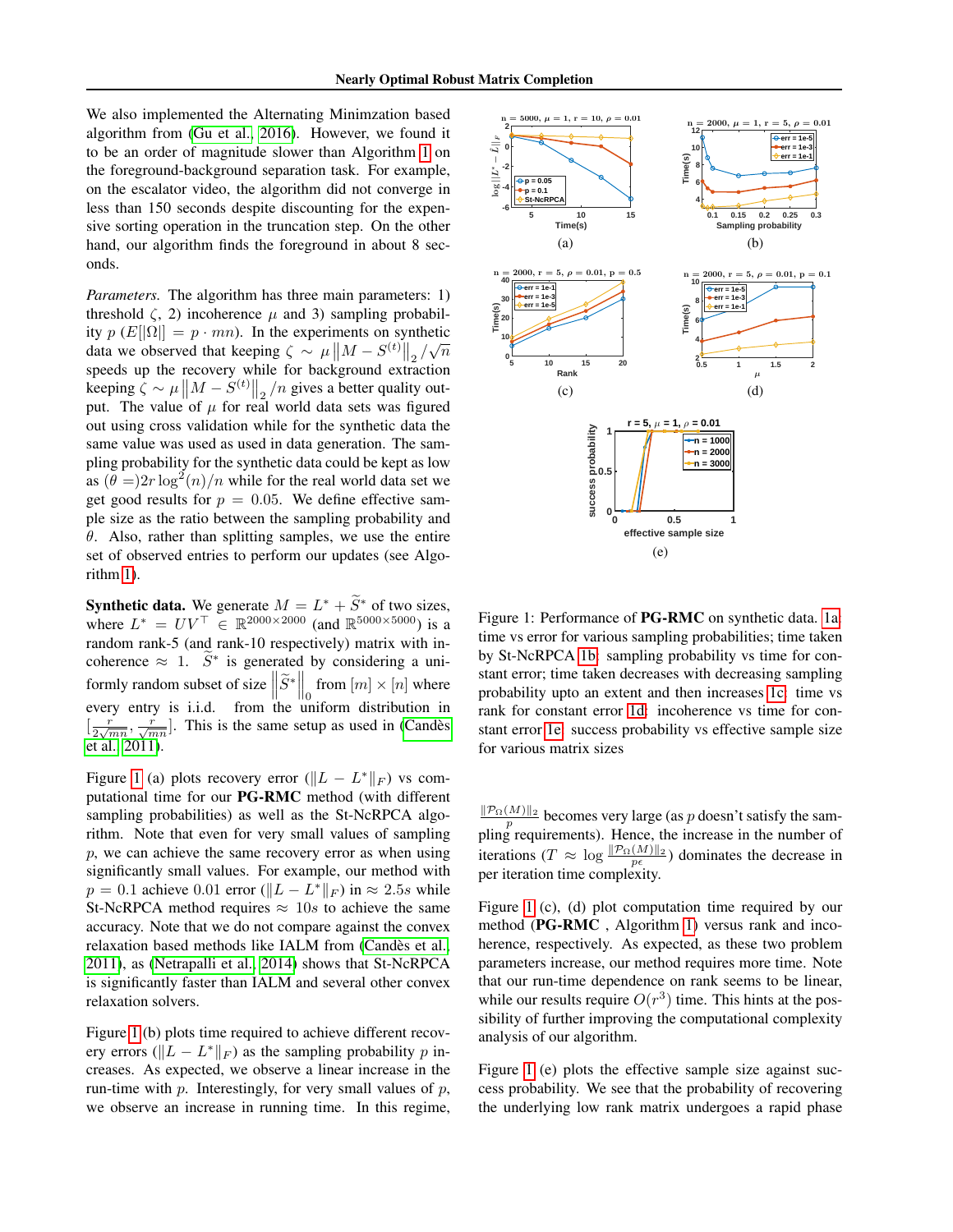We also implemented the Alternating Minimzation based algorithm from (Gu et al., 2016). However, we found it to be an order of magnitude slower than Algorithm 1 on the foreground-background separation task. For example, on the escalator video, the algorithm did not converge in less than 150 seconds despite discounting for the expensive sorting operation in the truncation step. On the other hand, our algorithm finds the foreground in about 8 seconds.

*Parameters.* The algorithm has three main parameters: 1) threshold $\zeta$, 2) incoherence $\mu$ and 3) sampling probability $p$ ($E[|\Omega|] = p \cdot mn$). In the experiments on synthetic data we observed that keeping $\zeta \sim \mu \left\|M - S^{(t)}\right\|_2 / \sqrt{n}$ speeds up the recovery while for background extraction keeping $\zeta \sim \mu \left\|M - S^{(t)}\right\|_2 / n$ gives a better quality output. The value of $\mu$ for real world data sets was figured out using cross validation while for the synthetic data the same value was used as used in data generation. The sampling probability for the synthetic data could be kept as low as $(\theta =)2r\log^2(n)/n$ while for the real world data set we get good results for $p = 0.05$. We define effective sample size as the ratio between the sampling probability and $\theta$. Also, rather than splitting samples, we use the entire set of observed entries to perform our updates (see Algorithm 1).

**Synthetic data.** We generate $M = L^* + \widetilde{S}^*$ of two sizes, where $L^* = UV^\top \in \mathbb{R}^{2000\times 2000}$ (and $\mathbb{R}^{5000\times 5000}$) is a random rank-5 (and rank-10 respectively) matrix with incoherence $\approx 1$. $\widetilde{S}^*$ is generated by considering a uniformly random subset of size $\left\|\widetilde{S}^*\right\|_0$ from $[m] \times [n]$ where every entry is i.i.d. from the uniform distribution in $[\frac{r}{2\sqrt{mn}}, \frac{r}{\sqrt{mn}}]$. This is the same setup as used in (Candès et al., 2011).

Figure 1 (a) plots recovery error ($\|L - L^*\|_F$) vs computational time for our **PG-RMC** method (with different sampling probabilities) as well as the St-NcRPCA algorithm. Note that even for very small values of sampling $p$, we can achieve the same recovery error as when using significantly small values. For example, our method with $p = 0.1$ achieve 0.01 error ($\|L - L^*\|_F$) in $\approx 2.5s$ while St-NcRPCA method requires $\approx 10s$ to achieve the same accuracy. Note that we do not compare against the convex relaxation based methods like IALM from (Candès et al., 2011), as (Netrapalli et al., 2014) shows that St-NcRPCA is significantly faster than IALM and several other convex relaxation solvers.

Figure 1 (b) plots time required to achieve different recovery errors ($\|L - L^*\|_F$) as the sampling probability $p$ increases. As expected, we observe a linear increase in the run-time with $p$. Interestingly, for very small values of $p$, we observe an increase in running time. In this regime, $\frac{\|\mathcal{P}_\Omega(M)\|_2}{p}$ becomes very large (as $p$ doesn't satisfy the sampling requirements). Hence, the increase in the number of iterations ($T \approx \log \frac{\|\mathcal{P}_\Omega(M)\|_2}{p\epsilon}$) dominates the decrease in per iteration time complexity.

Figure 1: Performance of **PG-RMC** on synthetic data. 1a: time vs error for various sampling probabilities; time taken by St-NcRPCA 1b: sampling probability vs time for constant error; time taken decreases with decreasing sampling probability upto an extent and then increases 1c: time vs rank for constant error 1d: incoherence vs time for constant error 1e: success probability vs effective sample size for various matrix sizes

Figure 1 (c), (d) plot computation time required by our method (**PG-RMC** , Algorithm 1) versus rank and incoherence, respectively. As expected, as these two problem parameters increase, our method requires more time. Note that our run-time dependence on rank seems to be linear, while our results require $O(r^3)$ time. This hints at the possibility of further improving the computational complexity analysis of our algorithm.

Figure 1 (e) plots the effective sample size against success probability. We see that the probability of recovering the underlying low rank matrix undergoes a rapid phase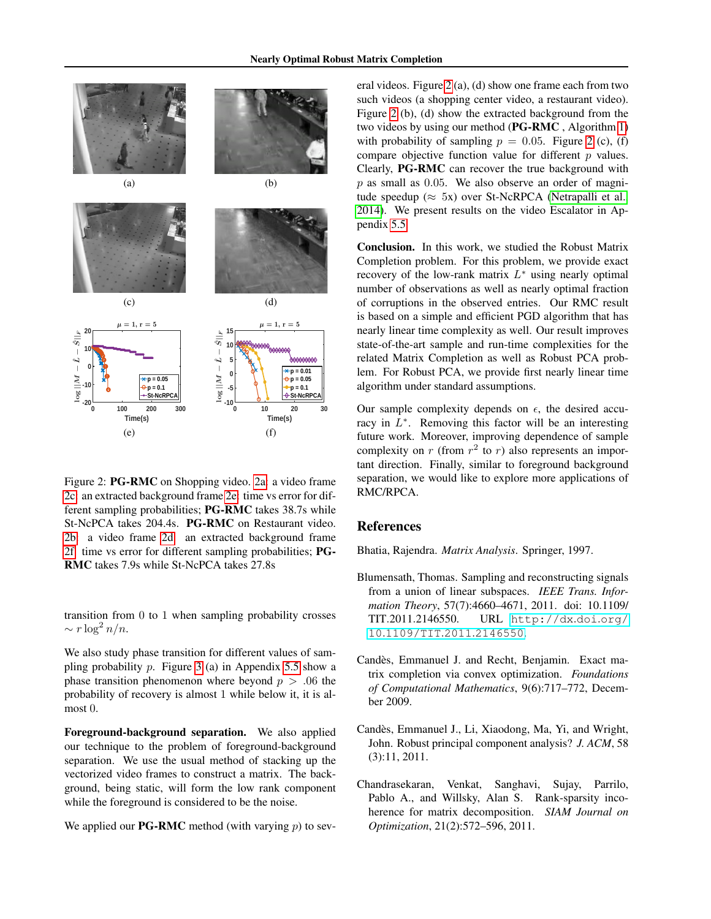Figure 2: **PG-RMC** on Shopping video. 2a: a video frame 2c: an extracted background frame 2e: time vs error for different sampling probabilities; **PG-RMC** takes 38.7s while St-NcPCA takes 204.4s. **PG-RMC** on Restaurant video. 2b: a video frame 2d: an extracted background frame 2f: time vs error for different sampling probabilities; **PG-RMC** takes 7.9s while St-NcPCA takes 27.8s

transition from 0 to 1 when sampling probability crosses $\sim r \log^2 n/n$.

We also study phase transition for different values of sampling probability $p$. Figure 3 (a) in Appendix 5.5 show a phase transition phenomenon where beyond $p > .06$ the probability of recovery is almost 1 while below it, it is almost 0.

**Foreground-background separation.** We also applied our technique to the problem of foreground-background separation. We use the usual method of stacking up the vectorized video frames to construct a matrix. The background, being static, will form the low rank component while the foreground is considered to be the noise.

We applied our **PG-RMC** method (with varying $p$) to several videos. Figure 2 (a), (d) show one frame each from two such videos (a shopping center video, a restaurant video). Figure 2 (b), (d) show the extracted background from the two videos by using our method (**PG-RMC** , Algorithm 1) with probability of sampling $p = 0.05$. Figure 2 (c), (f) compare objective function value for different $p$ values. Clearly, **PG-RMC** can recover the true background with $p$ as small as 0.05. We also observe an order of magnitude speedup ($\approx$ 5x) over St-NcRPCA (Netrapalli et al. 2014). We present results on the video Escalator in Appendix 5.5.

**Conclusion.** In this work, we studied the Robust Matrix Completion problem. For this problem, we provide exact recovery of the low-rank matrix $L^*$ using nearly optimal number of observations as well as nearly optimal fraction of corruptions in the observed entries. Our RMC result is based on a simple and efficient PGD algorithm that has nearly linear time complexity as well. Our result improves state-of-the-art sample and run-time complexities for the related Matrix Completion as well as Robust PCA problem. For Robust PCA, we provide first nearly linear time algorithm under standard assumptions.

Our sample complexity depends on $\epsilon$, the desired accuracy in $L^*$. Removing this factor will be an interesting future work. Moreover, improving dependence of sample complexity on $r$ (from $r^2$ to $r$) also represents an important direction. Finally, similar to foreground background separation, we would like to explore more applications of RMC/RPCA.

## References

Bhatia, Rajendra. *Matrix Analysis*. Springer, 1997.

Blumensath, Thomas. Sampling and reconstructing signals from a union of linear subspaces. *IEEE Trans. Information Theory*, 57(7):4660–4671, 2011. doi: 10.1109/TIT.2011.2146550. URL http://dx.doi.org/10.1109/TIT.2011.2146550.

Candès, Emmanuel J. and Recht, Benjamin. Exact matrix completion via convex optimization. *Foundations of Computational Mathematics*, 9(6):717–772, December 2009.

Candès, Emmanuel J., Li, Xiaodong, Ma, Yi, and Wright, John. Robust principal component analysis? *J. ACM*, 58 (3):11, 2011.

Chandrasekaran, Venkat, Sanghavi, Sujay, Parrilo, Pablo A., and Willsky, Alan S. Rank-sparsity incoherence for matrix decomposition. *SIAM Journal on Optimization*, 21(2):572–596, 2011.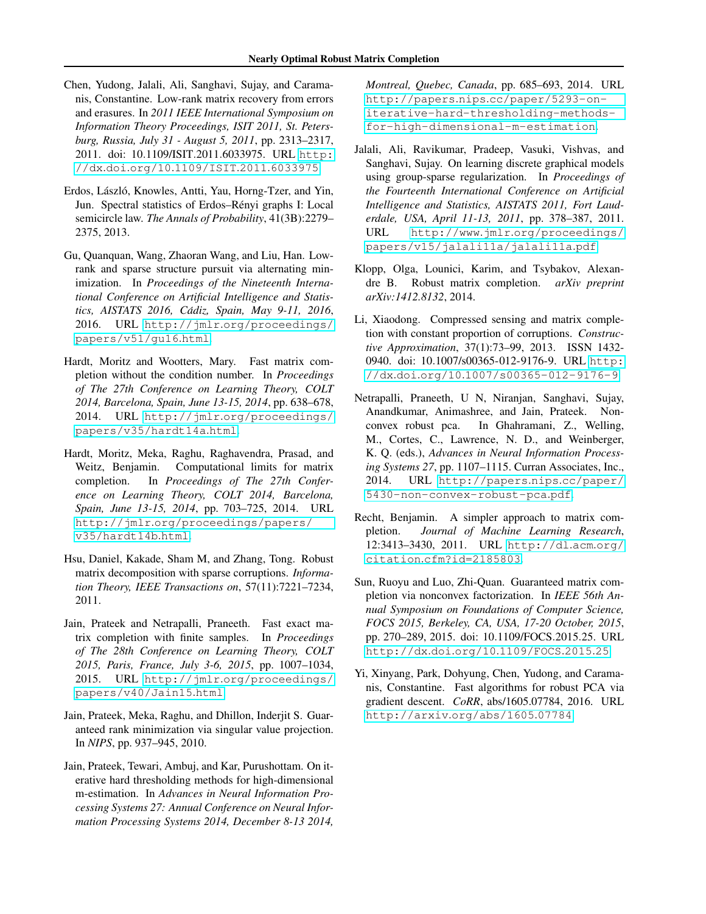Chen, Yudong, Jalali, Ali, Sanghavi, Sujay, and Caramanis, Constantine. Low-rank matrix recovery from errors and erasures. In *2011 IEEE International Symposium on Information Theory Proceedings, ISIT 2011, St. Petersburg, Russia, July 31 - August 5, 2011*, pp. 2313–2317, 2011. doi: 10.1109/ISIT.2011.6033975. URL http://dx.doi.org/10.1109/ISIT.2011.6033975.

Erdos, László, Knowles, Antti, Yau, Horng-Tzer, and Yin, Jun. Spectral statistics of Erdos–Rényi graphs I: Local semicircle law. *The Annals of Probability*, 41(3B):2279–2375, 2013.

Gu, Quanquan, Wang, Zhaoran Wang, and Liu, Han. Low-rank and sparse structure pursuit via alternating minimization. In *Proceedings of the Nineteenth International Conference on Artificial Intelligence and Statistics, AISTATS 2016, Cádiz, Spain, May 9-11, 2016*, 2016. URL http://jmlr.org/proceedings/papers/v51/gu16.html.

Hardt, Moritz and Wootters, Mary. Fast matrix completion without the condition number. In *Proceedings of The 27th Conference on Learning Theory, COLT 2014, Barcelona, Spain, June 13-15, 2014*, pp. 638–678, 2014. URL http://jmlr.org/proceedings/papers/v35/hardt14a.html.

Hardt, Moritz, Meka, Raghu, Raghavendra, Prasad, and Weitz, Benjamin. Computational limits for matrix completion. In *Proceedings of The 27th Conference on Learning Theory, COLT 2014, Barcelona, Spain, June 13-15, 2014*, pp. 703–725, 2014. URL http://jmlr.org/proceedings/papers/v35/hardt14b.html.

Hsu, Daniel, Kakade, Sham M, and Zhang, Tong. Robust matrix decomposition with sparse corruptions. *Information Theory, IEEE Transactions on*, 57(11):7221–7234, 2011.

Jain, Prateek and Netrapalli, Praneeth. Fast exact matrix completion with finite samples. In *Proceedings of The 28th Conference on Learning Theory, COLT 2015, Paris, France, July 3-6, 2015*, pp. 1007–1034, 2015. URL http://jmlr.org/proceedings/papers/v40/Jain15.html.

Jain, Prateek, Meka, Raghu, and Dhillon, Inderjit S. Guaranteed rank minimization via singular value projection. In *NIPS*, pp. 937–945, 2010.

Jain, Prateek, Tewari, Ambuj, and Kar, Purushottam. On iterative hard thresholding methods for high-dimensional m-estimation. In *Advances in Neural Information Processing Systems 27: Annual Conference on Neural Information Processing Systems 2014, December 8-13 2014, Montreal, Quebec, Canada*, pp. 685–693, 2014. URL http://papers.nips.cc/paper/5293-on-iterative-hard-thresholding-methods-for-high-dimensional-m-estimation.

Jalali, Ali, Ravikumar, Pradeep, Vasuki, Vishvas, and Sanghavi, Sujay. On learning discrete graphical models using group-sparse regularization. In *Proceedings of the Fourteenth International Conference on Artificial Intelligence and Statistics, AISTATS 2011, Fort Lauderdale, USA, April 11-13, 2011*, pp. 378–387, 2011. URL http://www.jmlr.org/proceedings/papers/v15/jalali11a/jalali11a.pdf.

Klopp, Olga, Lounici, Karim, and Tsybakov, Alexandre B. Robust matrix completion. *arXiv preprint arXiv:1412.8132*, 2014.

Li, Xiaodong. Compressed sensing and matrix completion with constant proportion of corruptions. *Constructive Approximation*, 37(1):73–99, 2013. ISSN 1432-0940. doi: 10.1007/s00365-012-9176-9. URL http://dx.doi.org/10.1007/s00365-012-9176-9.

Netrapalli, Praneeth, U N, Niranjan, Sanghavi, Sujay, Anandkumar, Animashree, and Jain, Prateek. Non-convex robust pca. In Ghahramani, Z., Welling, M., Cortes, C., Lawrence, N. D., and Weinberger, K. Q. (eds.), *Advances in Neural Information Processing Systems 27*, pp. 1107–1115. Curran Associates, Inc., 2014. URL http://papers.nips.cc/paper/5430-non-convex-robust-pca.pdf.

Recht, Benjamin. A simpler approach to matrix completion. *Journal of Machine Learning Research*, 12:3413–3430, 2011. URL http://dl.acm.org/citation.cfm?id=2185803.

Sun, Ruoyu and Luo, Zhi-Quan. Guaranteed matrix completion via nonconvex factorization. In *IEEE 56th Annual Symposium on Foundations of Computer Science, FOCS 2015, Berkeley, CA, USA, 17-20 October, 2015*, pp. 270–289, 2015. doi: 10.1109/FOCS.2015.25. URL http://dx.doi.org/10.1109/FOCS.2015.25.

Yi, Xinyang, Park, Dohyung, Chen, Yudong, and Caramanis, Constantine. Fast algorithms for robust PCA via gradient descent. *CoRR*, abs/1605.07784, 2016. URL http://arxiv.org/abs/1605.07784.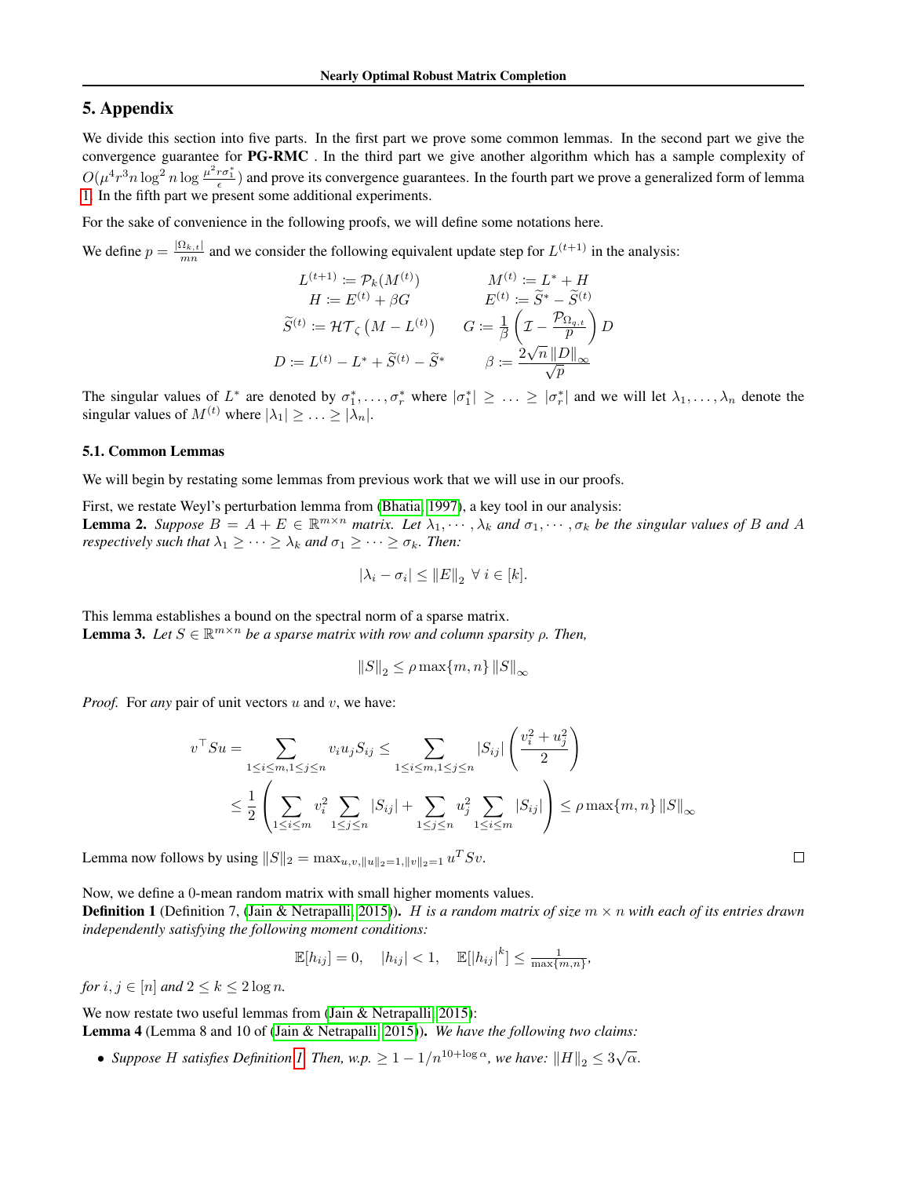## 5. Appendix

We divide this section into five parts. In the first part we prove some common lemmas. In the second part we give the convergence guarantee for **PG-RMC** . In the third part we give another algorithm which has a sample complexity of $O(\mu^4 r^3 n \log^2 n \log \frac{\mu^2 r \sigma_1^*}{\epsilon})$ and prove its convergence guarantees. In the fourth part we prove a generalized form of lemma 1. In the fifth part we present some additional experiments.

For the sake of convenience in the following proofs, we will define some notations here.

We define $p = \frac{|\Omega_{k,t}|}{mn}$ and we consider the following equivalent update step for $L^{(t+1)}$ in the analysis:

$$
\begin{aligned}
L^{(t+1)} &:= \mathcal{P}_k(M^{(t)}) & M^{(t)} &:= L^* + H \\
H &:= E^{(t)} + \beta G & E^{(t)} &:= \widetilde{S}^* - \widetilde{S}^{(t)} \\
\widetilde{S}^{(t)} &:= \mathcal{HT}_\zeta\left(M - L^{(t)}\right) & G &:= \frac{1}{\beta}\left(\mathcal{I} - \frac{\mathcal{P}_{\Omega_{q,t}}}{p}\right) D \\
D &:= L^{(t)} - L^* + \widetilde{S}^{(t)} - \widetilde{S}^* & \beta &:= \frac{2\sqrt{n}\,\|D\|_\infty}{\sqrt{p}}
\end{aligned}
$$

The singular values of $L^*$ are denoted by $\sigma_1^*, \ldots, \sigma_r^*$ where $|\sigma_1^*| \geq \ldots \geq |\sigma_r^*|$ and we will let $\lambda_1, \ldots, \lambda_n$ denote the singular values of $M^{(t)}$ where $|\lambda_1| \geq \ldots \geq |\lambda_n|$.

### 5.1. Common Lemmas

We will begin by restating some lemmas from previous work that we will use in our proofs.

First, we restate Weyl's perturbation lemma from (Bhatia, 1997), a key tool in our analysis:

**Lemma 2.** *Suppose $B = A + E \in \mathbb{R}^{m \times n}$ matrix. Let $\lambda_1, \cdots, \lambda_k$ and $\sigma_1, \cdots, \sigma_k$ be the singular values of $B$ and $A$ respectively such that $\lambda_1 \geq \cdots \geq \lambda_k$ and $\sigma_1 \geq \cdots \geq \sigma_k$. Then:*

$$|\lambda_i - \sigma_i| \leq \|E\|_2 \;\; \forall \; i \in [k].$$

This lemma establishes a bound on the spectral norm of a sparse matrix.

**Lemma 3.** *Let $S \in \mathbb{R}^{m \times n}$ be a sparse matrix with row and column sparsity $\rho$. Then,*

$$\|S\|_2 \leq \rho \max\{m, n\} \|S\|_\infty$$

*Proof.* For *any* pair of unit vectors $u$ and $v$, we have:

$$
\begin{aligned}
v^\top S u &= \sum_{1 \leq i \leq m, 1 \leq j \leq n} v_i u_j S_{ij} \leq \sum_{1 \leq i \leq m, 1 \leq j \leq n} |S_{ij}| \left(\frac{v_i^2 + u_j^2}{2}\right) \\
&\leq \frac{1}{2}\left(\sum_{1 \leq i \leq m} v_i^2 \sum_{1 \leq j \leq n} |S_{ij}| + \sum_{1 \leq j \leq n} u_j^2 \sum_{1 \leq i \leq m} |S_{ij}|\right) \leq \rho \max\{m, n\} \|S\|_\infty
\end{aligned}
$$

Lemma now follows by using $\|S\|_2 = \max_{u,v,\|u\|_2=1,\|v\|_2=1} u^T S v$. ∎

Now, we define a 0-mean random matrix with small higher moments values.

**Definition 1** (Definition 7, (Jain & Netrapalli, 2015)). *$H$ is a random matrix of size $m \times n$ with each of its entries drawn independently satisfying the following moment conditions:*

$$\mathbb{E}[h_{ij}] = 0, \quad |h_{ij}| < 1, \quad \mathbb{E}[|h_{ij}|^k] \leq \tfrac{1}{\max\{m,n\}},$$

*for $i, j \in [n]$ and $2 \leq k \leq 2 \log n$.*

We now restate two useful lemmas from (Jain & Netrapalli, 2015):

**Lemma 4** (Lemma 8 and 10 of (Jain & Netrapalli, 2015)). *We have the following two claims:*

- *Suppose $H$ satisfies Definition 1. Then, w.p. $\geq 1 - 1/n^{10+\log \alpha}$, we have: $\|H\|_2 \leq 3\sqrt{\alpha}$.*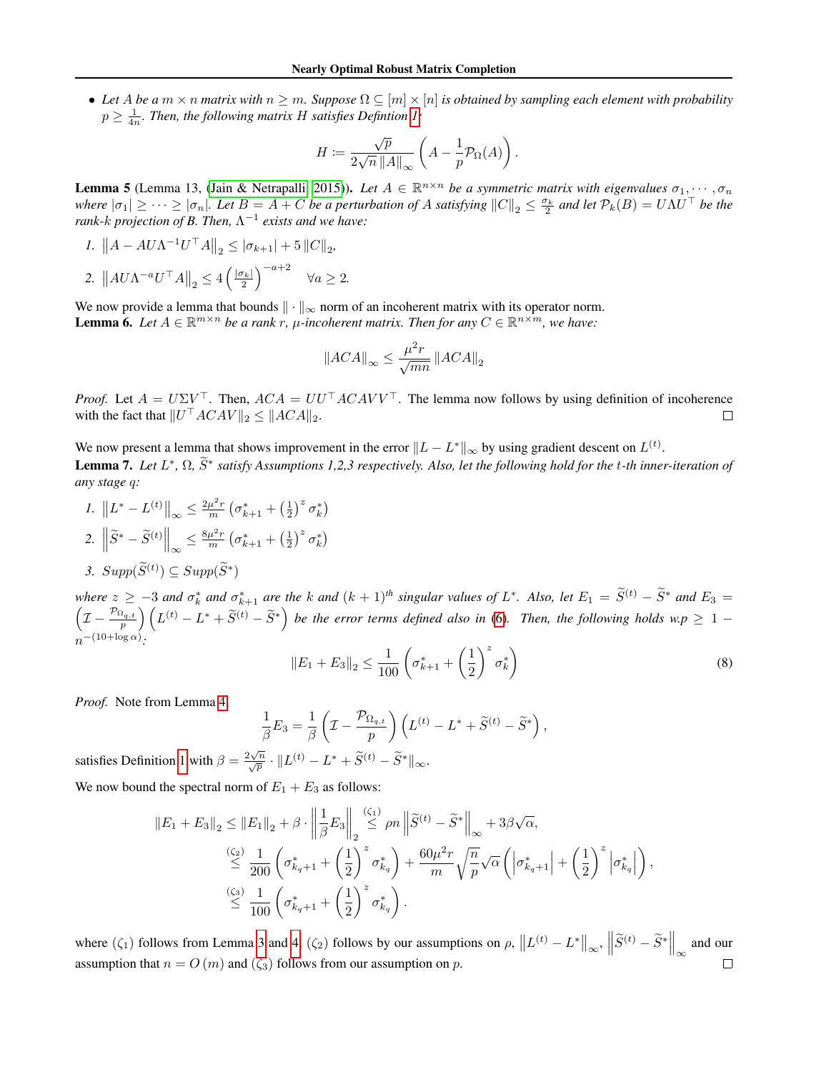- *Let $A$ be a $m \times n$ matrix with $n \geq m$. Suppose $\Omega \subseteq [m] \times [n]$ is obtained by sampling each element with probability $p \geq \frac{1}{4n}$. Then, the following matrix $H$ satisfies Defintion 1:*

$$H := \frac{\sqrt{p}}{2\sqrt{n}\,\|A\|_\infty}\left(A - \frac{1}{p}\mathcal{P}_\Omega(A)\right).$$

**Lemma 5** (Lemma 13, (Jain & Netrapalli, 2015)). *Let $A \in \mathbb{R}^{n\times n}$ be a symmetric matrix with eigenvalues $\sigma_1, \cdots, \sigma_n$ where $|\sigma_1| \geq \cdots \geq |\sigma_n|$. Let $B = A + C$ be a perturbation of $A$ satisfying $\|C\|_2 \leq \frac{\sigma_k}{2}$ and let $\mathcal{P}_k(B) = U\Lambda U^\top$ be the rank-$k$ projection of $B$. Then, $\Lambda^{-1}$ exists and we have:*

1. $\left\|A - AU\Lambda^{-1}U^\top A\right\|_2 \leq |\sigma_{k+1}| + 5\|C\|_2$,
2. $\left\|AU\Lambda^{-a}U^\top A\right\|_2 \leq 4\left(\frac{|\sigma_k|}{2}\right)^{-a+2} \quad \forall a \geq 2.$

We now provide a lemma that bounds $\|\cdot\|_\infty$ norm of an incoherent matrix with its operator norm.

**Lemma 6.** *Let $A \in \mathbb{R}^{m\times n}$ be a rank $r$, $\mu$-incoherent matrix. Then for any $C \in \mathbb{R}^{n\times m}$, we have:*

$$\|ACA\|_\infty \leq \frac{\mu^2 r}{\sqrt{mn}}\|ACA\|_2$$

*Proof.* Let $A = U\Sigma V^\top$. Then, $ACA = UU^\top ACAVV^\top$. The lemma now follows by using definition of incoherence with the fact that $\|U^\top ACAV\|_2 \leq \|ACA\|_2$. $\square$

We now present a lemma that shows improvement in the error $\|L - L^*\|_\infty$ by using gradient descent on $L^{(t)}$.

**Lemma 7.** *Let $L^*$, $\Omega$, $\widetilde{S}^*$ satisfy Assumptions 1,2,3 respectively. Also, let the following hold for the $t$-th inner-iteration of any stage $q$:*

1. $\left\|L^* - L^{(t)}\right\|_\infty \leq \frac{2\mu^2 r}{m}\left(\sigma^*_{k+1} + \left(\frac{1}{2}\right)^z \sigma^*_k\right)$
2. $\left\|\widetilde{S}^* - \widetilde{S}^{(t)}\right\|_\infty \leq \frac{8\mu^2 r}{m}\left(\sigma^*_{k+1} + \left(\frac{1}{2}\right)^z \sigma^*_k\right)$
3. $Supp(\widetilde{S}^{(t)}) \subseteq Supp(\widetilde{S}^*)$

*where $z \geq -3$ and $\sigma^*_k$ and $\sigma^*_{k+1}$ are the $k$ and $(k+1)^{th}$ singular values of $L^*$. Also, let $E_1 = \widetilde{S}^{(t)} - \widetilde{S}^*$ and $E_3 = \left(\mathcal{I} - \frac{\mathcal{P}_{\Omega_{q,t}}}{p}\right)\left(L^{(t)} - L^* + \widetilde{S}^{(t)} - \widetilde{S}^*\right)$ be the error terms defined also in (6). Then, the following holds w.p $\geq 1 - n^{-(10+\log\alpha)}$:*

$$\|E_1 + E_3\|_2 \leq \frac{1}{100}\left(\sigma^*_{k+1} + \left(\frac{1}{2}\right)^z \sigma^*_k\right) \tag{8}$$

*Proof.* Note from Lemma 4,

$$\frac{1}{\beta}E_3 = \frac{1}{\beta}\left(\mathcal{I} - \frac{\mathcal{P}_{\Omega_{q,t}}}{p}\right)\left(L^{(t)} - L^* + \widetilde{S}^{(t)} - \widetilde{S}^*\right),$$

satisfies Definition 1 with $\beta = \frac{2\sqrt{n}}{\sqrt{p}} \cdot \|L^{(t)} - L^* + \widetilde{S}^{(t)} - \widetilde{S}^*\|_\infty$.

We now bound the spectral norm of $E_1 + E_3$ as follows:

$$\begin{aligned}
\|E_1 + E_3\|_2 \leq \|E_1\|_2 + \beta \cdot \left\|\frac{1}{\beta}E_3\right\|_2 &\overset{(\zeta_1)}{\leq} \rho n \left\|\widetilde{S}^{(t)} - \widetilde{S}^*\right\|_\infty + 3\beta\sqrt{\alpha}, \\
&\overset{(\zeta_2)}{\leq} \frac{1}{200}\left(\sigma^*_{k_q+1} + \left(\frac{1}{2}\right)^z \sigma^*_{k_q}\right) + \frac{60\mu^2 r}{m}\sqrt{\frac{n}{p}}\sqrt{\alpha}\left(\left|\sigma^*_{k_q+1}\right| + \left(\frac{1}{2}\right)^z \left|\sigma^*_{k_q}\right|\right), \\
&\overset{(\zeta_3)}{\leq} \frac{1}{100}\left(\sigma^*_{k_q+1} + \left(\frac{1}{2}\right)^z \sigma^*_{k_q}\right).
\end{aligned}$$

where $(\zeta_1)$ follows from Lemma 3 and 4, $(\zeta_2)$ follows by our assumptions on $\rho$, $\left\|L^{(t)} - L^*\right\|_\infty$, $\left\|\widetilde{S}^{(t)} - \widetilde{S}^*\right\|_\infty$ and our assumption that $n = O(m)$ and $(\zeta_3)$ follows from our assumption on $p$. $\square$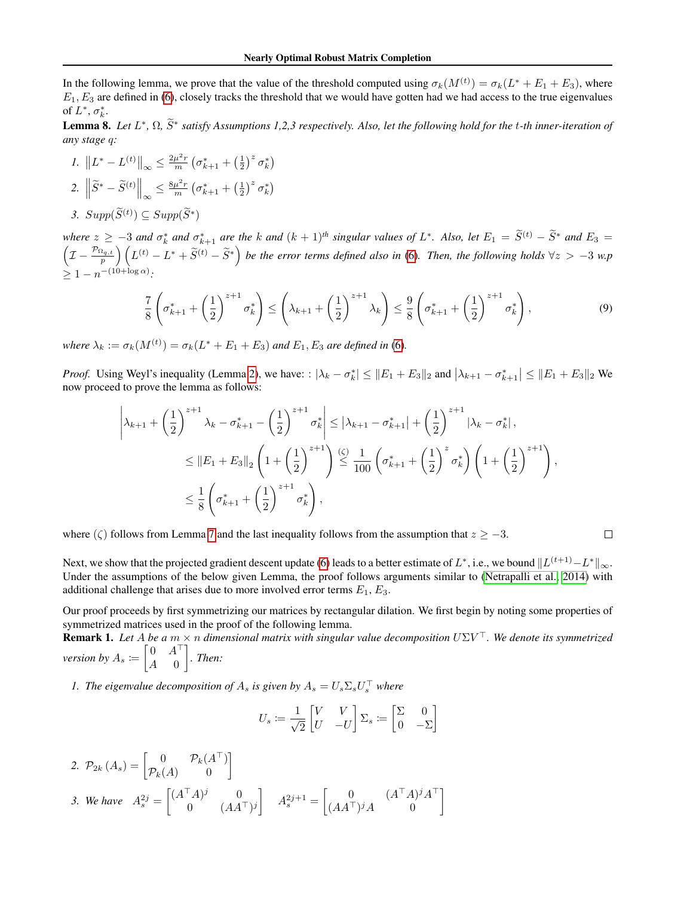In the following lemma, we prove that the value of the threshold computed using $\sigma_k(M^{(t)}) = \sigma_k(L^* + E_1 + E_3)$, where $E_1, E_3$ are defined in (6), closely tracks the threshold that we would have gotten had we had access to the true eigenvalues of $L^*$, $\sigma_k^*$.

**Lemma 8.** *Let $L^*$, $\Omega$, $\widetilde{S}^*$ satisfy Assumptions 1,2,3 respectively. Also, let the following hold for the $t$-th inner-iteration of any stage $q$:*

1. $\left\|L^* - L^{(t)}\right\|_\infty \leq \frac{2\mu^2 r}{m}\left(\sigma_{k+1}^* + \left(\frac{1}{2}\right)^z \sigma_k^*\right)$
2. $\left\|\widetilde{S}^* - \widetilde{S}^{(t)}\right\|_\infty \leq \frac{8\mu^2 r}{m}\left(\sigma_{k+1}^* + \left(\frac{1}{2}\right)^z \sigma_k^*\right)$
3. *$Supp(\widetilde{S}^{(t)}) \subseteq Supp(\widetilde{S}^*)$*

*where $z \geq -3$ and $\sigma_k^*$ and $\sigma_{k+1}^*$ are the $k$ and $(k+1)^{th}$ singular values of $L^*$. Also, let $E_1 = \widetilde{S}^{(t)} - \widetilde{S}^*$ and $E_3 = \left(\mathcal{I} - \frac{\mathcal{P}_{\Omega_{q,t}}}{p}\right)\left(L^{(t)} - L^* + \widetilde{S}^{(t)} - \widetilde{S}^*\right)$ be the error terms defined also in (6). Then, the following holds $\forall z > -3$ w.p $\geq 1 - n^{-(10+\log \alpha)}$:*

$$\frac{7}{8}\left(\sigma_{k+1}^* + \left(\frac{1}{2}\right)^{z+1}\sigma_k^*\right) \leq \left(\lambda_{k+1} + \left(\frac{1}{2}\right)^{z+1}\lambda_k\right) \leq \frac{9}{8}\left(\sigma_{k+1}^* + \left(\frac{1}{2}\right)^{z+1}\sigma_k^*\right), \tag{9}$$

*where $\lambda_k := \sigma_k(M^{(t)}) = \sigma_k(L^* + E_1 + E_3)$ and $E_1, E_3$ are defined in (6).*

*Proof.* Using Weyl's inequality (Lemma 2), we have: : $|\lambda_k - \sigma_k^*| \leq \|E_1 + E_3\|_2$ and $\left|\lambda_{k+1} - \sigma_{k+1}^*\right| \leq \|E_1 + E_3\|_2$ We now proceed to prove the lemma as follows:

$$\begin{aligned}
\left|\lambda_{k+1} + \left(\frac{1}{2}\right)^{z+1}\lambda_k - \sigma_{k+1}^* - \left(\frac{1}{2}\right)^{z+1}\sigma_k^*\right| &\leq \left|\lambda_{k+1} - \sigma_{k+1}^*\right| + \left(\frac{1}{2}\right)^{z+1}\left|\lambda_k - \sigma_k^*\right|, \\
&\leq \|E_1 + E_3\|_2\left(1 + \left(\frac{1}{2}\right)^{z+1}\right) \overset{(\zeta)}{\leq} \frac{1}{100}\left(\sigma_{k+1}^* + \left(\frac{1}{2}\right)^z\sigma_k^*\right)\left(1 + \left(\frac{1}{2}\right)^{z+1}\right), \\
&\leq \frac{1}{8}\left(\sigma_{k+1}^* + \left(\frac{1}{2}\right)^{z+1}\sigma_k^*\right),
\end{aligned}$$

where $(\zeta)$ follows from Lemma 7 and the last inequality follows from the assumption that $z \geq -3$. □

Next, we show that the projected gradient descent update (6) leads to a better estimate of $L^*$, i.e., we bound $\|L^{(t+1)} - L^*\|_\infty$. Under the assumptions of the below given Lemma, the proof follows arguments similar to (Netrapalli et al., 2014) with additional challenge that arises due to more involved error terms $E_1, E_3$.

Our proof proceeds by first symmetrizing our matrices by rectangular dilation. We first begin by noting some properties of symmetrized matrices used in the proof of the following lemma.

**Remark 1.** *Let $A$ be a $m \times n$ dimensional matrix with singular value decomposition $U\Sigma V^\top$. We denote its symmetrized version by $A_s := \begin{bmatrix} 0 & A^\top \\ A & 0 \end{bmatrix}$. Then:*

1. *The eigenvalue decomposition of $A_s$ is given by $A_s = U_s \Sigma_s U_s^\top$ where*
$$U_s := \frac{1}{\sqrt{2}}\begin{bmatrix} V & V \\ U & -U \end{bmatrix} \Sigma_s := \begin{bmatrix} \Sigma & 0 \\ 0 & -\Sigma \end{bmatrix}$$
2. $\mathcal{P}_{2k}\left(A_s\right) = \begin{bmatrix} 0 & \mathcal{P}_k(A^\top) \\ \mathcal{P}_k(A) & 0 \end{bmatrix}$
3. *We have* $A_s^{2j} = \begin{bmatrix} (A^\top A)^j & 0 \\ 0 & (AA^\top)^j \end{bmatrix} \quad A_s^{2j+1} = \begin{bmatrix} 0 & (A^\top A)^j A^\top \\ (AA^\top)^j A & 0 \end{bmatrix}$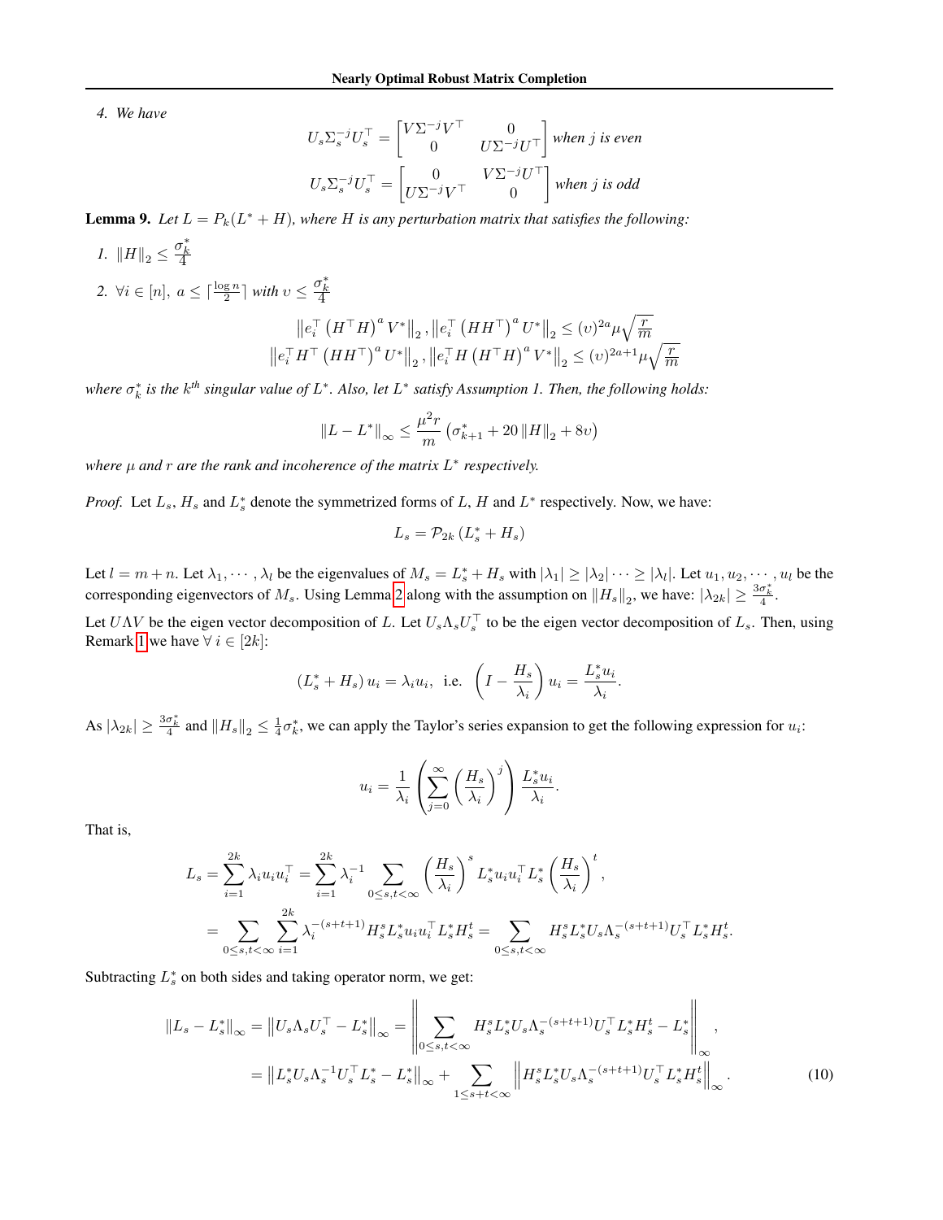4. *We have*

$$U_s\Sigma_s^{-j}U_s^\top = \begin{bmatrix} V\Sigma^{-j}V^\top & 0 \\ 0 & U\Sigma^{-j}U^\top \end{bmatrix} \text{ when } j \text{ is even}$$

$$U_s\Sigma_s^{-j}U_s^\top = \begin{bmatrix} 0 & V\Sigma^{-j}U^\top \\ U\Sigma^{-j}V^\top & 0 \end{bmatrix} \text{ when } j \text{ is odd}$$

**Lemma 9.** *Let $L = P_k(L^* + H)$, where $H$ is any perturbation matrix that satisfies the following:*

1. $\|H\|_2 \le \frac{\sigma_k^*}{4}$
2. $\forall i \in [n],\ a \le \lceil \frac{\log n}{2} \rceil$ *with* $\upsilon \le \frac{\sigma_k^*}{4}$

$$\left\|e_i^\top \left(H^\top H\right)^a V^*\right\|_2, \left\|e_i^\top \left(HH^\top\right)^a U^*\right\|_2 \le (\upsilon)^{2a}\mu\sqrt{\frac{r}{m}}$$
$$\left\|e_i^\top H^\top \left(HH^\top\right)^a U^*\right\|_2, \left\|e_i^\top H \left(H^\top H\right)^a V^*\right\|_2 \le (\upsilon)^{2a+1}\mu\sqrt{\frac{r}{m}}$$

*where $\sigma_k^*$ is the $k^{th}$ singular value of $L^*$. Also, let $L^*$ satisfy Assumption 1. Then, the following holds:*

$$\|L - L^*\|_\infty \le \frac{\mu^2 r}{m}\left(\sigma_{k+1}^* + 20\|H\|_2 + 8\upsilon\right)$$

*where $\mu$ and $r$ are the rank and incoherence of the matrix $L^*$ respectively.*

*Proof.* Let $L_s$, $H_s$ and $L_s^*$ denote the symmetrized forms of $L$, $H$ and $L^*$ respectively. Now, we have:

$$L_s = \mathcal{P}_{2k}\left(L_s^* + H_s\right)$$

Let $l = m + n$. Let $\lambda_1, \cdots, \lambda_l$ be the eigenvalues of $M_s = L_s^* + H_s$ with $|\lambda_1| \ge |\lambda_2| \cdots \ge |\lambda_l|$. Let $u_1, u_2, \cdots, u_l$ be the corresponding eigenvectors of $M_s$. Using Lemma 2 along with the assumption on $\|H_s\|_2$, we have: $|\lambda_{2k}| \ge \frac{3\sigma_k^*}{4}$.

Let $U\Lambda V$ be the eigen vector decomposition of $L$. Let $U_s\Lambda_s U_s^\top$ to be the eigen vector decomposition of $L_s$. Then, using Remark 1 we have $\forall\ i \in [2k]$:

$$\left(L_s^* + H_s\right)u_i = \lambda_i u_i, \ \text{ i.e. } \left(I - \frac{H_s}{\lambda_i}\right)u_i = \frac{L_s^* u_i}{\lambda_i}.$$

As $|\lambda_{2k}| \ge \frac{3\sigma_k^*}{4}$ and $\|H_s\|_2 \le \frac{1}{4}\sigma_k^*$, we can apply the Taylor's series expansion to get the following expression for $u_i$:

$$u_i = \frac{1}{\lambda_i}\left(\sum_{j=0}^{\infty}\left(\frac{H_s}{\lambda_i}\right)^j\right)\frac{L_s^* u_i}{\lambda_i}.$$

That is,

$$\begin{aligned}
L_s &= \sum_{i=1}^{2k}\lambda_i u_i u_i^\top = \sum_{i=1}^{2k}\lambda_i^{-1}\sum_{0\le s,t<\infty}\left(\frac{H_s}{\lambda_i}\right)^s L_s^* u_i u_i^\top L_s^*\left(\frac{H_s}{\lambda_i}\right)^t, \\
&= \sum_{0\le s,t<\infty}\sum_{i=1}^{2k}\lambda_i^{-(s+t+1)}H_s^s L_s^* u_i u_i^\top L_s^* H_s^t = \sum_{0\le s,t<\infty}H_s^s L_s^* U_s\Lambda_s^{-(s+t+1)}U_s^\top L_s^* H_s^t.
\end{aligned}$$

Subtracting $L_s^*$ on both sides and taking operator norm, we get:

$$\begin{aligned}
\|L_s - L_s^*\|_\infty &= \left\|U_s\Lambda_s U_s^\top - L_s^*\right\|_\infty = \left\|\sum_{0\le s,t<\infty}H_s^s L_s^* U_s\Lambda_s^{-(s+t+1)}U_s^\top L_s^* H_s^t - L_s^*\right\|_\infty, \\
&= \left\|L_s^* U_s\Lambda_s^{-1}U_s^\top L_s^* - L_s^*\right\|_\infty + \sum_{1\le s+t<\infty}\left\|H_s^s L_s^* U_s\Lambda_s^{-(s+t+1)}U_s^\top L_s^* H_s^t\right\|_\infty. \qquad (10)
\end{aligned}$$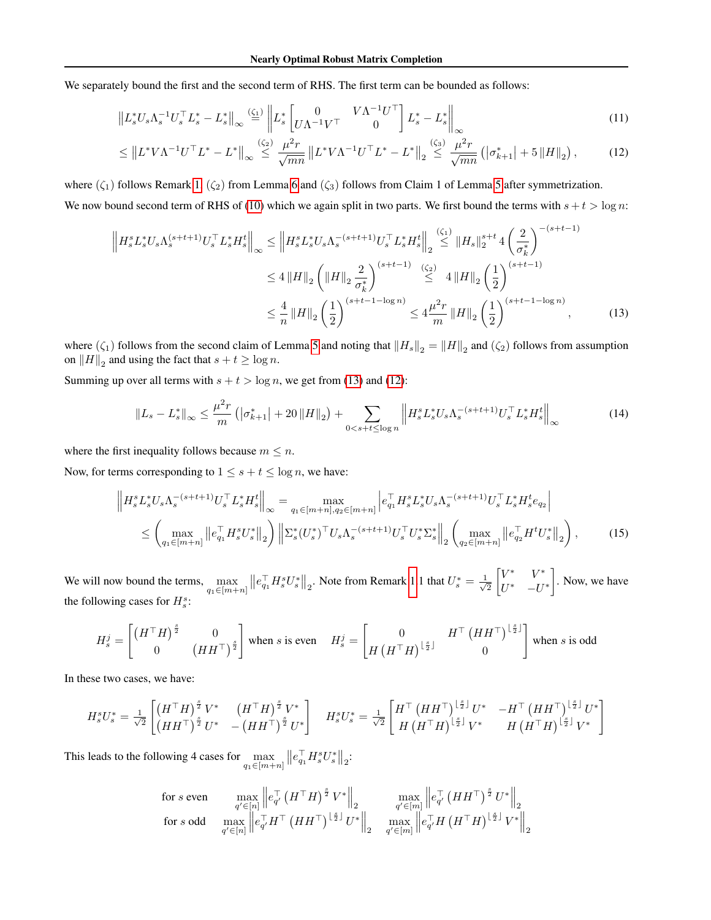We separately bound the first and the second term of RHS. The first term can be bounded as follows:

$$
\left\|L_s^* U_s \Lambda_s^{-1} U_s^\top L_s^* - L_s^*\right\|_\infty \overset{(\zeta_1)}{=} \left\| L_s^* \begin{bmatrix} 0 & V\Lambda^{-1}U^\top \\ U\Lambda^{-1}V^\top & 0 \end{bmatrix} L_s^* - L_s^* \right\|_\infty \tag{11}
$$

$$
\leq \left\|L^* V \Lambda^{-1} U^\top L^* - L^*\right\|_\infty \overset{(\zeta_2)}{\leq} \frac{\mu^2 r}{\sqrt{mn}} \left\|L^* V \Lambda^{-1} U^\top L^* - L^*\right\|_2 \overset{(\zeta_3)}{\leq} \frac{\mu^2 r}{\sqrt{mn}} \left( \left|\sigma_{k+1}^*\right| + 5\left\|H\right\|_2 \right), \tag{12}
$$

where $(\zeta_1)$ follows Remark 1, $(\zeta_2)$ from Lemma 6 and $(\zeta_3)$ follows from Claim 1 of Lemma 5 after symmetrization.

We now bound second term of RHS of (10) which we again split in two parts. We first bound the terms with $s + t > \log n$:

$$
\begin{aligned}
\left\|H_s^s L_s^* U_s \Lambda_s^{(s+t+1)} U_s^\top L_s^* H_s^t\right\|_\infty &\leq \left\|H_s^s L_s^* U_s \Lambda_s^{-(s+t+1)} U_s^\top L_s^* H_s^t\right\|_2 \overset{(\zeta_1)}{\leq} \left\|H_s\right\|_2^{s+t} 4 \left(\frac{2}{\sigma_k^*}\right)^{-(s+t-1)} \\
&\leq 4\left\|H\right\|_2 \left( \left\|H\right\|_2 \frac{2}{\sigma_k^*} \right)^{(s+t-1)} \overset{(\zeta_2)}{\leq} 4\left\|H\right\|_2 \left(\frac{1}{2}\right)^{(s+t-1)} \\
&\leq \frac{4}{n} \left\|H\right\|_2 \left(\frac{1}{2}\right)^{(s+t-1-\log n)} \leq 4\frac{\mu^2 r}{m} \left\|H\right\|_2 \left(\frac{1}{2}\right)^{(s+t-1-\log n)},
\end{aligned} \tag{13}
$$

where $(\zeta_1)$ follows from the second claim of Lemma 5 and noting that $\left\|H_s\right\|_2 = \left\|H\right\|_2$ and $(\zeta_2)$ follows from assumption on $\left\|H\right\|_2$ and using the fact that $s + t \geq \log n$.

Summing up over all terms with $s + t > \log n$, we get from (13) and (12):

$$
\left\|L_s - L_s^*\right\|_\infty \leq \frac{\mu^2 r}{m} \left( \left|\sigma_{k+1}^*\right| + 20\left\|H\right\|_2 \right) + \sum_{0 < s+t \leq \log n} \left\|H_s^s L_s^* U_s \Lambda_s^{-(s+t+1)} U_s^\top L_s^* H_s^t\right\|_\infty \tag{14}
$$

where the first inequality follows because $m \leq n$.

Now, for terms corresponding to $1 \leq s + t \leq \log n$, we have:

$$
\begin{aligned}
\left\|H_s^s L_s^* U_s \Lambda_s^{-(s+t+1)} U_s^\top L_s^* H_s^t\right\|_\infty &= \max_{q_1 \in [m+n], q_2 \in [m+n]} \left| e_{q_1}^\top H_s^s L_s^* U_s \Lambda_s^{-(s+t+1)} U_s^\top L_s^* H_s^t e_{q_2} \right| \\
&\leq \left( \max_{q_1 \in [m+n]} \left\| e_{q_1}^\top H_s^s U_s^* \right\|_2 \right) \left\| \Sigma_s^* (U_s^*)^\top U_s \Lambda_s^{-(s+t+1)} U_s^\top U_s^* \Sigma_s^* \right\|_2 \left( \max_{q_2 \in [m+n]} \left\| e_{q_2}^\top H^t U_s^* \right\|_2 \right),
\end{aligned} \tag{15}
$$

We will now bound the terms, $\max_{q_1 \in [m+n]} \left\| e_{q_1}^\top H_s^s U_s^* \right\|_2$. Note from Remark 1 1 that $U_s^* = \frac{1}{\sqrt{2}} \begin{bmatrix} V^* & V^* \\ U^* & -U^* \end{bmatrix}$. Now, we have the following cases for $H_s^s$:

$$
H_s^j = \begin{bmatrix} \left(H^\top H\right)^{\frac{s}{2}} & 0 \\ 0 & \left(HH^\top\right)^{\frac{s}{2}} \end{bmatrix} \text{ when } s \text{ is even} \quad H_s^j = \begin{bmatrix} 0 & H^\top \left(HH^\top\right)^{\lfloor \frac{s}{2} \rfloor} \\ H\left(H^\top H\right)^{\lfloor \frac{s}{2} \rfloor} & 0 \end{bmatrix} \text{ when } s \text{ is odd}
$$

In these two cases, we have:

$$
H_s^s U_s^* = \frac{1}{\sqrt{2}} \begin{bmatrix} \left(H^\top H\right)^{\frac{s}{2}} V^* & \left(H^\top H\right)^{\frac{s}{2}} V^* \\ \left(HH^\top\right)^{\frac{s}{2}} U^* & -\left(HH^\top\right)^{\frac{s}{2}} U^* \end{bmatrix} \quad H_s^s U_s^* = \frac{1}{\sqrt{2}} \begin{bmatrix} H^\top \left(HH^\top\right)^{\lfloor \frac{s}{2} \rfloor} U^* & -H^\top \left(HH^\top\right)^{\lfloor \frac{s}{2} \rfloor} U^* \\ H\left(H^\top H\right)^{\lfloor \frac{s}{2} \rfloor} V^* & H\left(H^\top H\right)^{\lfloor \frac{s}{2} \rfloor} V^* \end{bmatrix}
$$

This leads to the following 4 cases for $\max_{q_1 \in [m+n]} \left\| e_{q_1}^\top H_s^s U_s^* \right\|_2$:

$$
\begin{aligned}
&\text{for } s \text{ even} \quad \max_{q' \in [n]} \left\| e_{q'}^\top \left(H^\top H\right)^{\frac{s}{2}} V^* \right\|_2 \qquad \max_{q' \in [m]} \left\| e_{q'}^\top \left(HH^\top\right)^{\frac{s}{2}} U^* \right\|_2 \\
&\text{for } s \text{ odd} \quad \max_{q' \in [n]} \left\| e_{q'}^\top H^\top \left(HH^\top\right)^{\lfloor \frac{s}{2} \rfloor} U^* \right\|_2 \quad \max_{q' \in [m]} \left\| e_{q'}^\top H\left(H^\top H\right)^{\lfloor \frac{s}{2} \rfloor} V^* \right\|_2
\end{aligned}
$$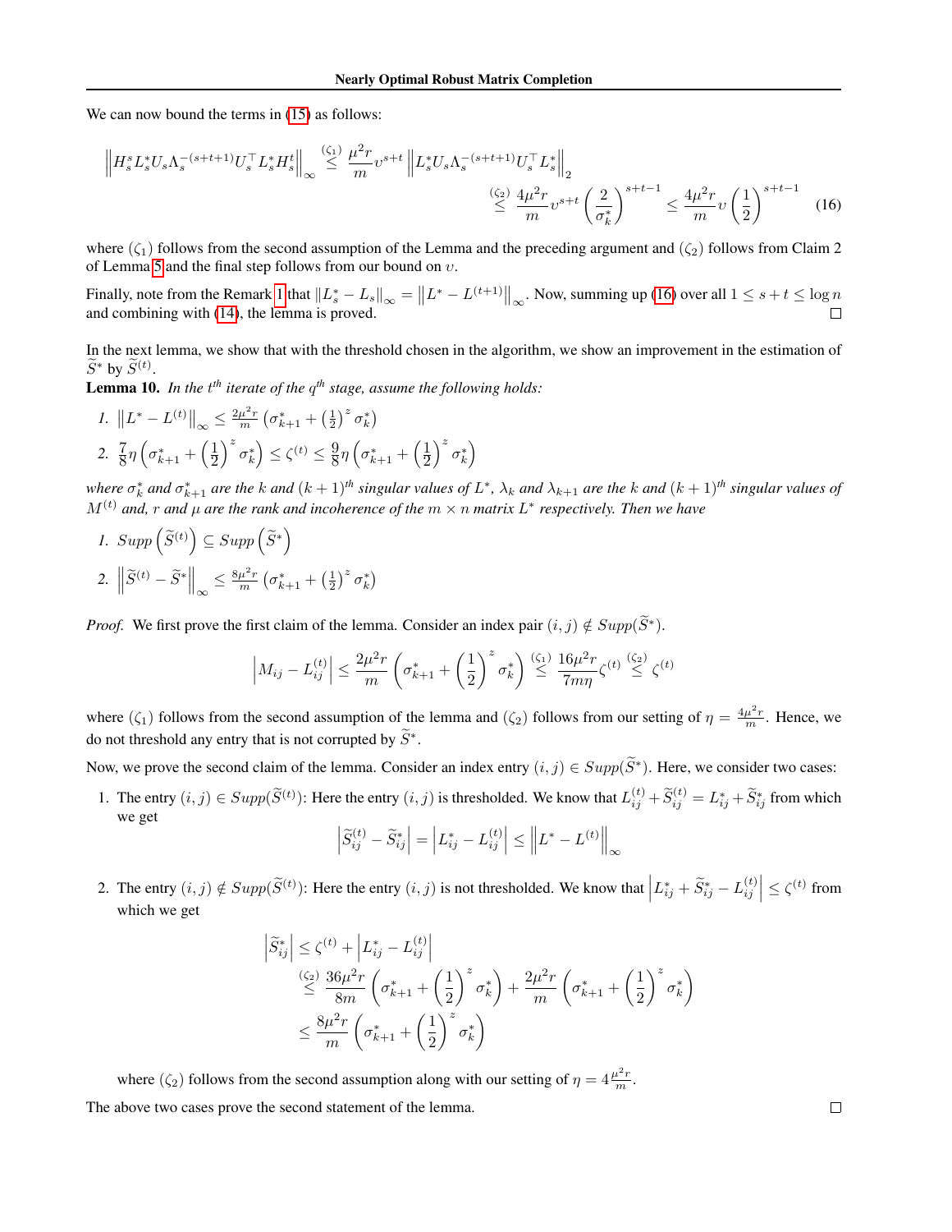We can now bound the terms in (15) as follows:

$$\left\| H_s^s L_s^* U_s \Lambda_s^{-(s+t+1)} U_s^\top L_s^* H_s^t \right\|_\infty \overset{(\zeta_1)}{\leq} \frac{\mu^2 r}{m} \upsilon^{s+t} \left\| L_s^* U_s \Lambda_s^{-(s+t+1)} U_s^\top L_s^* \right\|_2$$
$$\overset{(\zeta_2)}{\leq} \frac{4\mu^2 r}{m} \upsilon^{s+t} \left( \frac{2}{\sigma_k^*} \right)^{s+t-1} \leq \frac{4\mu^2 r}{m} \upsilon \left( \frac{1}{2} \right)^{s+t-1} \tag{16}$$

where $(\zeta_1)$ follows from the second assumption of the Lemma and the preceding argument and $(\zeta_2)$ follows from Claim 2 of Lemma 5 and the final step follows from our bound on $\upsilon$.

Finally, note from the Remark 1 that $\|L_s^* - L_s\|_\infty = \left\| L^* - L^{(t+1)} \right\|_\infty$. Now, summing up (16) over all $1 \leq s+t \leq \log n$ and combining with (14), the lemma is proved. □

In the next lemma, we show that with the threshold chosen in the algorithm, we show an improvement in the estimation of $\widetilde{S}^*$ by $\widetilde{S}^{(t)}$.

**Lemma 10.** *In the $t^{th}$ iterate of the $q^{th}$ stage, assume the following holds:*

1. $\left\| L^* - L^{(t)} \right\|_\infty \leq \frac{2\mu^2 r}{m} \left( \sigma_{k+1}^* + \left(\frac{1}{2}\right)^z \sigma_k^* \right)$
2. $\frac{7}{8}\eta \left( \sigma_{k+1}^* + \left(\frac{1}{2}\right)^z \sigma_k^* \right) \leq \zeta^{(t)} \leq \frac{9}{8}\eta \left( \sigma_{k+1}^* + \left(\frac{1}{2}\right)^z \sigma_k^* \right)$

*where $\sigma_k^*$ and $\sigma_{k+1}^*$ are the $k$ and $(k+1)^{th}$ singular values of $L^*$, $\lambda_k$ and $\lambda_{k+1}$ are the $k$ and $(k+1)^{th}$ singular values of $M^{(t)}$ and, $r$ and $\mu$ are the rank and incoherence of the $m \times n$ matrix $L^*$ respectively. Then we have*

1. *Supp* $\left( \widetilde{S}^{(t)} \right) \subseteq$ *Supp* $\left( \widetilde{S}^* \right)$
2. $\left\| \widetilde{S}^{(t)} - \widetilde{S}^* \right\|_\infty \leq \frac{8\mu^2 r}{m} \left( \sigma_{k+1}^* + \left(\frac{1}{2}\right)^z \sigma_k^* \right)$

*Proof.* We first prove the first claim of the lemma. Consider an index pair $(i,j) \notin Supp(\widetilde{S}^*)$.

$$\left| M_{ij} - L_{ij}^{(t)} \right| \leq \frac{2\mu^2 r}{m} \left( \sigma_{k+1}^* + \left(\frac{1}{2}\right)^z \sigma_k^* \right) \overset{(\zeta_1)}{\leq} \frac{16\mu^2 r}{7m\eta} \zeta^{(t)} \overset{(\zeta_2)}{\leq} \zeta^{(t)}$$

where $(\zeta_1)$ follows from the second assumption of the lemma and $(\zeta_2)$ follows from our setting of $\eta = \frac{4\mu^2 r}{m}$. Hence, we do not threshold any entry that is not corrupted by $\widetilde{S}^*$.

Now, we prove the second claim of the lemma. Consider an index entry $(i,j) \in Supp(\widetilde{S}^*)$. Here, we consider two cases:

1. The entry $(i,j) \in Supp(\widetilde{S}^{(t)})$: Here the entry $(i,j)$ is thresholded. We know that $L_{ij}^{(t)} + \widetilde{S}_{ij}^{(t)} = L_{ij}^* + \widetilde{S}_{ij}^*$ from which we get

$$\left| \widetilde{S}_{ij}^{(t)} - \widetilde{S}_{ij}^* \right| = \left| L_{ij}^* - L_{ij}^{(t)} \right| \leq \left\| L^* - L^{(t)} \right\|_\infty$$

2. The entry $(i,j) \notin Supp(\widetilde{S}^{(t)})$: Here the entry $(i,j)$ is not thresholded. We know that $\left| L_{ij}^* + \widetilde{S}_{ij}^* - L_{ij}^{(t)} \right| \leq \zeta^{(t)}$ from which we get

$$\left| \widetilde{S}_{ij}^* \right| \leq \zeta^{(t)} + \left| L_{ij}^* - L_{ij}^{(t)} \right|$$
$$\overset{(\zeta_2)}{\leq} \frac{36\mu^2 r}{8m} \left( \sigma_{k+1}^* + \left(\frac{1}{2}\right)^z \sigma_k^* \right) + \frac{2\mu^2 r}{m} \left( \sigma_{k+1}^* + \left(\frac{1}{2}\right)^z \sigma_k^* \right)$$
$$\leq \frac{8\mu^2 r}{m} \left( \sigma_{k+1}^* + \left(\frac{1}{2}\right)^z \sigma_k^* \right)$$

where $(\zeta_2)$ follows from the second assumption along with our setting of $\eta = 4\frac{\mu^2 r}{m}$.

The above two cases prove the second statement of the lemma. □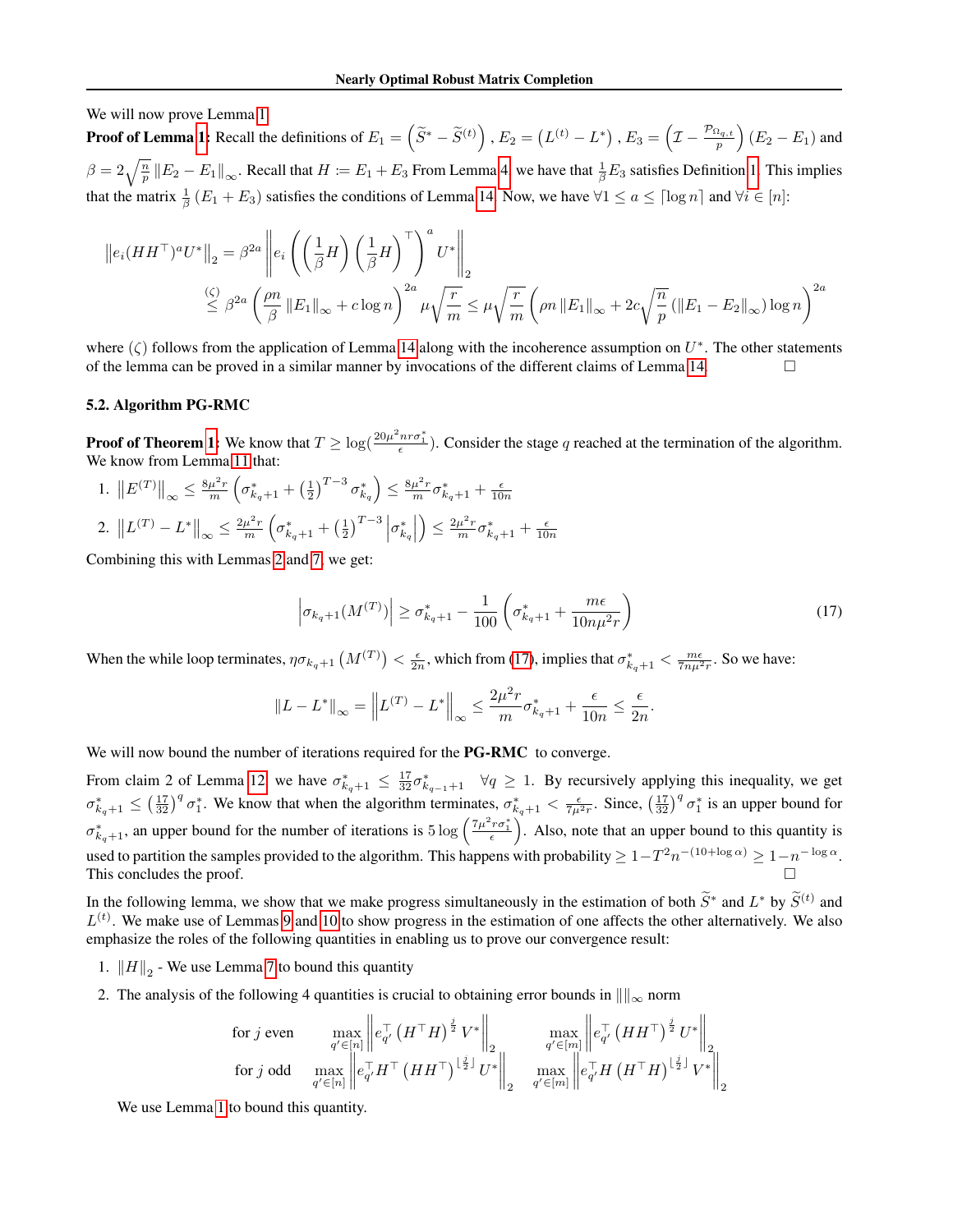We will now prove Lemma 1.

**Proof of Lemma 1:** Recall the definitions of $E_1 = \left(\widetilde{S}^* - \widetilde{S}^{(t)}\right)$, $E_2 = \left(L^{(t)} - L^*\right)$, $E_3 = \left(\mathcal{I} - \frac{\mathcal{P}_{\Omega_{q,t}}}{p}\right)(E_2 - E_1)$ and $\beta = 2\sqrt{\frac{n}{p}} \|E_2 - E_1\|_\infty$. Recall that $H := E_1 + E_3$ From Lemma 4 we have that $\frac{1}{\beta} E_3$ satisfies Definition 1. This implies that the matrix $\frac{1}{\beta}(E_1 + E_3)$ satisfies the conditions of Lemma 14. Now, we have $\forall 1 \leq a \leq \lceil \log n \rceil$ and $\forall i \in [n]$:

$$
\begin{aligned}
\left\|e_i (HH^\top)^a U^*\right\|_2 &= \beta^{2a} \left\| e_i \left( \left(\frac{1}{\beta} H\right) \left(\frac{1}{\beta} H\right)^\top \right)^a U^* \right\|_2 \\
&\overset{(\zeta)}{\leq} \beta^{2a} \left( \frac{\rho n}{\beta} \|E_1\|_\infty + c \log n \right)^{2a} \mu \sqrt{\frac{r}{m}} \leq \mu \sqrt{\frac{r}{m}} \left( \rho n \|E_1\|_\infty + 2c \sqrt{\frac{n}{p}} \left( \|E_1 - E_2\|_\infty \right) \log n \right)^{2a}
\end{aligned}
$$

where $(\zeta)$ follows from the application of Lemma 14 along with the incoherence assumption on $U^*$. The other statements of the lemma can be proved in a similar manner by invocations of the different claims of Lemma 14. □

### 5.2. Algorithm PG-RMC

**Proof of Theorem 1:** We know that $T \geq \log(\frac{20\mu^2 n r \sigma_1^*}{\epsilon})$. Consider the stage $q$ reached at the termination of the algorithm. We know from Lemma 11 that:

1. $\left\|E^{(T)}\right\|_\infty \leq \frac{8\mu^2 r}{m} \left( \sigma_{k_q+1}^* + \left(\frac{1}{2}\right)^{T-3} \sigma_{k_q}^* \right) \leq \frac{8\mu^2 r}{m} \sigma_{k_q+1}^* + \frac{\epsilon}{10n}$
2. $\left\|L^{(T)} - L^*\right\|_\infty \leq \frac{2\mu^2 r}{m} \left( \sigma_{k_q+1}^* + \left(\frac{1}{2}\right)^{T-3} \left|\sigma_{k_q}^*\right| \right) \leq \frac{2\mu^2 r}{m} \sigma_{k_q+1}^* + \frac{\epsilon}{10n}$

Combining this with Lemmas 2 and 7, we get:

$$
\left|\sigma_{k_q+1}(M^{(T)})\right| \geq \sigma_{k_q+1}^* - \frac{1}{100} \left( \sigma_{k_q+1}^* + \frac{m\epsilon}{10n\mu^2 r} \right) \tag{17}
$$

When the while loop terminates, $\eta \sigma_{k_q+1}\left(M^{(T)}\right) < \frac{\epsilon}{2n}$, which from (17), implies that $\sigma_{k_q+1}^* < \frac{m\epsilon}{7n\mu^2 r}$. So we have:

$$
\|L - L^*\|_\infty = \left\|L^{(T)} - L^*\right\|_\infty \leq \frac{2\mu^2 r}{m} \sigma_{k_q+1}^* + \frac{\epsilon}{10n} \leq \frac{\epsilon}{2n}.
$$

We will now bound the number of iterations required for the **PG-RMC** to converge.

From claim 2 of Lemma 12, we have $\sigma_{k_q+1}^* \leq \frac{17}{32} \sigma_{k_{q-1}+1}^* \quad \forall q \geq 1$. By recursively applying this inequality, we get $\sigma_{k_q+1}^* \leq \left(\frac{17}{32}\right)^q \sigma_1^*$. We know that when the algorithm terminates, $\sigma_{k_q+1}^* < \frac{\epsilon}{7\mu^2 r}$. Since, $\left(\frac{17}{32}\right)^q \sigma_1^*$ is an upper bound for $\sigma_{k_q+1}^*$, an upper bound for the number of iterations is $5 \log\left(\frac{7\mu^2 r \sigma_1^*}{\epsilon}\right)$. Also, note that an upper bound to this quantity is used to partition the samples provided to the algorithm. This happens with probability $\geq 1 - T^2 n^{-(10 + \log \alpha)} \geq 1 - n^{-\log \alpha}$. This concludes the proof. □

In the following lemma, we show that we make progress simultaneously in the estimation of both $\widetilde{S}^*$ and $L^*$ by $\widetilde{S}^{(t)}$ and $L^{(t)}$. We make use of Lemmas 9 and 10 to show progress in the estimation of one affects the other alternatively. We also emphasize the roles of the following quantities in enabling us to prove our convergence result:

1. $\|H\|_2$ - We use Lemma 7 to bound this quantity
2. The analysis of the following 4 quantities is crucial to obtaining error bounds in $\|\|_\infty$ norm

$$
\begin{aligned}
&\text{for } j \text{ even} \quad \max_{q' \in [n]} \left\| e_{q'}^\top \left(H^\top H\right)^{\frac{j}{2}} V^* \right\|_2 \qquad \max_{q' \in [m]} \left\| e_{q'}^\top \left(HH^\top\right)^{\frac{j}{2}} U^* \right\|_2 \\
&\text{for } j \text{ odd} \quad \max_{q' \in [n]} \left\| e_{q'}^\top H^\top \left(HH^\top\right)^{\lfloor \frac{j}{2} \rfloor} U^* \right\|_2 \qquad \max_{q' \in [m]} \left\| e_{q'}^\top H \left(H^\top H\right)^{\lfloor \frac{j}{2} \rfloor} V^* \right\|_2
\end{aligned}
$$

   We use Lemma 1 to bound this quantity.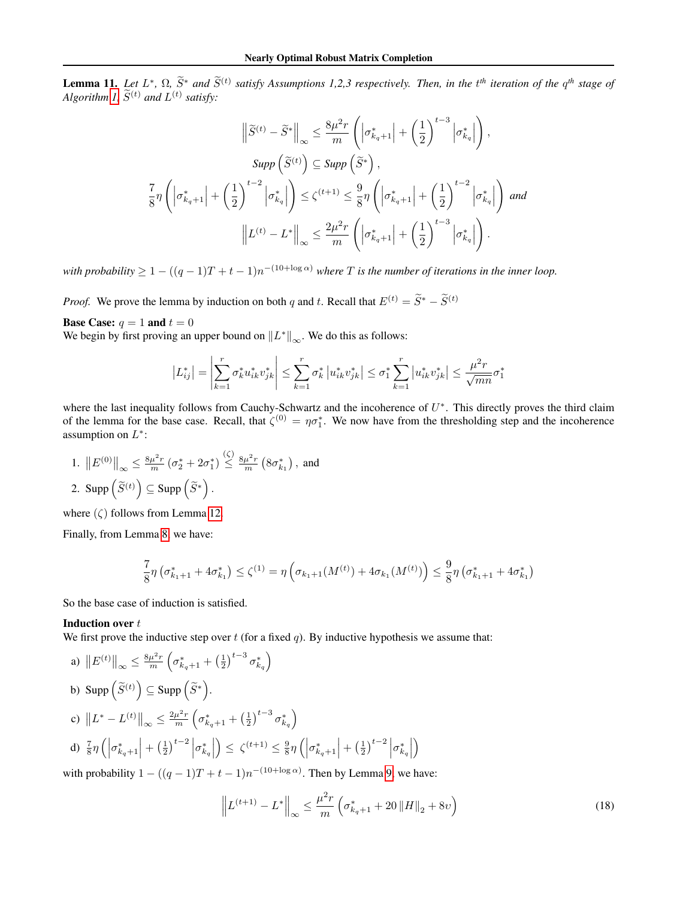**Lemma 11.** *Let $L^*$, $\Omega$, $\widetilde{S}^*$ and $\widetilde{S}^{(t)}$ satisfy Assumptions 1,2,3 respectively. Then, in the $t^{th}$ iteration of the $q^{th}$ stage of Algorithm 1, $\widetilde{S}^{(t)}$ and $L^{(t)}$ satisfy:*

$$\left\|\widetilde{S}^{(t)} - \widetilde{S}^*\right\|_\infty \leq \frac{8\mu^2 r}{m}\left(\left|\sigma^*_{k_q+1}\right| + \left(\frac{1}{2}\right)^{t-3}\left|\sigma^*_{k_q}\right|\right),$$

$$\textit{Supp}\left(\widetilde{S}^{(t)}\right) \subseteq \textit{Supp}\left(\widetilde{S}^*\right),$$

$$\frac{7}{8}\eta\left(\left|\sigma^*_{k_q+1}\right| + \left(\frac{1}{2}\right)^{t-2}\left|\sigma^*_{k_q}\right|\right) \leq \zeta^{(t+1)} \leq \frac{9}{8}\eta\left(\left|\sigma^*_{k_q+1}\right| + \left(\frac{1}{2}\right)^{t-2}\left|\sigma^*_{k_q}\right|\right) \textit{ and}$$

$$\left\|L^{(t)} - L^*\right\|_\infty \leq \frac{2\mu^2 r}{m}\left(\left|\sigma^*_{k_q+1}\right| + \left(\frac{1}{2}\right)^{t-3}\left|\sigma^*_{k_q}\right|\right).$$

*with probability $\geq 1 - ((q-1)T + t - 1)n^{-(10+\log\alpha)}$ where $T$ is the number of iterations in the inner loop.*

*Proof.* We prove the lemma by induction on both $q$ and $t$. Recall that $E^{(t)} = \widetilde{S}^* - \widetilde{S}^{(t)}$

**Base Case: $q = 1$ and $t = 0$**
We begin by first proving an upper bound on $\|L^*\|_\infty$. We do this as follows:

$$\left|L^*_{ij}\right| = \left|\sum_{k=1}^{r}\sigma^*_k u^*_{ik} v^*_{jk}\right| \leq \sum_{k=1}^{r}\sigma^*_k\left|u^*_{ik}v^*_{jk}\right| \leq \sigma^*_1\sum_{k=1}^{r}\left|u^*_{ik}v^*_{jk}\right| \leq \frac{\mu^2 r}{\sqrt{mn}}\sigma^*_1$$

where the last inequality follows from Cauchy-Schwartz and the incoherence of $U^*$. This directly proves the third claim of the lemma for the base case. Recall, that $\zeta^{(0)} = \eta\sigma^*_1$. We now have from the thresholding step and the incoherence assumption on $L^*$:

1. $\left\|E^{(0)}\right\|_\infty \leq \frac{8\mu^2 r}{m}\left(\sigma^*_2 + 2\sigma^*_1\right) \overset{(\zeta)}{\leq} \frac{8\mu^2 r}{m}\left(8\sigma^*_{k_1}\right)$, and
2. $\text{Supp}\left(\widetilde{S}^{(t)}\right) \subseteq \text{Supp}\left(\widetilde{S}^*\right)$.

where $(\zeta)$ follows from Lemma 12.

Finally, from Lemma 8, we have:

$$\frac{7}{8}\eta\left(\sigma^*_{k_1+1} + 4\sigma^*_{k_1}\right) \leq \zeta^{(1)} = \eta\left(\sigma_{k_1+1}(M^{(t)}) + 4\sigma_{k_1}(M^{(t)})\right) \leq \frac{9}{8}\eta\left(\sigma^*_{k_1+1} + 4\sigma^*_{k_1}\right)$$

So the base case of induction is satisfied.

**Induction over $t$**
We first prove the inductive step over $t$ (for a fixed $q$). By inductive hypothesis we assume that:

a) $\left\|E^{(t)}\right\|_\infty \leq \frac{8\mu^2 r}{m}\left(\sigma^*_{k_q+1} + \left(\frac{1}{2}\right)^{t-3}\sigma^*_{k_q}\right)$

b) $\text{Supp}\left(\widetilde{S}^{(t)}\right) \subseteq \text{Supp}\left(\widetilde{S}^*\right)$.

c) $\left\|L^* - L^{(t)}\right\|_\infty \leq \frac{2\mu^2 r}{m}\left(\sigma^*_{k_q+1} + \left(\frac{1}{2}\right)^{t-3}\sigma^*_{k_q}\right)$

d) $\frac{7}{8}\eta\left(\left|\sigma^*_{k_q+1}\right| + \left(\frac{1}{2}\right)^{t-2}\left|\sigma^*_{k_q}\right|\right) \leq \zeta^{(t+1)} \leq \frac{9}{8}\eta\left(\left|\sigma^*_{k_q+1}\right| + \left(\frac{1}{2}\right)^{t-2}\left|\sigma^*_{k_q}\right|\right)$

with probability $1 - ((q-1)T + t - 1)n^{-(10+\log\alpha)}$. Then by Lemma 9, we have:

$$\left\|L^{(t+1)} - L^*\right\|_\infty \leq \frac{\mu^2 r}{m}\left(\sigma^*_{k_q+1} + 20\left\|H\right\|_2 + 8\upsilon\right) \tag{18}$$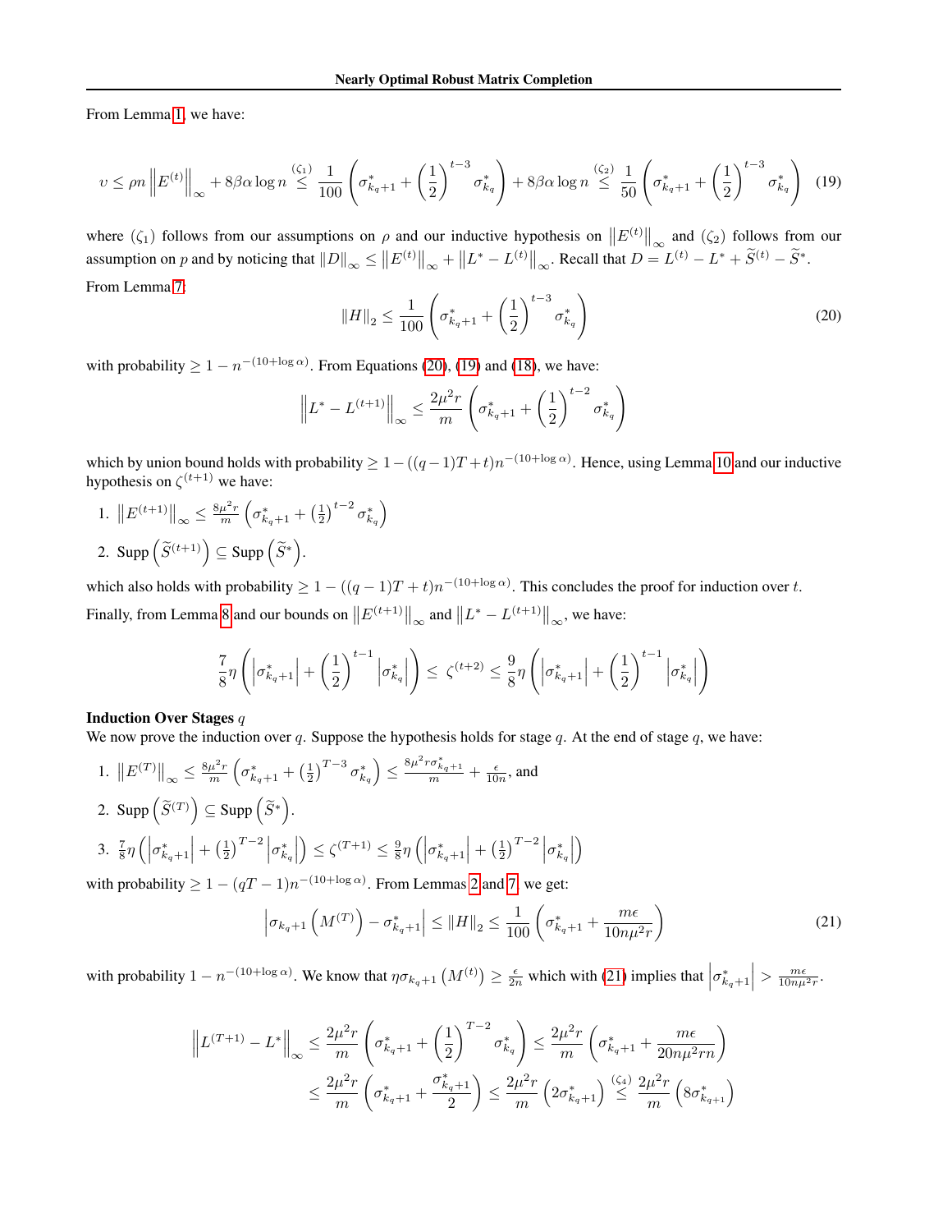From Lemma 1, we have:

$$
\upsilon \leq \rho n \left\| E^{(t)} \right\|_\infty + 8\beta\alpha \log n \overset{(\zeta_1)}{\leq} \frac{1}{100}\left(\sigma^*_{k_q+1} + \left(\frac{1}{2}\right)^{t-3}\sigma^*_{k_q}\right) + 8\beta\alpha\log n \overset{(\zeta_2)}{\leq} \frac{1}{50}\left(\sigma^*_{k_q+1} + \left(\frac{1}{2}\right)^{t-3}\sigma^*_{k_q}\right) \tag{19}
$$

where $(\zeta_1)$ follows from our assumptions on $\rho$ and our inductive hypothesis on $\left\|E^{(t)}\right\|_\infty$ and $(\zeta_2)$ follows from our assumption on $p$ and by noticing that $\|D\|_\infty \leq \left\|E^{(t)}\right\|_\infty + \left\|L^* - L^{(t)}\right\|_\infty$. Recall that $D = L^{(t)} - L^* + \widetilde{S}^{(t)} - \widetilde{S}^*$.

From Lemma 7:

$$
\|H\|_2 \leq \frac{1}{100}\left(\sigma^*_{k_q+1} + \left(\frac{1}{2}\right)^{t-3}\sigma^*_{k_q}\right) \tag{20}
$$

with probability $\geq 1 - n^{-(10+\log\alpha)}$. From Equations (20), (19) and (18), we have:

$$
\left\|L^* - L^{(t+1)}\right\|_\infty \leq \frac{2\mu^2 r}{m}\left(\sigma^*_{k_q+1} + \left(\frac{1}{2}\right)^{t-2}\sigma^*_{k_q}\right)
$$

which by union bound holds with probability $\geq 1 - ((q-1)T + t)n^{-(10+\log\alpha)}$. Hence, using Lemma 10 and our inductive hypothesis on $\zeta^{(t+1)}$ we have:

1. $\left\|E^{(t+1)}\right\|_\infty \leq \frac{8\mu^2 r}{m}\left(\sigma^*_{k_q+1} + \left(\frac{1}{2}\right)^{t-2}\sigma^*_{k_q}\right)$
2. Supp $\left(\widetilde{S}^{(t+1)}\right) \subseteq$ Supp $\left(\widetilde{S}^*\right)$.

which also holds with probability $\geq 1 - ((q-1)T + t)n^{-(10+\log\alpha)}$. This concludes the proof for induction over $t$.

Finally, from Lemma 8 and our bounds on $\left\|E^{(t+1)}\right\|_\infty$ and $\left\|L^* - L^{(t+1)}\right\|_\infty$, we have:

$$
\frac{7}{8}\eta\left(\left|\sigma^*_{k_q+1}\right| + \left(\frac{1}{2}\right)^{t-1}\left|\sigma^*_{k_q}\right|\right) \leq \zeta^{(t+2)} \leq \frac{9}{8}\eta\left(\left|\sigma^*_{k_q+1}\right| + \left(\frac{1}{2}\right)^{t-1}\left|\sigma^*_{k_q}\right|\right)
$$

**Induction Over Stages** $q$

We now prove the induction over $q$. Suppose the hypothesis holds for stage $q$. At the end of stage $q$, we have:

1. $\left\|E^{(T)}\right\|_\infty \leq \frac{8\mu^2 r}{m}\left(\sigma^*_{k_q+1} + \left(\frac{1}{2}\right)^{T-3}\sigma^*_{k_q}\right) \leq \frac{8\mu^2 r\sigma^*_{k_q+1}}{m} + \frac{\epsilon}{10n}$, and
2. Supp $\left(\widetilde{S}^{(T)}\right) \subseteq$ Supp $\left(\widetilde{S}^*\right)$.
3. $\frac{7}{8}\eta\left(\left|\sigma^*_{k_q+1}\right| + \left(\frac{1}{2}\right)^{T-2}\left|\sigma^*_{k_q}\right|\right) \leq \zeta^{(T+1)} \leq \frac{9}{8}\eta\left(\left|\sigma^*_{k_q+1}\right| + \left(\frac{1}{2}\right)^{T-2}\left|\sigma^*_{k_q}\right|\right)$

with probability $\geq 1 - (qT - 1)n^{-(10+\log\alpha)}$. From Lemmas 2 and 7, we get:

$$
\left|\sigma_{k_q+1}\left(M^{(T)}\right) - \sigma^*_{k_q+1}\right| \leq \|H\|_2 \leq \frac{1}{100}\left(\sigma^*_{k_q+1} + \frac{m\epsilon}{10n\mu^2 r}\right) \tag{21}
$$

with probability $1 - n^{-(10+\log\alpha)}$. We know that $\eta\sigma_{k_q+1}\left(M^{(t)}\right) \geq \frac{\epsilon}{2n}$ which with (21) implies that $\left|\sigma^*_{k_q+1}\right| > \frac{m\epsilon}{10n\mu^2 r}$.

$$
\begin{aligned}
\left\|L^{(T+1)} - L^*\right\|_\infty &\leq \frac{2\mu^2 r}{m}\left(\sigma^*_{k_q+1} + \left(\frac{1}{2}\right)^{T-2}\sigma^*_{k_q}\right) \leq \frac{2\mu^2 r}{m}\left(\sigma^*_{k_q+1} + \frac{m\epsilon}{20n\mu^2 rn}\right) \\
&\leq \frac{2\mu^2 r}{m}\left(\sigma^*_{k_q+1} + \frac{\sigma^*_{k_q+1}}{2}\right) \leq \frac{2\mu^2 r}{m}\left(2\sigma^*_{k_q+1}\right) \overset{(\zeta_4)}{\leq} \frac{2\mu^2 r}{m}\left(8\sigma^*_{k_{q+1}}\right)
\end{aligned}
$$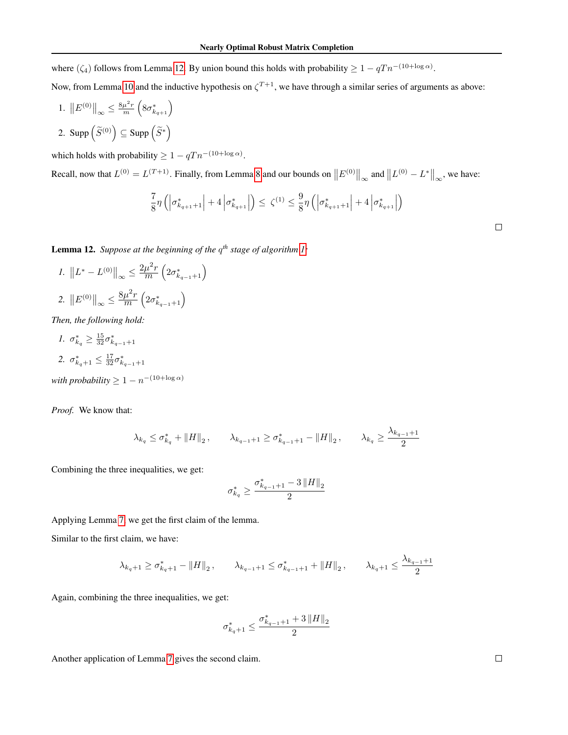where $(\zeta_4)$ follows from Lemma 12. By union bound this holds with probability $\geq 1 - qTn^{-(10+\log\alpha)}$.

Now, from Lemma 10 and the inductive hypothesis on $\zeta^{T+1}$, we have through a similar series of arguments as above:

1. $\left\|E^{(0)}\right\|_\infty \leq \frac{8\mu^2 r}{m}\left(8\sigma^*_{k_{q+1}}\right)$
2. Supp $\left(\widetilde{S}^{(0)}\right) \subseteq$ Supp $\left(\widetilde{S}^*\right)$

which holds with probability $\geq 1 - qTn^{-(10+\log\alpha)}$.

Recall, now that $L^{(0)} = L^{(T+1)}$. Finally, from Lemma 8 and our bounds on $\left\|E^{(0)}\right\|_\infty$ and $\left\|L^{(0)} - L^*\right\|_\infty$, we have:

$$\frac{7}{8}\eta\left(\left|\sigma^*_{k_{q+1}+1}\right| + 4\left|\sigma^*_{k_{q+1}}\right|\right) \leq \zeta^{(1)} \leq \frac{9}{8}\eta\left(\left|\sigma^*_{k_{q+1}+1}\right| + 4\left|\sigma^*_{k_{q+1}}\right|\right)$$

□

**Lemma 12.** *Suppose at the beginning of the $q^{th}$ stage of algorithm 1:*

1. $\left\|L^* - L^{(0)}\right\|_\infty \leq \frac{2\mu^2 r}{m}\left(2\sigma^*_{k_{q-1}+1}\right)$
2. $\left\|E^{(0)}\right\|_\infty \leq \frac{8\mu^2 r}{m}\left(2\sigma^*_{k_{q-1}+1}\right)$

*Then, the following hold:*

1. $\sigma^*_{k_q} \geq \frac{15}{32}\sigma^*_{k_{q-1}+1}$
2. $\sigma^*_{k_q+1} \leq \frac{17}{32}\sigma^*_{k_{q-1}+1}$

*with probability $\geq 1 - n^{-(10+\log\alpha)}$*

*Proof.* We know that:

$$\lambda_{k_q} \leq \sigma^*_{k_q} + \|H\|_2, \qquad \lambda_{k_{q-1}+1} \geq \sigma^*_{k_{q-1}+1} - \|H\|_2, \qquad \lambda_{k_q} \geq \frac{\lambda_{k_{q-1}+1}}{2}$$

Combining the three inequalities, we get:

$$\sigma^*_{k_q} \geq \frac{\sigma^*_{k_{q-1}+1} - 3\|H\|_2}{2}$$

Applying Lemma 7, we get the first claim of the lemma.

Similar to the first claim, we have:

$$\lambda_{k_q+1} \geq \sigma^*_{k_q+1} - \|H\|_2, \qquad \lambda_{k_{q-1}+1} \leq \sigma^*_{k_{q-1}+1} + \|H\|_2, \qquad \lambda_{k_q+1} \leq \frac{\lambda_{k_{q-1}+1}}{2}$$

Again, combining the three inequalities, we get:

$$\sigma^*_{k_q+1} \leq \frac{\sigma^*_{k_{q-1}+1} + 3\|H\|_2}{2}$$

Another application of Lemma 7 gives the second claim.

□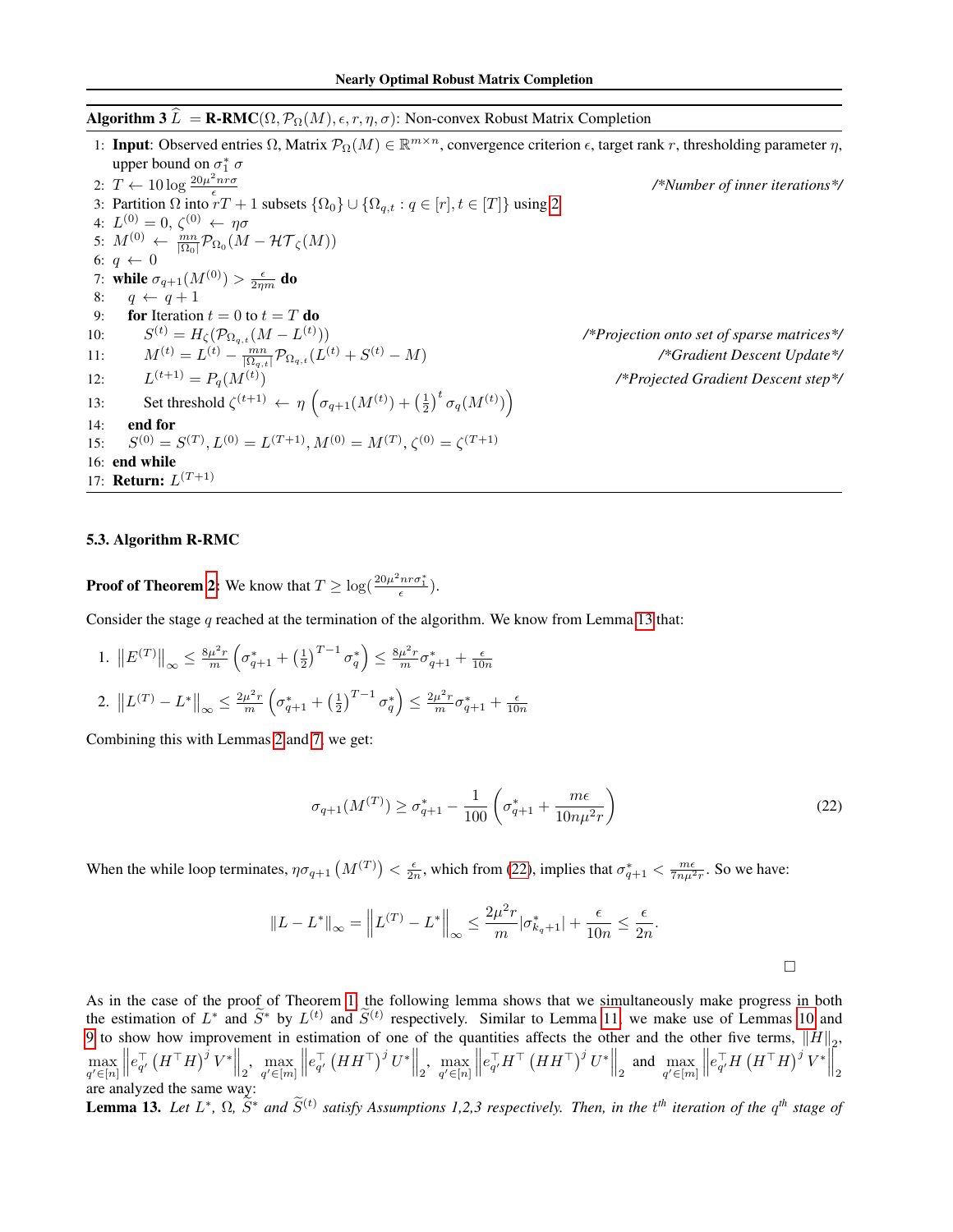**Algorithm 3** $\widehat{L} = \textbf{R-RMC}(\Omega, \mathcal{P}_\Omega(M), \epsilon, r, \eta, \sigma)$: Non-convex Robust Matrix Completion

1: **Input**: Observed entries $\Omega$, Matrix $\mathcal{P}_\Omega(M) \in \mathbb{R}^{m\times n}$, convergence criterion $\epsilon$, target rank $r$, thresholding parameter $\eta$, upper bound on $\sigma_1^*$ $\sigma$
2: $T \leftarrow 10 \log \frac{20\mu^2 nr\sigma}{\epsilon}$ &nbsp;&nbsp;&nbsp; /*Number of inner iterations*/
3: Partition $\Omega$ into $rT+1$ subsets $\{\Omega_0\} \cup \{\Omega_{q,t} : q \in [r], t \in [T]\}$ using 2
4: $L^{(0)} = 0$, $\zeta^{(0)} \leftarrow \eta\sigma$
5: $M^{(0)} \leftarrow \frac{mn}{|\Omega_0|}\mathcal{P}_{\Omega_0}(M - \mathcal{HT}_\zeta(M))$
6: $q \leftarrow 0$
7: **while** $\sigma_{q+1}(M^{(0)}) > \frac{\epsilon}{2\eta m}$ **do**
8: &nbsp;&nbsp;&nbsp; $q \leftarrow q+1$
9: &nbsp;&nbsp;&nbsp; **for** Iteration $t=0$ to $t=T$ **do**
10: &nbsp;&nbsp;&nbsp;&nbsp;&nbsp;&nbsp; $S^{(t)} = H_\zeta(\mathcal{P}_{\Omega_{q,t}}(M - L^{(t)}))$ &nbsp;&nbsp;&nbsp; /*Projection onto set of sparse matrices*/
11: &nbsp;&nbsp;&nbsp;&nbsp;&nbsp;&nbsp; $M^{(t)} = L^{(t)} - \frac{mn}{|\Omega_{q,t}|}\mathcal{P}_{\Omega_{q,t}}(L^{(t)} + S^{(t)} - M)$ &nbsp;&nbsp;&nbsp; /*Gradient Descent Update*/
12: &nbsp;&nbsp;&nbsp;&nbsp;&nbsp;&nbsp; $L^{(t+1)} = P_q(M^{(t)})$ &nbsp;&nbsp;&nbsp; /*Projected Gradient Descent step*/
13: &nbsp;&nbsp;&nbsp;&nbsp;&nbsp;&nbsp; Set threshold $\zeta^{(t+1)} \leftarrow \eta\left(\sigma_{q+1}(M^{(t)}) + \left(\frac{1}{2}\right)^t \sigma_q(M^{(t)})\right)$
14: &nbsp;&nbsp;&nbsp; **end for**
15: &nbsp;&nbsp;&nbsp; $S^{(0)} = S^{(T)}, L^{(0)} = L^{(T+1)}, M^{(0)} = M^{(T)}, \zeta^{(0)} = \zeta^{(T+1)}$
16: **end while**
17: **Return:** $L^{(T+1)}$

### 5.3. Algorithm R-RMC

**Proof of Theorem 2:** We know that $T \geq \log(\frac{20\mu^2 nr\sigma_1^*}{\epsilon})$.

Consider the stage $q$ reached at the termination of the algorithm. We know from Lemma 13 that:

1. $\left\|E^{(T)}\right\|_\infty \leq \frac{8\mu^2 r}{m}\left(\sigma_{q+1}^* + \left(\frac{1}{2}\right)^{T-1}\sigma_q^*\right) \leq \frac{8\mu^2 r}{m}\sigma_{q+1}^* + \frac{\epsilon}{10n}$
2. $\left\|L^{(T)} - L^*\right\|_\infty \leq \frac{2\mu^2 r}{m}\left(\sigma_{q+1}^* + \left(\frac{1}{2}\right)^{T-1}\sigma_q^*\right) \leq \frac{2\mu^2 r}{m}\sigma_{q+1}^* + \frac{\epsilon}{10n}$

Combining this with Lemmas 2 and 7, we get:

$$\sigma_{q+1}(M^{(T)}) \geq \sigma_{q+1}^* - \frac{1}{100}\left(\sigma_{q+1}^* + \frac{m\epsilon}{10n\mu^2 r}\right) \tag{22}$$

When the while loop terminates, $\eta\sigma_{q+1}\left(M^{(T)}\right) < \frac{\epsilon}{2n}$, which from (22), implies that $\sigma_{q+1}^* < \frac{m\epsilon}{7n\mu^2 r}$. So we have:

$$\|L - L^*\|_\infty = \left\|L^{(T)} - L^*\right\|_\infty \leq \frac{2\mu^2 r}{m}|\sigma_{k_q+1}^*| + \frac{\epsilon}{10n} \leq \frac{\epsilon}{2n}.$$

□

As in the case of the proof of Theorem 1, the following lemma shows that we simultaneously make progress in both the estimation of $L^*$ and $\widetilde{S}^*$ by $L^{(t)}$ and $\widetilde{S}^{(t)}$ respectively. Similar to Lemma 11, we make use of Lemmas 10 and 9 to show how improvement in estimation of one of the quantities affects the other and the other five terms, $\|H\|_2$, $\max_{q'\in[n]}\left\|e_{q'}^\top\left(H^\top H\right)^j V^*\right\|_2$, $\max_{q'\in[m]}\left\|e_{q'}^\top\left(HH^\top\right)^j U^*\right\|_2$, $\max_{q'\in[n]}\left\|e_{q'}^\top H^\top\left(HH^\top\right)^j U^*\right\|_2$ and $\max_{q'\in[m]}\left\|e_{q'}^\top H\left(H^\top H\right)^j V^*\right\|_2$ are analyzed the same way:

**Lemma 13.** *Let $L^*$, $\Omega$, $\widetilde{S}^*$ and $\widetilde{S}^{(t)}$ satisfy Assumptions 1,2,3 respectively. Then, in the $t^{th}$ iteration of the $q^{th}$ stage of*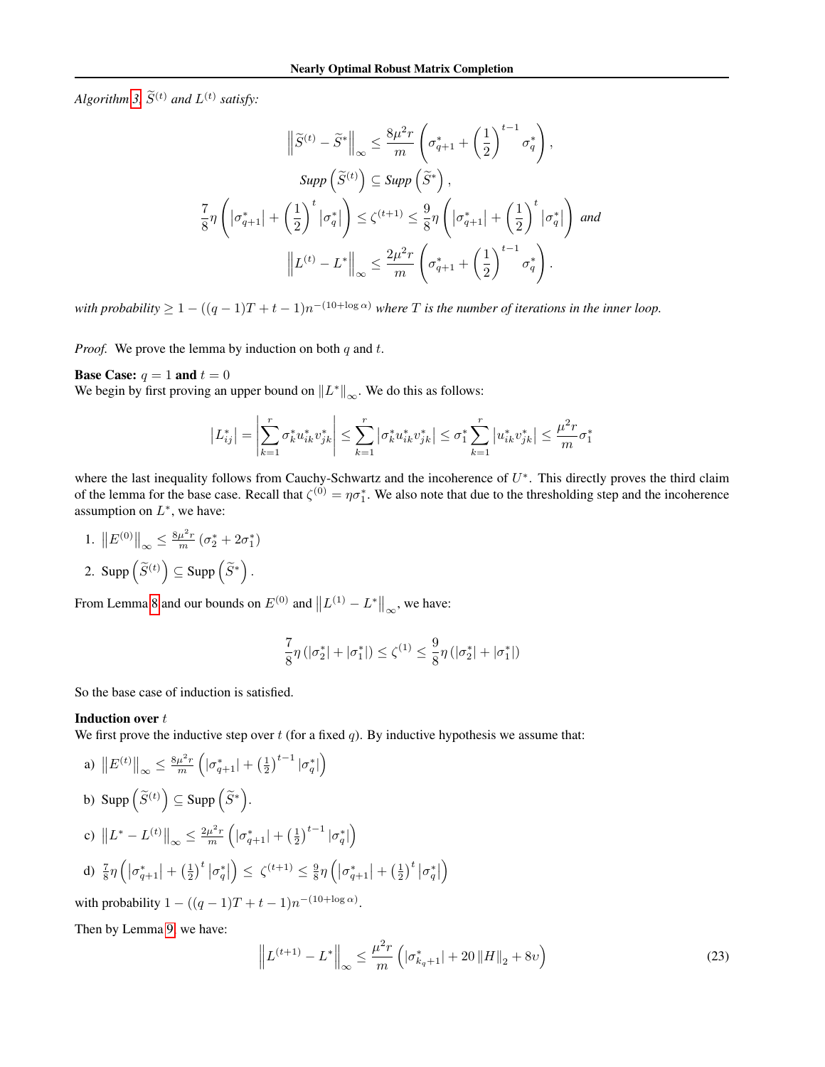*Algorithm 3, $\widetilde{S}^{(t)}$ and $L^{(t)}$ satisfy:*

$$\left\|\widetilde{S}^{(t)} - \widetilde{S}^{*}\right\|_{\infty} \leq \frac{8\mu^2 r}{m}\left(\sigma^*_{q+1} + \left(\frac{1}{2}\right)^{t-1}\sigma^*_q\right),$$

$$\textit{Supp}\left(\widetilde{S}^{(t)}\right) \subseteq \textit{Supp}\left(\widetilde{S}^{*}\right),$$

$$\frac{7}{8}\eta\left(\left|\sigma^*_{q+1}\right| + \left(\frac{1}{2}\right)^{t}\left|\sigma^*_q\right|\right) \leq \zeta^{(t+1)} \leq \frac{9}{8}\eta\left(\left|\sigma^*_{q+1}\right| + \left(\frac{1}{2}\right)^{t}\left|\sigma^*_q\right|\right) \textit{ and}$$

$$\left\|L^{(t)} - L^{*}\right\|_{\infty} \leq \frac{2\mu^2 r}{m}\left(\sigma^*_{q+1} + \left(\frac{1}{2}\right)^{t-1}\sigma^*_q\right).$$

*with probability* $\geq 1 - ((q-1)T + t - 1)n^{-(10+\log\alpha)}$ *where $T$ is the number of iterations in the inner loop.*

*Proof.* We prove the lemma by induction on both $q$ and $t$.

**Base Case:** $q = 1$ **and** $t = 0$
We begin by first proving an upper bound on $\|L^*\|_\infty$. We do this as follows:

$$\left|L^*_{ij}\right| = \left|\sum_{k=1}^{r}\sigma^*_k u^*_{ik} v^*_{jk}\right| \leq \sum_{k=1}^{r}\left|\sigma^*_k u^*_{ik} v^*_{jk}\right| \leq \sigma^*_1 \sum_{k=1}^{r}\left|u^*_{ik} v^*_{jk}\right| \leq \frac{\mu^2 r}{m}\sigma^*_1$$

where the last inequality follows from Cauchy-Schwartz and the incoherence of $U^*$. This directly proves the third claim of the lemma for the base case. Recall that $\zeta^{(0)} = \eta\sigma^*_1$. We also note that due to the thresholding step and the incoherence assumption on $L^*$, we have:

1. $\left\|E^{(0)}\right\|_\infty \leq \frac{8\mu^2 r}{m}\left(\sigma^*_2 + 2\sigma^*_1\right)$
2. Supp $\left(\widetilde{S}^{(t)}\right) \subseteq$ Supp $\left(\widetilde{S}^{*}\right)$.

From Lemma 8 and our bounds on $E^{(0)}$ and $\left\|L^{(1)} - L^*\right\|_\infty$, we have:

$$\frac{7}{8}\eta\left(\left|\sigma^*_2\right| + \left|\sigma^*_1\right|\right) \leq \zeta^{(1)} \leq \frac{9}{8}\eta\left(\left|\sigma^*_2\right| + \left|\sigma^*_1\right|\right)$$

So the base case of induction is satisfied.

**Induction over** $t$
We first prove the inductive step over $t$ (for a fixed $q$). By inductive hypothesis we assume that:

a) $\left\|E^{(t)}\right\|_\infty \leq \frac{8\mu^2 r}{m}\left(\left|\sigma^*_{q+1}\right| + \left(\frac{1}{2}\right)^{t-1}\left|\sigma^*_q\right|\right)$

b) Supp $\left(\widetilde{S}^{(t)}\right) \subseteq$ Supp $\left(\widetilde{S}^{*}\right)$.

c) $\left\|L^* - L^{(t)}\right\|_\infty \leq \frac{2\mu^2 r}{m}\left(\left|\sigma^*_{q+1}\right| + \left(\frac{1}{2}\right)^{t-1}\left|\sigma^*_q\right|\right)$

d) $\frac{7}{8}\eta\left(\left|\sigma^*_{q+1}\right| + \left(\frac{1}{2}\right)^{t}\left|\sigma^*_q\right|\right) \leq \zeta^{(t+1)} \leq \frac{9}{8}\eta\left(\left|\sigma^*_{q+1}\right| + \left(\frac{1}{2}\right)^{t}\left|\sigma^*_q\right|\right)$

with probability $1 - ((q-1)T + t - 1)n^{-(10+\log\alpha)}$.

Then by Lemma 9, we have:

$$\left\|L^{(t+1)} - L^*\right\|_\infty \leq \frac{\mu^2 r}{m}\left(\left|\sigma^*_{k_q+1}\right| + 20\left\|H\right\|_2 + 8\upsilon\right) \tag{23}$$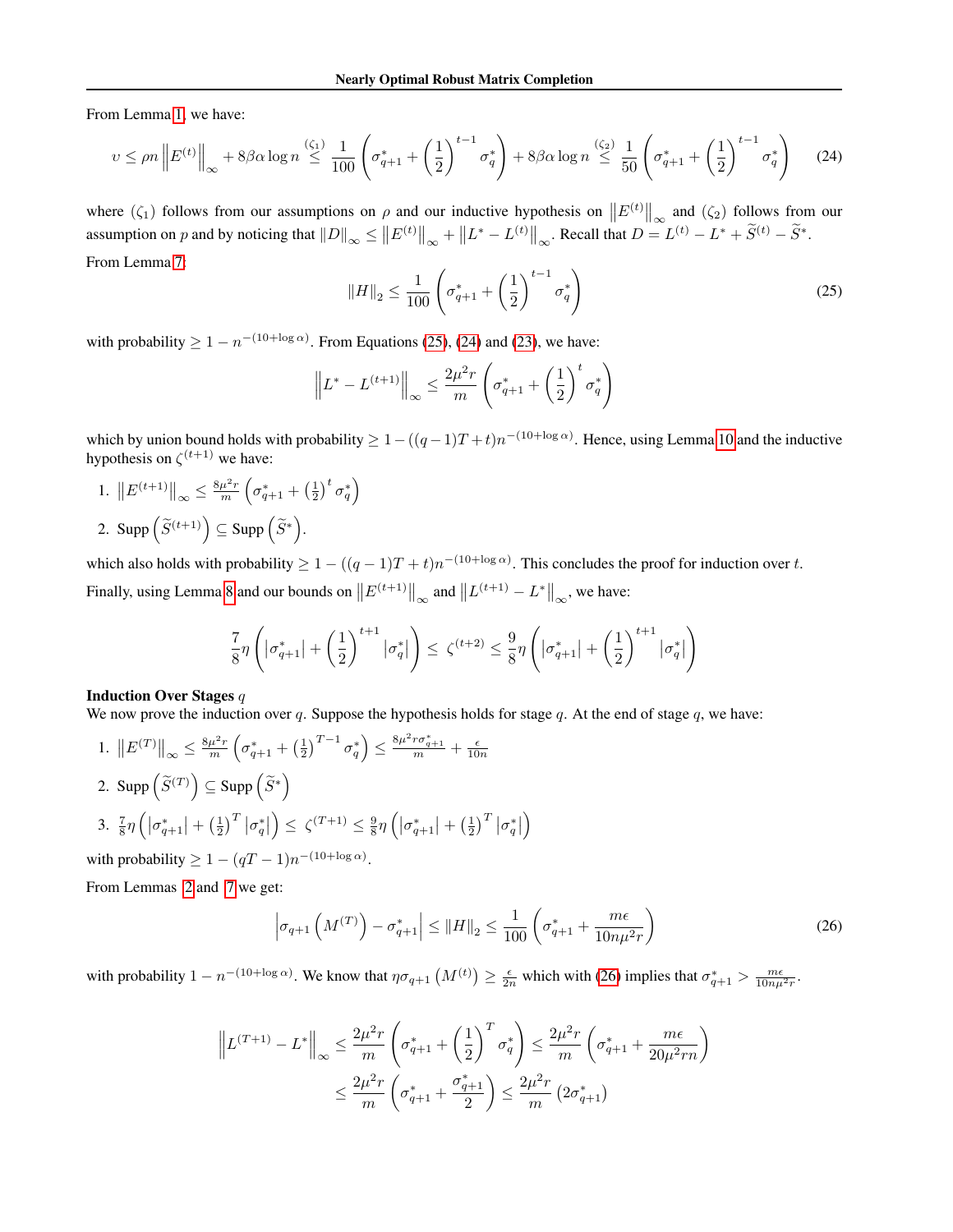From Lemma 1, we have:

$$\upsilon \leq \rho n \left\|E^{(t)}\right\|_\infty + 8\beta\alpha \log n \overset{(\zeta_1)}{\leq} \frac{1}{100}\left(\sigma_{q+1}^* + \left(\frac{1}{2}\right)^{t-1}\sigma_q^*\right) + 8\beta\alpha\log n \overset{(\zeta_2)}{\leq} \frac{1}{50}\left(\sigma_{q+1}^* + \left(\frac{1}{2}\right)^{t-1}\sigma_q^*\right) \tag{24}$$

where $(\zeta_1)$ follows from our assumptions on $\rho$ and our inductive hypothesis on $\left\|E^{(t)}\right\|_\infty$ and $(\zeta_2)$ follows from our assumption on $p$ and by noticing that $\|D\|_\infty \leq \left\|E^{(t)}\right\|_\infty + \left\|L^* - L^{(t)}\right\|_\infty$. Recall that $D = L^{(t)} - L^* + \widetilde{S}^{(t)} - \widetilde{S}^*$.

From Lemma 7:

$$\|H\|_2 \leq \frac{1}{100}\left(\sigma_{q+1}^* + \left(\frac{1}{2}\right)^{t-1}\sigma_q^*\right) \tag{25}$$

with probability $\geq 1 - n^{-(10+\log\alpha)}$. From Equations (25), (24) and (23), we have:

$$\left\|L^* - L^{(t+1)}\right\|_\infty \leq \frac{2\mu^2 r}{m}\left(\sigma_{q+1}^* + \left(\frac{1}{2}\right)^t \sigma_q^*\right)$$

which by union bound holds with probability $\geq 1 - ((q-1)T + t)n^{-(10+\log\alpha)}$. Hence, using Lemma 10 and the inductive hypothesis on $\zeta^{(t+1)}$ we have:

1. $\left\|E^{(t+1)}\right\|_\infty \leq \frac{8\mu^2 r}{m}\left(\sigma_{q+1}^* + \left(\frac{1}{2}\right)^t \sigma_q^*\right)$
2. Supp $\left(\widetilde{S}^{(t+1)}\right) \subseteq$ Supp $\left(\widetilde{S}^*\right)$.

which also holds with probability $\geq 1 - ((q-1)T + t)n^{-(10+\log\alpha)}$. This concludes the proof for induction over $t$.

Finally, using Lemma 8 and our bounds on $\left\|E^{(t+1)}\right\|_\infty$ and $\left\|L^{(t+1)} - L^*\right\|_\infty$, we have:

$$\frac{7}{8}\eta\left(\left|\sigma_{q+1}^*\right| + \left(\frac{1}{2}\right)^{t+1}\left|\sigma_q^*\right|\right) \leq \zeta^{(t+2)} \leq \frac{9}{8}\eta\left(\left|\sigma_{q+1}^*\right| + \left(\frac{1}{2}\right)^{t+1}\left|\sigma_q^*\right|\right)$$

**Induction Over Stages** $q$

We now prove the induction over $q$. Suppose the hypothesis holds for stage $q$. At the end of stage $q$, we have:

1. $\left\|E^{(T)}\right\|_\infty \leq \frac{8\mu^2 r}{m}\left(\sigma_{q+1}^* + \left(\frac{1}{2}\right)^{T-1}\sigma_q^*\right) \leq \frac{8\mu^2 r \sigma_{q+1}^*}{m} + \frac{\epsilon}{10n}$
2. Supp $\left(\widetilde{S}^{(T)}\right) \subseteq$ Supp $\left(\widetilde{S}^*\right)$
3. $\frac{7}{8}\eta\left(\left|\sigma_{q+1}^*\right| + \left(\frac{1}{2}\right)^T\left|\sigma_q^*\right|\right) \leq \zeta^{(T+1)} \leq \frac{9}{8}\eta\left(\left|\sigma_{q+1}^*\right| + \left(\frac{1}{2}\right)^T\left|\sigma_q^*\right|\right)$

with probability $\geq 1 - (qT - 1)n^{-(10+\log\alpha)}$.

From Lemmas 2 and 7 we get:

$$\left|\sigma_{q+1}\left(M^{(T)}\right) - \sigma_{q+1}^*\right| \leq \|H\|_2 \leq \frac{1}{100}\left(\sigma_{q+1}^* + \frac{m\epsilon}{10n\mu^2 r}\right) \tag{26}$$

with probability $1 - n^{-(10+\log\alpha)}$. We know that $\eta\sigma_{q+1}\left(M^{(t)}\right) \geq \frac{\epsilon}{2n}$ which with (26) implies that $\sigma_{q+1}^* > \frac{m\epsilon}{10n\mu^2 r}$.

$$\begin{aligned}
\left\|L^{(T+1)} - L^*\right\|_\infty &\leq \frac{2\mu^2 r}{m}\left(\sigma_{q+1}^* + \left(\frac{1}{2}\right)^T \sigma_q^*\right) \leq \frac{2\mu^2 r}{m}\left(\sigma_{q+1}^* + \frac{m\epsilon}{20\mu^2 rn}\right) \\
&\leq \frac{2\mu^2 r}{m}\left(\sigma_{q+1}^* + \frac{\sigma_{q+1}^*}{2}\right) \leq \frac{2\mu^2 r}{m}\left(2\sigma_{q+1}^*\right)
\end{aligned}$$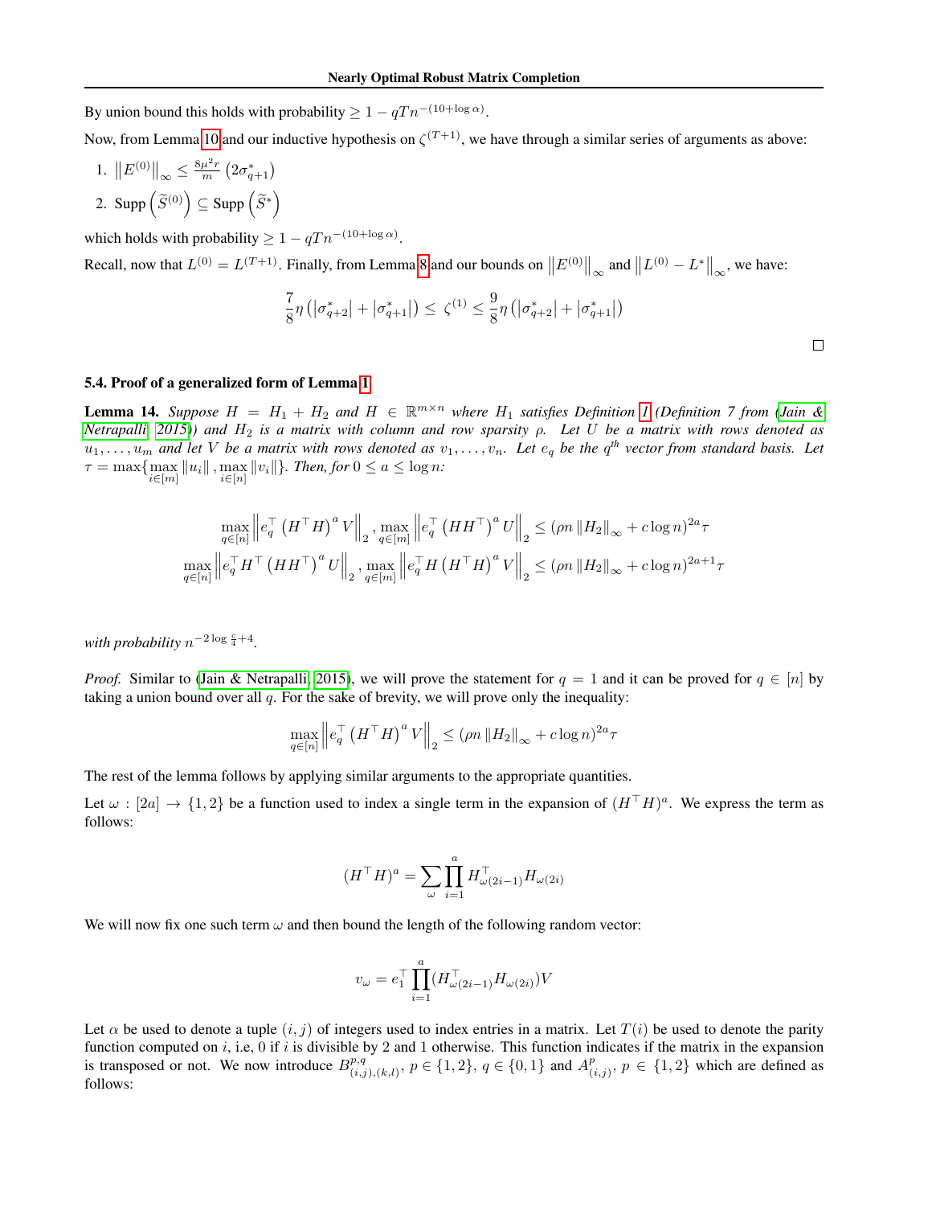By union bound this holds with probability $\geq 1 - qTn^{-(10+\log\alpha)}$.

Now, from Lemma 10 and our inductive hypothesis on $\zeta^{(T+1)}$, we have through a similar series of arguments as above:

1. $\left\|E^{(0)}\right\|_\infty \leq \frac{8\mu^2 r}{m}\left(2\sigma^*_{q+1}\right)$
2. $\text{Supp}\left(\widetilde{S}^{(0)}\right) \subseteq \text{Supp}\left(\widetilde{S}^*\right)$

which holds with probability $\geq 1 - qTn^{-(10+\log\alpha)}$.

Recall, now that $L^{(0)} = L^{(T+1)}$. Finally, from Lemma 8 and our bounds on $\left\|E^{(0)}\right\|_\infty$ and $\left\|L^{(0)} - L^*\right\|_\infty$, we have:

$$\frac{7}{8}\eta\left(\left|\sigma^*_{q+2}\right| + \left|\sigma^*_{q+1}\right|\right) \leq \zeta^{(1)} \leq \frac{9}{8}\eta\left(\left|\sigma^*_{q+2}\right| + \left|\sigma^*_{q+1}\right|\right)$$

□

### 5.4. Proof of a generalized form of Lemma 1

**Lemma 14.** *Suppose $H = H_1 + H_2$ and $H \in \mathbb{R}^{m\times n}$ where $H_1$ satisfies Definition 1 (Definition 7 from (Jain & Netrapalli, 2015)) and $H_2$ is a matrix with column and row sparsity $\rho$. Let $U$ be a matrix with rows denoted as $u_1, \ldots, u_m$ and let $V$ be a matrix with rows denoted as $v_1, \ldots, v_n$. Let $e_q$ be the $q^{th}$ vector from standard basis. Let $\tau = \max\{\max_{i\in[m]}\|u_i\|, \max_{i\in[n]}\|v_i\|\}$. Then, for $0 \leq a \leq \log n$:*

$$\max_{q\in[n]}\left\|e_q^\top\left(H^\top H\right)^a V\right\|_2, \max_{q\in[m]}\left\|e_q^\top\left(HH^\top\right)^a U\right\|_2 \leq \left(\rho n\left\|H_2\right\|_\infty + c\log n\right)^{2a}\tau$$

$$\max_{q\in[n]}\left\|e_q^\top H^\top\left(HH^\top\right)^a U\right\|_2, \max_{q\in[m]}\left\|e_q^\top H\left(H^\top H\right)^a V\right\|_2 \leq \left(\rho n\left\|H_2\right\|_\infty + c\log n\right)^{2a+1}\tau$$

*with probability $n^{-2\log\frac{c}{4}+4}$.*

*Proof.* Similar to (Jain & Netrapalli, 2015), we will prove the statement for $q = 1$ and it can be proved for $q \in [n]$ by taking a union bound over all $q$. For the sake of brevity, we will prove only the inequality:

$$\max_{q\in[n]}\left\|e_q^\top\left(H^\top H\right)^a V\right\|_2 \leq \left(\rho n\left\|H_2\right\|_\infty + c\log n\right)^{2a}\tau$$

The rest of the lemma follows by applying similar arguments to the appropriate quantities.

Let $\omega : [2a] \to \{1, 2\}$ be a function used to index a single term in the expansion of $(H^\top H)^a$. We express the term as follows:

$$(H^\top H)^a = \sum_\omega \prod_{i=1}^a H^\top_{\omega(2i-1)} H_{\omega(2i)}$$

We will now fix one such term $\omega$ and then bound the length of the following random vector:

$$v_\omega = e_1^\top \prod_{i=1}^a (H^\top_{\omega(2i-1)} H_{\omega(2i)})V$$

Let $\alpha$ be used to denote a tuple $(i, j)$ of integers used to index entries in a matrix. Let $T(i)$ be used to denote the parity function computed on $i$, i.e, 0 if $i$ is divisible by 2 and 1 otherwise. This function indicates if the matrix in the expansion is transposed or not. We now introduce $B^{p,q}_{(i,j),(k,l)}$, $p \in \{1, 2\}$, $q \in \{0, 1\}$ and $A^p_{(i,j)}$, $p \in \{1, 2\}$ which are defined as follows: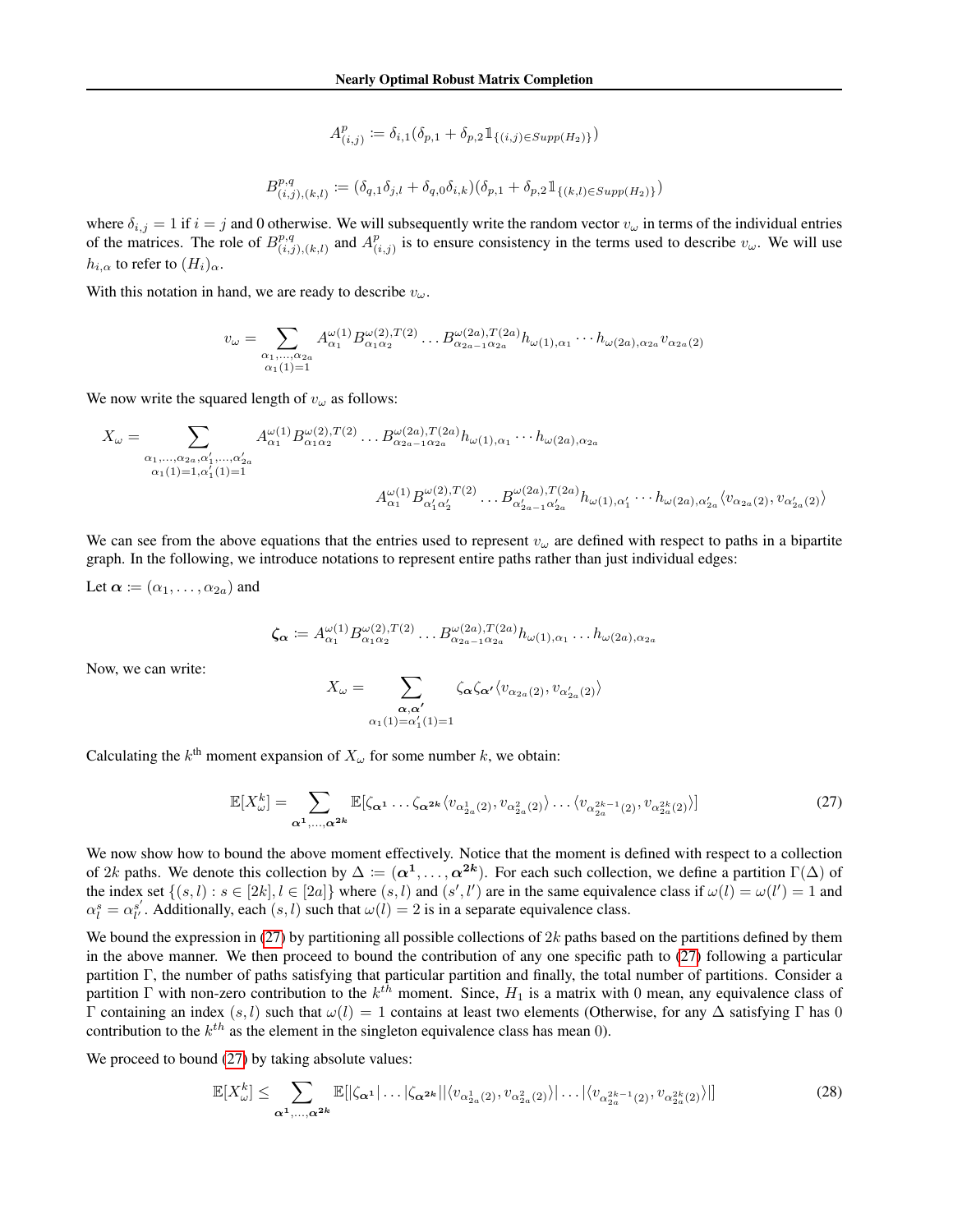$$A^{p}_{(i,j)} := \delta_{i,1}(\delta_{p,1} + \delta_{p,2}\mathbb{1}_{\{(i,j)\in Supp(H_2)\}})$$

$$B^{p,q}_{(i,j),(k,l)} := (\delta_{q,1}\delta_{j,l} + \delta_{q,0}\delta_{i,k})(\delta_{p,1} + \delta_{p,2}\mathbb{1}_{\{(k,l)\in Supp(H_2)\}})$$

where $\delta_{i,j} = 1$ if $i = j$ and 0 otherwise. We will subsequently write the random vector $v_\omega$ in terms of the individual entries of the matrices. The role of $B^{p,q}_{(i,j),(k,l)}$ and $A^{p}_{(i,j)}$ is to ensure consistency in the terms used to describe $v_\omega$. We will use $h_{i,\alpha}$ to refer to $(H_i)_\alpha$.

With this notation in hand, we are ready to describe $v_\omega$.

$$v_\omega = \sum_{\substack{\alpha_1,\ldots,\alpha_{2a}\\ \alpha_1(1)=1}} A^{\omega(1)}_{\alpha_1} B^{\omega(2),T(2)}_{\alpha_1\alpha_2} \ldots B^{\omega(2a),T(2a)}_{\alpha_{2a-1}\alpha_{2a}} h_{\omega(1),\alpha_1} \cdots h_{\omega(2a),\alpha_{2a}} v_{\alpha_{2a}(2)}$$

We now write the squared length of $v_\omega$ as follows:

$$X_\omega = \sum_{\substack{\alpha_1,\ldots,\alpha_{2a},\alpha'_1,\ldots,\alpha'_{2a}\\ \alpha_1(1)=1,\alpha'_1(1)=1}} A^{\omega(1)}_{\alpha_1} B^{\omega(2),T(2)}_{\alpha_1\alpha_2} \ldots B^{\omega(2a),T(2a)}_{\alpha_{2a-1}\alpha_{2a}} h_{\omega(1),\alpha_1} \cdots h_{\omega(2a),\alpha_{2a}}$$
$$A^{\omega(1)}_{\alpha_1} B^{\omega(2),T(2)}_{\alpha'_1\alpha'_2} \ldots B^{\omega(2a),T(2a)}_{\alpha'_{2a-1}\alpha'_{2a}} h_{\omega(1),\alpha'_1} \cdots h_{\omega(2a),\alpha'_{2a}} \langle v_{\alpha_{2a}(2)}, v_{\alpha'_{2a}(2)}\rangle$$

We can see from the above equations that the entries used to represent $v_\omega$ are defined with respect to paths in a bipartite graph. In the following, we introduce notations to represent entire paths rather than just individual edges:

Let $\boldsymbol{\alpha} := (\alpha_1, \ldots, \alpha_{2a})$ and

$$\boldsymbol{\zeta_\alpha} := A^{\omega(1)}_{\alpha_1} B^{\omega(2),T(2)}_{\alpha_1\alpha_2} \ldots B^{\omega(2a),T(2a)}_{\alpha_{2a-1}\alpha_{2a}} h_{\omega(1),\alpha_1} \ldots h_{\omega(2a),\alpha_{2a}}$$

Now, we can write:

$$X_\omega = \sum_{\substack{\boldsymbol{\alpha},\boldsymbol{\alpha'}\\ \alpha_1(1)=\alpha'_1(1)=1}} \zeta_{\boldsymbol{\alpha}}\zeta_{\boldsymbol{\alpha'}} \langle v_{\alpha_{2a}(2)}, v_{\alpha'_{2a}(2)}\rangle$$

Calculating the $k^{\text{th}}$ moment expansion of $X_\omega$ for some number $k$, we obtain:

$$\mathbb{E}[X^k_\omega] = \sum_{\boldsymbol{\alpha^1},\ldots,\boldsymbol{\alpha^{2k}}} \mathbb{E}[\zeta_{\boldsymbol{\alpha^1}} \ldots \zeta_{\boldsymbol{\alpha^{2k}}} \langle v_{\alpha^1_{2a}(2)}, v_{\alpha^2_{2a}(2)}\rangle \ldots \langle v_{\alpha^{2k-1}_{2a}(2)}, v_{\alpha^{2k}_{2a}(2)}\rangle] \tag{27}$$

We now show how to bound the above moment effectively. Notice that the moment is defined with respect to a collection of $2k$ paths. We denote this collection by $\Delta := (\boldsymbol{\alpha^1}, \ldots, \boldsymbol{\alpha^{2k}})$. For each such collection, we define a partition $\Gamma(\Delta)$ of the index set $\{(s,l) : s \in [2k], l \in [2a]\}$ where $(s,l)$ and $(s',l')$ are in the same equivalence class if $\omega(l) = \omega(l') = 1$ and $\alpha^s_l = \alpha^{s'}_{l'}$. Additionally, each $(s,l)$ such that $\omega(l) = 2$ is in a separate equivalence class.

We bound the expression in (27) by partitioning all possible collections of $2k$ paths based on the partitions defined by them in the above manner. We then proceed to bound the contribution of any one specific path to (27) following a particular partition $\Gamma$, the number of paths satisfying that particular partition and finally, the total number of partitions. Consider a partition $\Gamma$ with non-zero contribution to the $k^{th}$ moment. Since, $H_1$ is a matrix with 0 mean, any equivalence class of $\Gamma$ containing an index $(s,l)$ such that $\omega(l) = 1$ contains at least two elements (Otherwise, for any $\Delta$ satisfying $\Gamma$ has 0 contribution to the $k^{th}$ as the element in the singleton equivalence class has mean 0).

We proceed to bound (27) by taking absolute values:

$$\mathbb{E}[X^k_\omega] \le \sum_{\boldsymbol{\alpha^1},\ldots,\boldsymbol{\alpha^{2k}}} \mathbb{E}[|\zeta_{\boldsymbol{\alpha^1}}| \ldots |\zeta_{\boldsymbol{\alpha^{2k}}}| |\langle v_{\alpha^1_{2a}(2)}, v_{\alpha^2_{2a}(2)}\rangle| \ldots |\langle v_{\alpha^{2k-1}_{2a}(2)}, v_{\alpha^{2k}_{2a}(2)}\rangle|] \tag{28}$$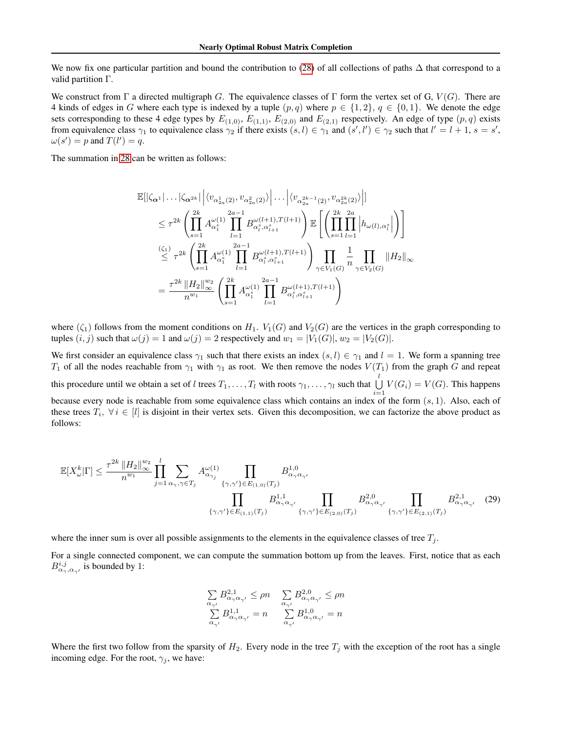We now fix one particular partition and bound the contribution to (28) of all collections of paths $\Delta$ that correspond to a valid partition $\Gamma$.

We construct from $\Gamma$ a directed multigraph $G$. The equivalence classes of $\Gamma$ form the vertex set of G, $V(G)$. There are 4 kinds of edges in $G$ where each type is indexed by a tuple $(p, q)$ where $p \in \{1, 2\}$, $q \in \{0, 1\}$. We denote the edge sets corresponding to these 4 edge types by $E_{(1,0)}$, $E_{(1,1)}$, $E_{(2,0)}$ and $E_{(2,1)}$ respectively. An edge of type $(p, q)$ exists from equivalence class $\gamma_1$ to equivalence class $\gamma_2$ if there exists $(s, l) \in \gamma_1$ and $(s', l') \in \gamma_2$ such that $l' = l + 1$, $s = s'$, $\omega(s') = p$ and $T(l') = q$.

The summation in 28 can be written as follows:

$$
\begin{aligned}
&\mathbb{E}[|\zeta_{\boldsymbol{\alpha}^1}| \dots |\zeta_{\boldsymbol{\alpha}^{2k}}| \left|\langle v_{\alpha^1_{2a}(2)}, v_{\alpha^2_{2a}(2)}\rangle\right| \dots \left|\langle v_{\alpha^{2k-1}_{2a}(2)}, v_{\alpha^{2k}_{2a}(2)}\rangle\right|] \\
&\leq \tau^{2k} \left( \prod_{s=1}^{2k} A^{\omega(1)}_{\alpha^s_1} \prod_{l=1}^{2a-1} B^{\omega(l+1), T(l+1)}_{\alpha^s_l, \alpha^s_{l+1}} \right) \mathbb{E}\left[ \left( \prod_{s=1}^{2k} \prod_{l=1}^{2a} \left| h_{\omega(l), \alpha^s_l} \right| \right) \right] \\
&\overset{(\zeta_1)}{\leq} \tau^{2k} \left( \prod_{s=1}^{2k} A^{\omega(1)}_{\alpha^s_1} \prod_{l=1}^{2a-1} B^{\omega(l+1), T(l+1)}_{\alpha^s_l, \alpha^s_{l+1}} \right) \prod_{\gamma \in V_1(G)} \frac{1}{n} \prod_{\gamma \in V_2(G)} \|H_2\|_\infty \\
&= \frac{\tau^{2k} \|H_2\|_\infty^{w_2}}{n^{w_1}} \left( \prod_{s=1}^{2k} A^{\omega(1)}_{\alpha^s_1} \prod_{l=1}^{2a-1} B^{\omega(l+1), T(l+1)}_{\alpha^s_l, \alpha^s_{l+1}} \right)
\end{aligned}
$$

where $(\zeta_1)$ follows from the moment conditions on $H_1$. $V_1(G)$ and $V_2(G)$ are the vertices in the graph corresponding to tuples $(i, j)$ such that $\omega(j) = 1$ and $\omega(j) = 2$ respectively and $w_1 = |V_1(G)|$, $w_2 = |V_2(G)|$.

We first consider an equivalence class $\gamma_1$ such that there exists an index $(s, l) \in \gamma_1$ and $l = 1$. We form a spanning tree $T_1$ of all the nodes reachable from $\gamma_1$ with $\gamma_1$ as root. We then remove the nodes $V(T_1)$ from the graph $G$ and repeat this procedure until we obtain a set of $l$ trees $T_1, \dots, T_l$ with roots $\gamma_1, \dots, \gamma_l$ such that $\bigcup_{i=1}^{l} V(G_i) = V(G)$. This happens because every node is reachable from some equivalence class which contains an index of the form $(s, 1)$. Also, each of these trees $T_i$, $\forall\, i \in [l]$ is disjoint in their vertex sets. Given this decomposition, we can factorize the above product as follows:

$$
\begin{aligned}
\mathbb{E}[X^k_\omega | \Gamma] \leq \frac{\tau^{2k} \|H_2\|_\infty^{w_2}}{n^{w_1}} \prod_{j=1}^{l} \sum_{\alpha_\gamma, \gamma \in T_j} A^{\omega(1)}_{\alpha_{\gamma_j}} \prod_{\{\gamma,\gamma'\} \in E_{(1,0)}(T_j)} B^{1,0}_{\alpha_\gamma \alpha_{\gamma'}} \\
\prod_{\{\gamma,\gamma'\} \in E_{(1,1)}(T_j)} B^{1,1}_{\alpha_\gamma \alpha_{\gamma'}} \prod_{\{\gamma,\gamma'\} \in E_{(2,0)}(T_j)} B^{2,0}_{\alpha_\gamma \alpha_{\gamma'}} \prod_{\{\gamma,\gamma'\} \in E_{(2,1)}(T_j)} B^{2,1}_{\alpha_\gamma \alpha_{\gamma'}} \quad (29)
\end{aligned}
$$

where the inner sum is over all possible assignments to the elements in the equivalence classes of tree $T_j$.

For a single connected component, we can compute the summation bottom up from the leaves. First, notice that as each $B^{i,j}_{\alpha_\gamma, \alpha_{\gamma'}}$ is bounded by 1:

$$
\begin{aligned}
\sum_{\alpha_{\gamma'}} B^{2,1}_{\alpha_\gamma \alpha_{\gamma'}} \leq \rho n \qquad \sum_{\alpha_{\gamma'}} B^{2,0}_{\alpha_\gamma \alpha_{\gamma'}} \leq \rho n \\
\sum_{\alpha_{\gamma'}} B^{1,1}_{\alpha_\gamma \alpha_{\gamma'}} = n \qquad \sum_{\alpha_{\gamma'}} B^{1,0}_{\alpha_\gamma \alpha_{\gamma'}} = n
\end{aligned}
$$

Where the first two follow from the sparsity of $H_2$. Every node in the tree $T_j$ with the exception of the root has a single incoming edge. For the root, $\gamma_j$, we have: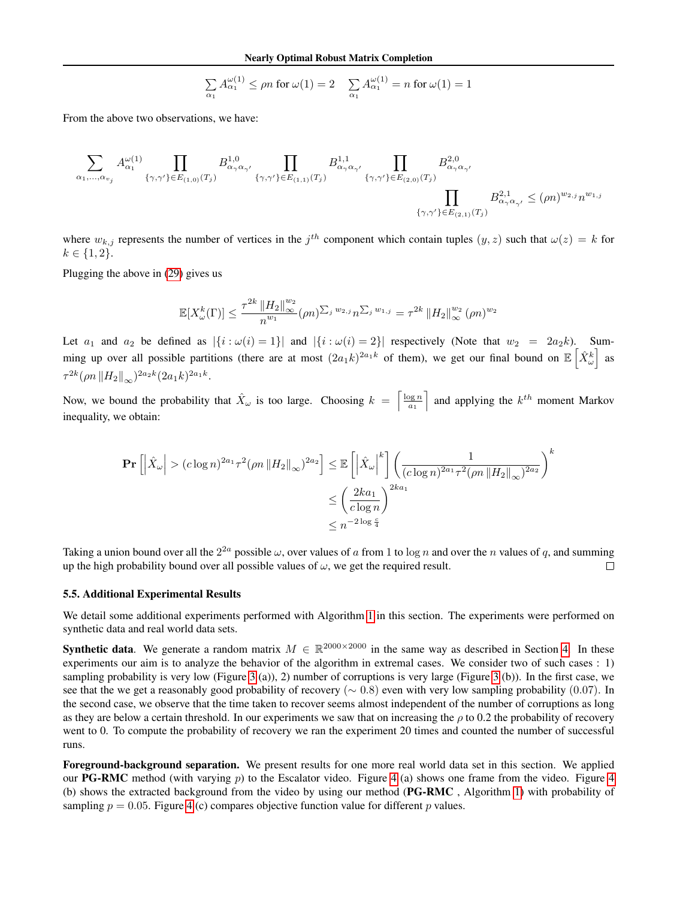$$\sum_{\alpha_1} A_{\alpha_1}^{\omega(1)} \leq \rho n \text{ for } \omega(1) = 2 \quad \sum_{\alpha_1} A_{\alpha_1}^{\omega(1)} = n \text{ for } \omega(1) = 1$$

From the above two observations, we have:

$$\sum_{\alpha_1,\ldots,\alpha_{v_j}} A_{\alpha_1}^{\omega(1)} \prod_{\{\gamma,\gamma'\}\in E_{(1,0)}(T_j)} B^{1,0}_{\alpha_\gamma \alpha_{\gamma'}} \prod_{\{\gamma,\gamma'\}\in E_{(1,1)}(T_j)} B^{1,1}_{\alpha_\gamma \alpha_{\gamma'}} \prod_{\{\gamma,\gamma'\}\in E_{(2,0)}(T_j)} B^{2,0}_{\alpha_\gamma \alpha_{\gamma'}} \prod_{\{\gamma,\gamma'\}\in E_{(2,1)}(T_j)} B^{2,1}_{\alpha_\gamma \alpha_{\gamma'}} \leq (\rho n)^{w_{2,j}} n^{w_{1,j}}$$

where $w_{k,j}$ represents the number of vertices in the $j^{th}$ component which contain tuples $(y,z)$ such that $\omega(z) = k$ for $k \in \{1,2\}$.

Plugging the above in (29) gives us

$$\mathbb{E}[X^k_\omega(\Gamma)] \leq \frac{\tau^{2k} \left\|H_2\right\|_\infty^{w_2}}{n^{w_1}} (\rho n)^{\sum_j w_{2,j}} n^{\sum_j w_{1,j}} = \tau^{2k} \left\|H_2\right\|_\infty^{w_2} (\rho n)^{w_2}$$

Let $a_1$ and $a_2$ be defined as $|\{i : \omega(i) = 1\}|$ and $|\{i : \omega(i) = 2\}|$ respectively (Note that $w_2 = 2a_2k$). Summing up over all possible partitions (there are at most $(2a_1k)^{2a_1k}$ of them), we get our final bound on $\mathbb{E}\left[\hat{X}^k_\omega\right]$ as $\tau^{2k}(\rho n \left\|H_2\right\|_\infty)^{2a_2k}(2a_1k)^{2a_1k}$.

Now, we bound the probability that $\hat{X}_\omega$ is too large. Choosing $k = \left\lceil \frac{\log n}{a_1} \right\rceil$ and applying the $k^{th}$ moment Markov inequality, we obtain:

$$\begin{aligned}
\mathbf{Pr}\left[\left|\hat{X}_\omega\right| > (c\log n)^{2a_1}\tau^2(\rho n \left\|H_2\right\|_\infty)^{2a_2}\right] &\leq \mathbb{E}\left[\left|\hat{X}_\omega\right|^k\right]\left(\frac{1}{(c\log n)^{2a_1}\tau^2(\rho n\left\|H_2\right\|_\infty)^{2a_2}}\right)^k \\
&\leq \left(\frac{2ka_1}{c\log n}\right)^{2ka_1} \\
&\leq n^{-2\log\frac{c}{4}}
\end{aligned}$$

Taking a union bound over all the $2^{2a}$ possible $\omega$, over values of $a$ from 1 to $\log n$ and over the $n$ values of $q$, and summing up the high probability bound over all possible values of $\omega$, we get the required result. □

### 5.5. Additional Experimental Results

We detail some additional experiments performed with Algorithm 1 in this section. The experiments were performed on synthetic data and real world data sets.

**Synthetic data**. We generate a random matrix $M \in \mathbb{R}^{2000\times 2000}$ in the same way as described in Section 4. In these experiments our aim is to analyze the behavior of the algorithm in extremal cases. We consider two of such cases : 1) sampling probability is very low (Figure 3 (a)), 2) number of corruptions is very large (Figure 3 (b)). In the first case, we see that the we get a reasonably good probability of recovery ($\sim 0.8$) even with very low sampling probability (0.07). In the second case, we observe that the time taken to recover seems almost independent of the number of corruptions as long as they are below a certain threshold. In our experiments we saw that on increasing the $\rho$ to 0.2 the probability of recovery went to 0. To compute the probability of recovery we ran the experiment 20 times and counted the number of successful runs.

**Foreground-background separation.** We present results for one more real world data set in this section. We applied our **PG-RMC** method (with varying $p$) to the Escalator video. Figure 4 (a) shows one frame from the video. Figure 4 (b) shows the extracted background from the video by using our method (**PG-RMC** , Algorithm 1) with probability of sampling $p = 0.05$. Figure 4 (c) compares objective function value for different $p$ values.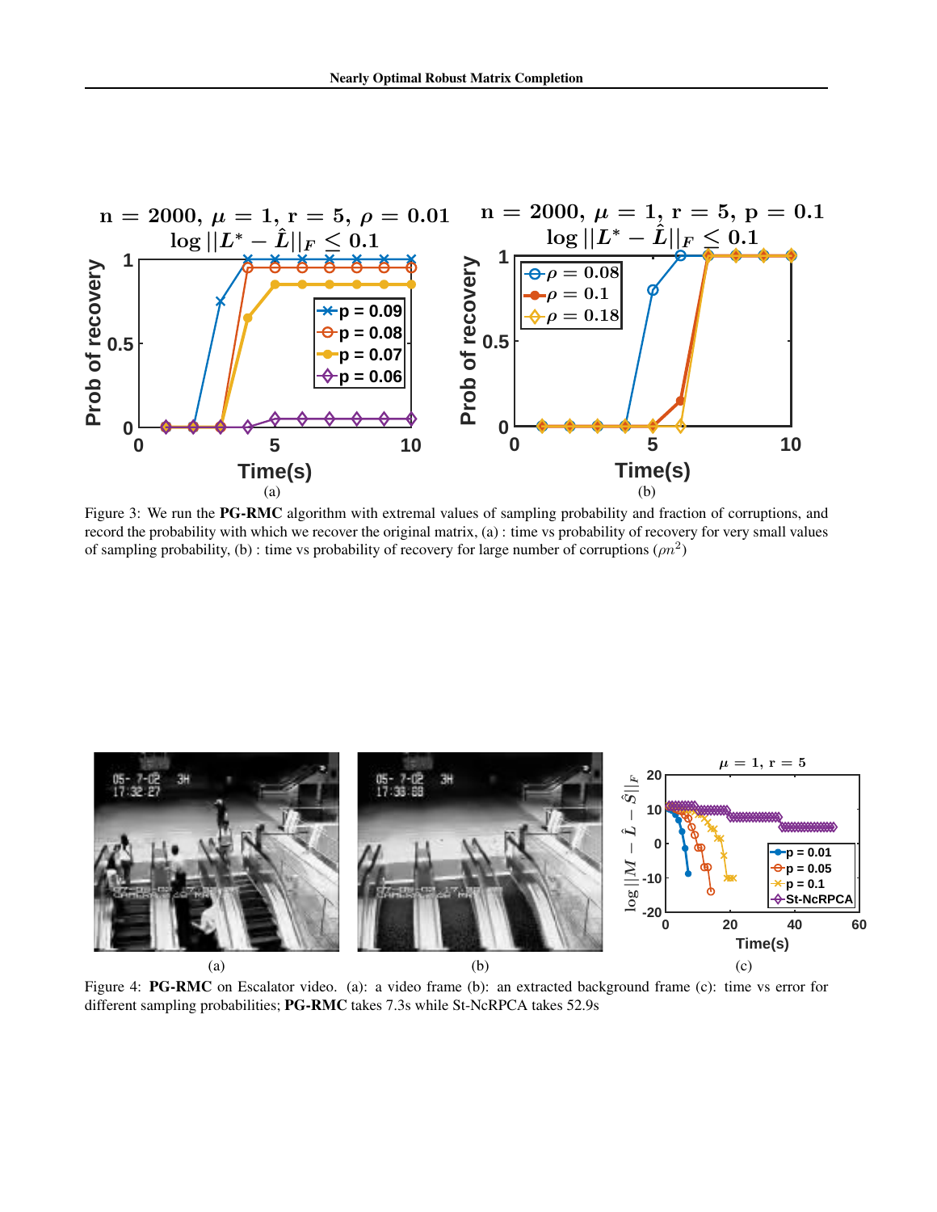$\mathbf{n = 2000,\ \mu = 1,\ r = 5,\ \rho = 0.01}$

$\log ||L^* - \hat{L}||_F \leq 0.1$

Prob of recovery

1

0.5

0

0

5

10

Time(s)

p = 0.09

p = 0.08

p = 0.07

p = 0.06

(a)

$\mathbf{n = 2000,\ \mu = 1,\ r = 5,\ p = 0.1}$

$\log ||L^* - \hat{L}||_F \leq 0.1$

Prob of recovery

1

0.5

0

0

5

10

Time(s)

$\rho = 0.08$

$\rho = 0.1$

$\rho = 0.18$

(b)

Figure 3: We run the **PG-RMC** algorithm with extremal values of sampling probability and fraction of corruptions, and record the probability with which we recover the original matrix, (a) : time vs probability of recovery for very small values of sampling probability, (b) : time vs probability of recovery for large number of corruptions ($\rho n^2$)

(a)

(b)

$\mu = 1,\ \mathrm{r} = 5$

$\log ||M - \hat{L} - \hat{S}||_F$

20

10

0

-10

-20

0

20

40

60

Time(s)

p = 0.01

p = 0.05

p = 0.1

St-NcRPCA

(c)

Figure 4: **PG-RMC** on Escalator video. (a): a video frame (b): an extracted background frame (c): time vs error for different sampling probabilities; **PG-RMC** takes 7.3s while St-NcRPCA takes 52.9s